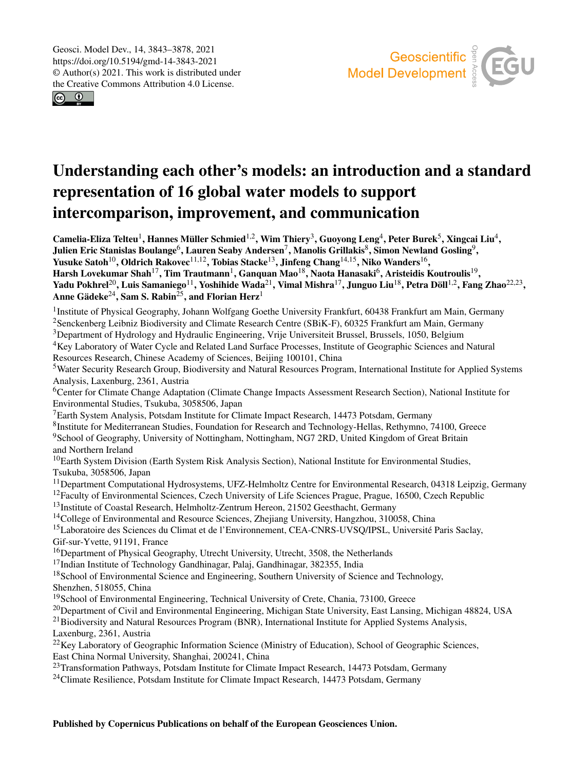# Understanding each other's models: an introduction and a standard representation of 16 global water models to support intercomparison, improvement, and communication

**Camelia-Eliza Telteu[1], Hannes Müller Schmied[1,2], Wim Thiery[3], Guoyong Leng[4], Peter Burek[5], Xingcai Liu[4], Julien Eric Stanislas Boulange[6], Lauren Seaby Andersen[7], Manolis Grillakis[8], Simon Newland Gosling[9], Yusuke Satoh[10], Oldrich Rakovec[11,12], Tobias Stacke[13], Jinfeng Chang[14,15], Niko Wanders[16], Harsh Lovekumar Shah[17], Tim Trautmann[1], Ganquan Mao[18], Naota Hanasaki[6], Aristeidis Koutroulis[19], Yadu Pokhrel[20], Luis Samaniego[11], Yoshihide Wada[21], Vimal Mishra[17], Junguo Liu[18], Petra Döll[1,2], Fang Zhao[22,23], Anne Gädeke[24], Sam S. Rabin[25], and Florian Herz[1]**

[1]Institute of Physical Geography, Johann Wolfgang Goethe University Frankfurt, 60438 Frankfurt am Main, Germany
[2]Senckenberg Leibniz Biodiversity and Climate Research Centre (SBiK-F), 60325 Frankfurt am Main, Germany
[3]Department of Hydrology and Hydraulic Engineering, Vrije Universiteit Brussel, Brussels, 1050, Belgium
[4]Key Laboratory of Water Cycle and Related Land Surface Processes, Institute of Geographic Sciences and Natural Resources Research, Chinese Academy of Sciences, Beijing 100101, China
[5]Water Security Research Group, Biodiversity and Natural Resources Program, International Institute for Applied Systems Analysis, Laxenburg, 2361, Austria
[6]Center for Climate Change Adaptation (Climate Change Impacts Assessment Research Section), National Institute for Environmental Studies, Tsukuba, 3058506, Japan
[7]Earth System Analysis, Potsdam Institute for Climate Impact Research, 14473 Potsdam, Germany
[8]Institute for Mediterranean Studies, Foundation for Research and Technology-Hellas, Rethymno, 74100, Greece
[9]School of Geography, University of Nottingham, Nottingham, NG7 2RD, United Kingdom of Great Britain and Northern Ireland
[10]Earth System Division (Earth System Risk Analysis Section), National Institute for Environmental Studies, Tsukuba, 3058506, Japan
[11]Department Computational Hydrosystems, UFZ-Helmholtz Centre for Environmental Research, 04318 Leipzig, Germany
[12]Faculty of Environmental Sciences, Czech University of Life Sciences Prague, Prague, 16500, Czech Republic
[13]Institute of Coastal Research, Helmholtz-Zentrum Hereon, 21502 Geesthacht, Germany
[14]College of Environmental and Resource Sciences, Zhejiang University, Hangzhou, 310058, China
[15]Laboratoire des Sciences du Climat et de l'Environnement, CEA-CNRS-UVSQ/IPSL, Université Paris Saclay, Gif-sur-Yvette, 91191, France
[16]Department of Physical Geography, Utrecht University, Utrecht, 3508, the Netherlands
[17]Indian Institute of Technology Gandhinagar, Palaj, Gandhinagar, 382355, India
[18]School of Environmental Science and Engineering, Southern University of Science and Technology, Shenzhen, 518055, China
[19]School of Environmental Engineering, Technical University of Crete, Chania, 73100, Greece
[20]Department of Civil and Environmental Engineering, Michigan State University, East Lansing, Michigan 48824, USA
[21]Biodiversity and Natural Resources Program (BNR), International Institute for Applied Systems Analysis, Laxenburg, 2361, Austria
[22]Key Laboratory of Geographic Information Science (Ministry of Education), School of Geographic Sciences, East China Normal University, Shanghai, 200241, China
[23]Transformation Pathways, Potsdam Institute for Climate Impact Research, 14473 Potsdam, Germany
[24]Climate Resilience, Potsdam Institute for Climate Impact Research, 14473 Potsdam, Germany

**Published by Copernicus Publications on behalf of the European Geosciences Union.**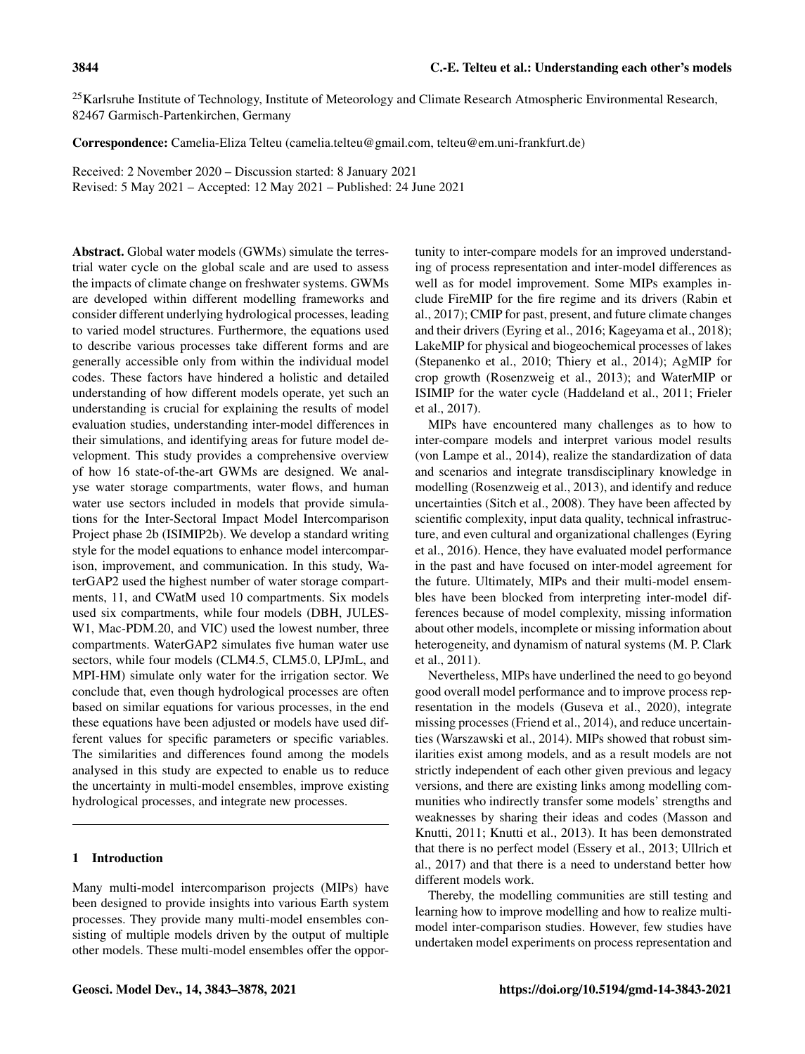[25]Karlsruhe Institute of Technology, Institute of Meteorology and Climate Research Atmospheric Environmental Research, 82467 Garmisch-Partenkirchen, Germany

**Correspondence:** Camelia-Eliza Telteu (camelia.telteu@gmail.com, telteu@em.uni-frankfurt.de)

Received: 2 November 2020 – Discussion started: 8 January 2021
Revised: 5 May 2021 – Accepted: 12 May 2021 – Published: 24 June 2021

**Abstract.** Global water models (GWMs) simulate the terrestrial water cycle on the global scale and are used to assess the impacts of climate change on freshwater systems. GWMs are developed within different modelling frameworks and consider different underlying hydrological processes, leading to varied model structures. Furthermore, the equations used to describe various processes take different forms and are generally accessible only from within the individual model codes. These factors have hindered a holistic and detailed understanding of how different models operate, yet such an understanding is crucial for explaining the results of model evaluation studies, understanding inter-model differences in their simulations, and identifying areas for future model development. This study provides a comprehensive overview of how 16 state-of-the-art GWMs are designed. We analyse water storage compartments, water flows, and human water use sectors included in models that provide simulations for the Inter-Sectoral Impact Model Intercomparison Project phase 2b (ISIMIP2b). We develop a standard writing style for the model equations to enhance model intercomparison, improvement, and communication. In this study, WaterGAP2 used the highest number of water storage compartments, 11, and CWatM used 10 compartments. Six models used six compartments, while four models (DBH, JULES-W1, Mac-PDM.20, and VIC) used the lowest number, three compartments. WaterGAP2 simulates five human water use sectors, while four models (CLM4.5, CLM5.0, LPJmL, and MPI-HM) simulate only water for the irrigation sector. We conclude that, even though hydrological processes are often based on similar equations for various processes, in the end these equations have been adjusted or models have used different values for specific parameters or specific variables. The similarities and differences found among the models analysed in this study are expected to enable us to reduce the uncertainty in multi-model ensembles, improve existing hydrological processes, and integrate new processes.

## 1 Introduction

Many multi-model intercomparison projects (MIPs) have been designed to provide insights into various Earth system processes. They provide many multi-model ensembles consisting of multiple models driven by the output of multiple other models. These multi-model ensembles offer the opportunity to inter-compare models for an improved understanding of process representation and inter-model differences as well as for model improvement. Some MIPs examples include FireMIP for the fire regime and its drivers (Rabin et al., 2017); CMIP for past, present, and future climate changes and their drivers (Eyring et al., 2016; Kageyama et al., 2018); LakeMIP for physical and biogeochemical processes of lakes (Stepanenko et al., 2010; Thiery et al., 2014); AgMIP for crop growth (Rosenzweig et al., 2013); and WaterMIP or ISIMIP for the water cycle (Haddeland et al., 2011; Frieler et al., 2017).

MIPs have encountered many challenges as to how to inter-compare models and interpret various model results (von Lampe et al., 2014), realize the standardization of data and scenarios and integrate transdisciplinary knowledge in modelling (Rosenzweig et al., 2013), and identify and reduce uncertainties (Sitch et al., 2008). They have been affected by scientific complexity, input data quality, technical infrastructure, and even cultural and organizational challenges (Eyring et al., 2016). Hence, they have evaluated model performance in the past and have focused on inter-model agreement for the future. Ultimately, MIPs and their multi-model ensembles have been blocked from interpreting inter-model differences because of model complexity, missing information about other models, incomplete or missing information about heterogeneity, and dynamism of natural systems (M. P. Clark et al., 2011).

Nevertheless, MIPs have underlined the need to go beyond good overall model performance and to improve process representation in the models (Guseva et al., 2020), integrate missing processes (Friend et al., 2014), and reduce uncertainties (Warszawski et al., 2014). MIPs showed that robust similarities exist among models, and as a result models are not strictly independent of each other given previous and legacy versions, and there are existing links among modelling communities who indirectly transfer some models' strengths and weaknesses by sharing their ideas and codes (Masson and Knutti, 2011; Knutti et al., 2013). It has been demonstrated that there is no perfect model (Essery et al., 2013; Ullrich et al., 2017) and that there is a need to understand better how different models work.

Thereby, the modelling communities are still testing and learning how to improve modelling and how to realize multi-model inter-comparison studies. However, few studies have undertaken model experiments on process representation and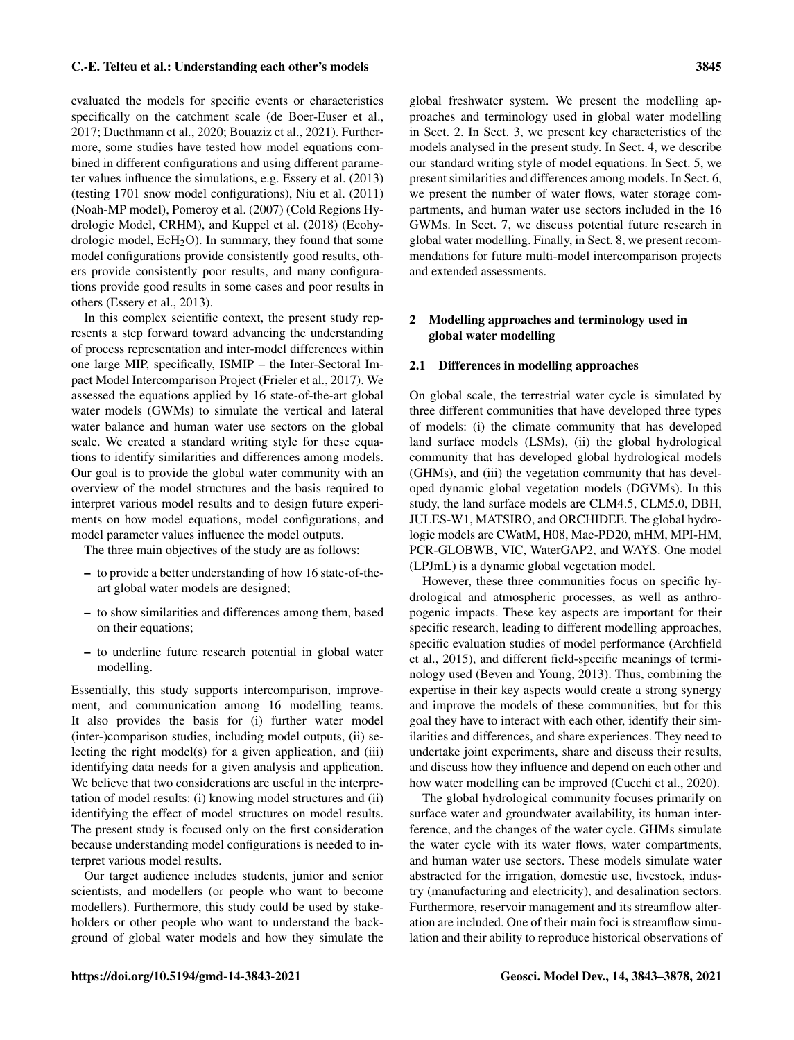evaluated the models for specific events or characteristics specifically on the catchment scale (de Boer-Euser et al., 2017; Duethmann et al., 2020; Bouaziz et al., 2021). Furthermore, some studies have tested how model equations combined in different configurations and using different parameter values influence the simulations, e.g. Essery et al. (2013) (testing 1701 snow model configurations), Niu et al. (2011) (Noah-MP model), Pomeroy et al. (2007) (Cold Regions Hydrologic Model, CRHM), and Kuppel et al. (2018) (Ecohydrologic model, $EcH_2O$). In summary, they found that some model configurations provide consistently good results, others provide consistently poor results, and many configurations provide good results in some cases and poor results in others (Essery et al., 2013).

In this complex scientific context, the present study represents a step forward toward advancing the understanding of process representation and inter-model differences within one large MIP, specifically, ISIMIP – the Inter-Sectoral Impact Model Intercomparison Project (Frieler et al., 2017). We assessed the equations applied by 16 state-of-the-art global water models (GWMs) to simulate the vertical and lateral water balance and human water use sectors on the global scale. We created a standard writing style for these equations to identify similarities and differences among models. Our goal is to provide the global water community with an overview of the model structures and the basis required to interpret various model results and to design future experiments on how model equations, model configurations, and model parameter values influence the model outputs.

The three main objectives of the study are as follows:

- to provide a better understanding of how 16 state-of-the-art global water models are designed;
- to show similarities and differences among them, based on their equations;
- to underline future research potential in global water modelling.

Essentially, this study supports intercomparison, improvement, and communication among 16 modelling teams. It also provides the basis for (i) further water model (inter-)comparison studies, including model outputs, (ii) selecting the right model(s) for a given application, and (iii) identifying data needs for a given analysis and application. We believe that two considerations are useful in the interpretation of model results: (i) knowing model structures and (ii) identifying the effect of model structures on model results. The present study is focused only on the first consideration because understanding model configurations is needed to interpret various model results.

Our target audience includes students, junior and senior scientists, and modellers (or people who want to become modellers). Furthermore, this study could be used by stakeholders or other people who want to understand the background of global water models and how they simulate the global freshwater system. We present the modelling approaches and terminology used in global water modelling in Sect. 2. In Sect. 3, we present key characteristics of the models analysed in the present study. In Sect. 4, we describe our standard writing style of model equations. In Sect. 5, we present similarities and differences among models. In Sect. 6, we present the number of water flows, water storage compartments, and human water use sectors included in the 16 GWMs. In Sect. 7, we discuss potential future research in global water modelling. Finally, in Sect. 8, we present recommendations for future multi-model intercomparison projects and extended assessments.

## 2 Modelling approaches and terminology used in global water modelling

### 2.1 Differences in modelling approaches

On global scale, the terrestrial water cycle is simulated by three different communities that have developed three types of models: (i) the climate community that has developed land surface models (LSMs), (ii) the global hydrological community that has developed global hydrological models (GHMs), and (iii) the vegetation community that has developed dynamic global vegetation models (DGVMs). In this study, the land surface models are CLM4.5, CLM5.0, DBH, JULES-W1, MATSIRO, and ORCHIDEE. The global hydrologic models are CWatM, H08, Mac-PD20, mHM, MPI-HM, PCR-GLOBWB, VIC, WaterGAP2, and WAYS. One model (LPJmL) is a dynamic global vegetation model.

However, these three communities focus on specific hydrological and atmospheric processes, as well as anthropogenic impacts. These key aspects are important for their specific research, leading to different modelling approaches, specific evaluation studies of model performance (Archfield et al., 2015), and different field-specific meanings of terminology used (Beven and Young, 2013). Thus, combining the expertise in their key aspects would create a strong synergy and improve the models of these communities, but for this goal they have to interact with each other, identify their similarities and differences, and share experiences. They need to undertake joint experiments, share and discuss their results, and discuss how they influence and depend on each other and how water modelling can be improved (Cucchi et al., 2020).

The global hydrological community focuses primarily on surface water and groundwater availability, its human interference, and the changes of the water cycle. GHMs simulate the water cycle with its water flows, water compartments, and human water use sectors. These models simulate water abstracted for the irrigation, domestic use, livestock, industry (manufacturing and electricity), and desalination sectors. Furthermore, reservoir management and its streamflow alteration are included. One of their main foci is streamflow simulation and their ability to reproduce historical observations of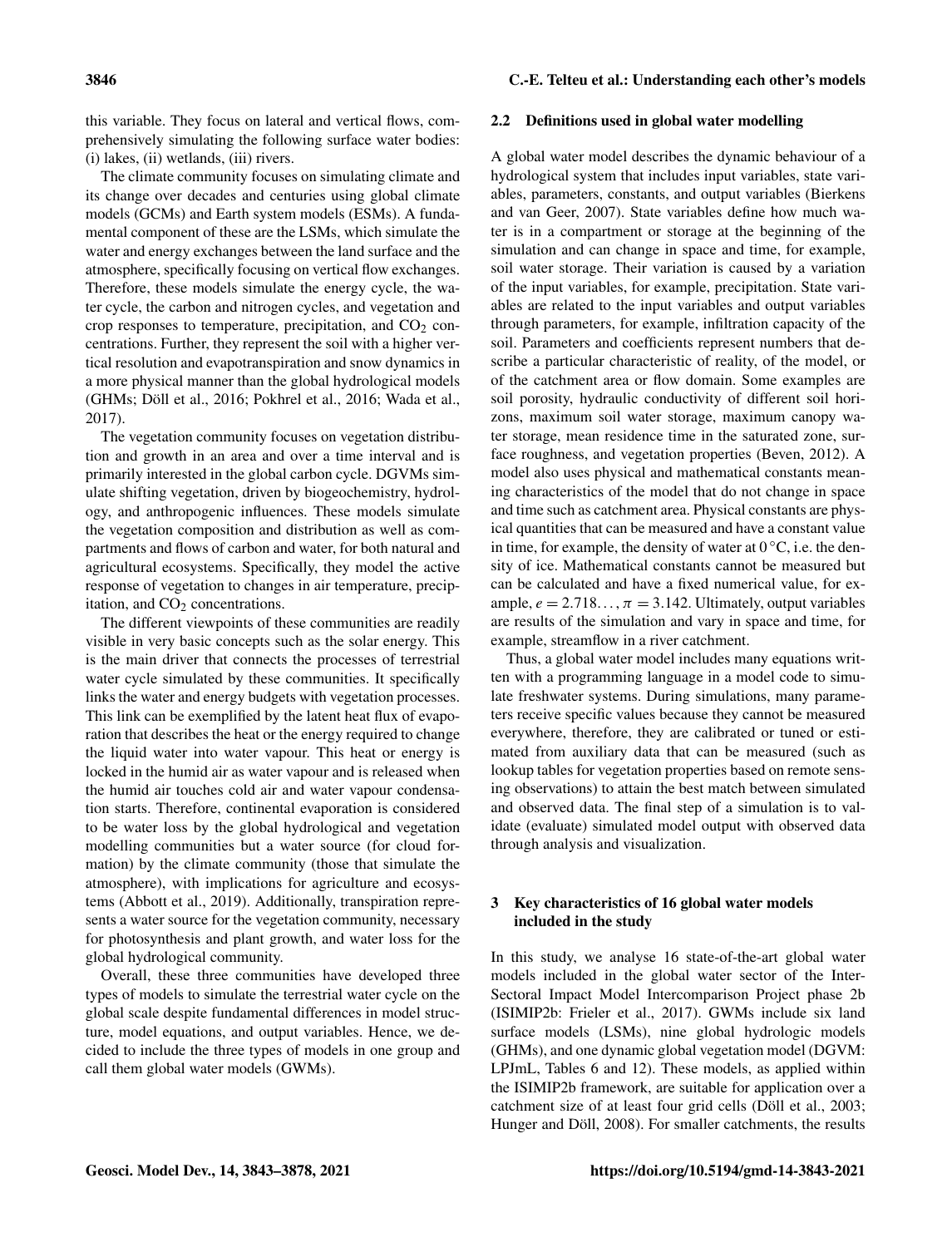this variable. They focus on lateral and vertical flows, comprehensively simulating the following surface water bodies: (i) lakes, (ii) wetlands, (iii) rivers.

The climate community focuses on simulating climate and its change over decades and centuries using global climate models (GCMs) and Earth system models (ESMs). A fundamental component of these are the LSMs, which simulate the water and energy exchanges between the land surface and the atmosphere, specifically focusing on vertical flow exchanges. Therefore, these models simulate the energy cycle, the water cycle, the carbon and nitrogen cycles, and vegetation and crop responses to temperature, precipitation, and $CO_2$ concentrations. Further, they represent the soil with a higher vertical resolution and evapotranspiration and snow dynamics in a more physical manner than the global hydrological models (GHMs; Döll et al., 2016; Pokhrel et al., 2016; Wada et al., 2017).

The vegetation community focuses on vegetation distribution and growth in an area and over a time interval and is primarily interested in the global carbon cycle. DGVMs simulate shifting vegetation, driven by biogeochemistry, hydrology, and anthropogenic influences. These models simulate the vegetation composition and distribution as well as compartments and flows of carbon and water, for both natural and agricultural ecosystems. Specifically, they model the active response of vegetation to changes in air temperature, precipitation, and $CO_2$ concentrations.

The different viewpoints of these communities are readily visible in very basic concepts such as the solar energy. This is the main driver that connects the processes of terrestrial water cycle simulated by these communities. It specifically links the water and energy budgets with vegetation processes. This link can be exemplified by the latent heat flux of evaporation that describes the heat or the energy required to change the liquid water into water vapour. This heat or energy is locked in the humid air as water vapour and is released when the humid air touches cold air and water vapour condensation starts. Therefore, continental evaporation is considered to be water loss by the global hydrological and vegetation modelling communities but a water source (for cloud formation) by the climate community (those that simulate the atmosphere), with implications for agriculture and ecosystems (Abbott et al., 2019). Additionally, transpiration represents a water source for the vegetation community, necessary for photosynthesis and plant growth, and water loss for the global hydrological community.

Overall, these three communities have developed three types of models to simulate the terrestrial water cycle on the global scale despite fundamental differences in model structure, model equations, and output variables. Hence, we decided to include the three types of models in one group and call them global water models (GWMs).

### 2.2 Definitions used in global water modelling

A global water model describes the dynamic behaviour of a hydrological system that includes input variables, state variables, parameters, constants, and output variables (Bierkens and van Geer, 2007). State variables define how much water is in a compartment or storage at the beginning of the simulation and can change in space and time, for example, soil water storage. Their variation is caused by a variation of the input variables, for example, precipitation. State variables are related to the input variables and output variables through parameters, for example, infiltration capacity of the soil. Parameters and coefficients represent numbers that describe a particular characteristic of reality, of the model, or of the catchment area or flow domain. Some examples are soil porosity, hydraulic conductivity of different soil horizons, maximum soil water storage, maximum canopy water storage, mean residence time in the saturated zone, surface roughness, and vegetation properties (Beven, 2012). A model also uses physical and mathematical constants meaning characteristics of the model that do not change in space and time such as catchment area. Physical constants are physical quantities that can be measured and have a constant value in time, for example, the density of water at 0 °C, i.e. the density of ice. Mathematical constants cannot be measured but can be calculated and have a fixed numerical value, for example, $e = 2.718\ldots$, $\pi = 3.142$. Ultimately, output variables are results of the simulation and vary in space and time, for example, streamflow in a river catchment.

Thus, a global water model includes many equations written with a programming language in a model code to simulate freshwater systems. During simulations, many parameters receive specific values because they cannot be measured everywhere, therefore, they are calibrated or tuned or estimated from auxiliary data that can be measured (such as lookup tables for vegetation properties based on remote sensing observations) to attain the best match between simulated and observed data. The final step of a simulation is to validate (evaluate) simulated model output with observed data through analysis and visualization.

## 3 Key characteristics of 16 global water models included in the study

In this study, we analyse 16 state-of-the-art global water models included in the global water sector of the Inter-Sectoral Impact Model Intercomparison Project phase 2b (ISIMIP2b: Frieler et al., 2017). GWMs include six land surface models (LSMs), nine global hydrologic models (GHMs), and one dynamic global vegetation model (DGVM: LPJmL, Tables 6 and 12). These models, as applied within the ISIMIP2b framework, are suitable for application over a catchment size of at least four grid cells (Döll et al., 2003; Hunger and Döll, 2008). For smaller catchments, the results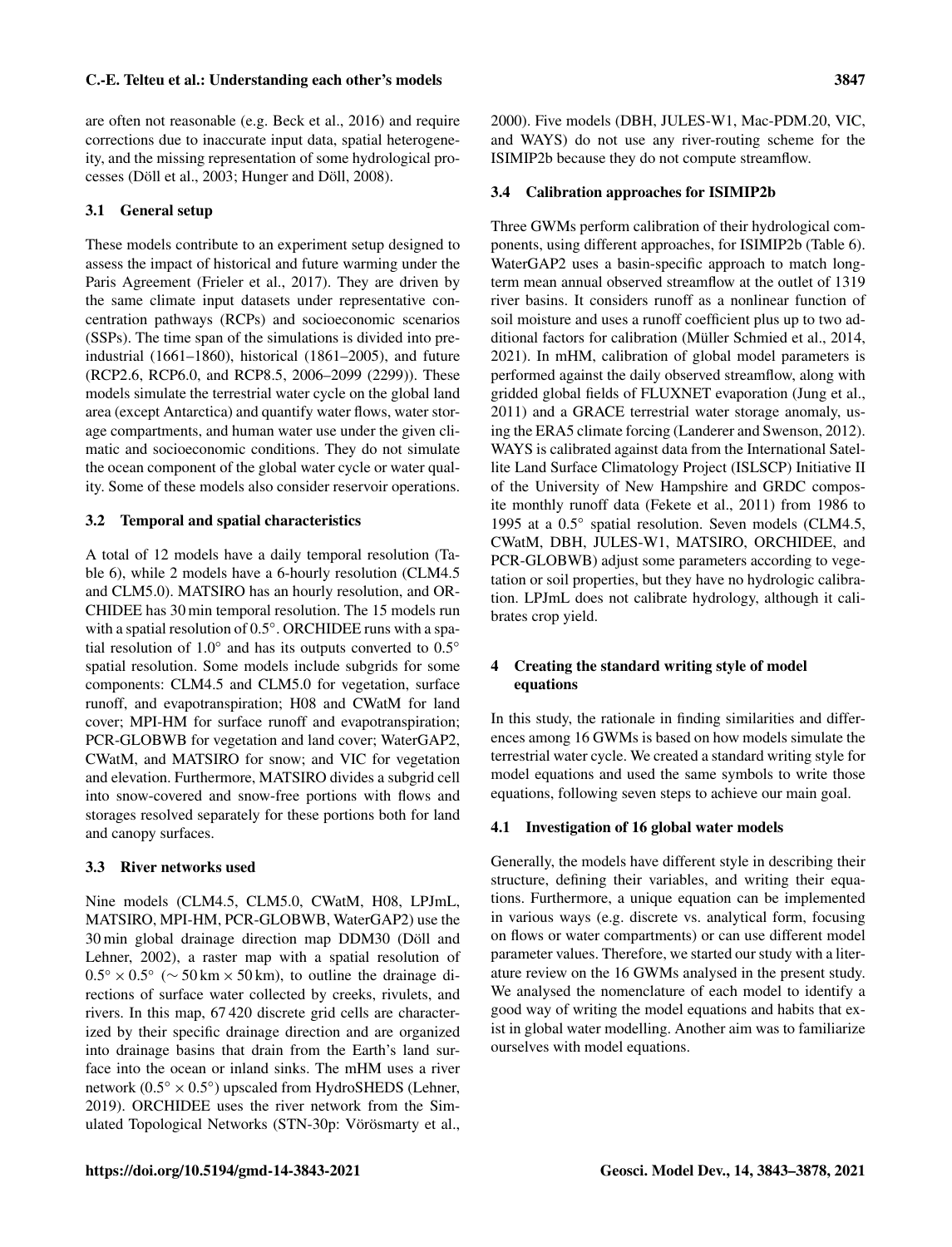are often not reasonable (e.g. Beck et al., 2016) and require corrections due to inaccurate input data, spatial heterogeneity, and the missing representation of some hydrological processes (Döll et al., 2003; Hunger and Döll, 2008).

### 3.1 General setup

These models contribute to an experiment setup designed to assess the impact of historical and future warming under the Paris Agreement (Frieler et al., 2017). They are driven by the same climate input datasets under representative concentration pathways (RCPs) and socioeconomic scenarios (SSPs). The time span of the simulations is divided into pre-industrial (1661–1860), historical (1861–2005), and future (RCP2.6, RCP6.0, and RCP8.5, 2006–2099 (2299)). These models simulate the terrestrial water cycle on the global land area (except Antarctica) and quantify water flows, water storage compartments, and human water use under the given climatic and socioeconomic conditions. They do not simulate the ocean component of the global water cycle or water quality. Some of these models also consider reservoir operations.

### 3.2 Temporal and spatial characteristics

A total of 12 models have a daily temporal resolution (Table 6), while 2 models have a 6-hourly resolution (CLM4.5 and CLM5.0). MATSIRO has an hourly resolution, and ORCHIDEE has 30 min temporal resolution. The 15 models run with a spatial resolution of 0.5°. ORCHIDEE runs with a spatial resolution of 1.0° and has its outputs converted to 0.5° spatial resolution. Some models include subgrids for some components: CLM4.5 and CLM5.0 for vegetation, surface runoff, and evapotranspiration; H08 and CWatM for land cover; MPI-HM for surface runoff and evapotranspiration; PCR-GLOBWB for vegetation and land cover; WaterGAP2, CWatM, and MATSIRO for snow; and VIC for vegetation and elevation. Furthermore, MATSIRO divides a subgrid cell into snow-covered and snow-free portions with flows and storages resolved separately for these portions both for land and canopy surfaces.

### 3.3 River networks used

Nine models (CLM4.5, CLM5.0, CWatM, H08, LPJmL, MATSIRO, MPI-HM, PCR-GLOBWB, WaterGAP2) use the 30 min global drainage direction map DDM30 (Döll and Lehner, 2002), a raster map with a spatial resolution of $0.5° \times 0.5°$ ($\sim 50\,\text{km} \times 50\,\text{km}$), to outline the drainage directions of surface water collected by creeks, rivulets, and rivers. In this map, 67 420 discrete grid cells are characterized by their specific drainage direction and are organized into drainage basins that drain from the Earth's land surface into the ocean or inland sinks. The mHM uses a river network ($0.5° \times 0.5°$) upscaled from HydroSHEDS (Lehner, 2019). ORCHIDEE uses the river network from the Simulated Topological Networks (STN-30p: Vörösmarty et al., 2000). Five models (DBH, JULES-W1, Mac-PDM.20, VIC, and WAYS) do not use any river-routing scheme for the ISIMIP2b because they do not compute streamflow.

### 3.4 Calibration approaches for ISIMIP2b

Three GWMs perform calibration of their hydrological components, using different approaches, for ISIMIP2b (Table 6). WaterGAP2 uses a basin-specific approach to match long-term mean annual observed streamflow at the outlet of 1319 river basins. It considers runoff as a nonlinear function of soil moisture and uses a runoff coefficient plus up to two additional factors for calibration (Müller Schmied et al., 2014, 2021). In mHM, calibration of global model parameters is performed against the daily observed streamflow, along with gridded global fields of FLUXNET evaporation (Jung et al., 2011) and a GRACE terrestrial water storage anomaly, using the ERA5 climate forcing (Landerer and Swenson, 2012). WAYS is calibrated against data from the International Satellite Land Surface Climatology Project (ISLSCP) Initiative II of the University of New Hampshire and GRDC composite monthly runoff data (Fekete et al., 2011) from 1986 to 1995 at a 0.5° spatial resolution. Seven models (CLM4.5, CWatM, DBH, JULES-W1, MATSIRO, ORCHIDEE, and PCR-GLOBWB) adjust some parameters according to vegetation or soil properties, but they have no hydrologic calibration. LPJmL does not calibrate hydrology, although it calibrates crop yield.

## 4 Creating the standard writing style of model equations

In this study, the rationale in finding similarities and differences among 16 GWMs is based on how models simulate the terrestrial water cycle. We created a standard writing style for model equations and used the same symbols to write those equations, following seven steps to achieve our main goal.

### 4.1 Investigation of 16 global water models

Generally, the models have different style in describing their structure, defining their variables, and writing their equations. Furthermore, a unique equation can be implemented in various ways (e.g. discrete vs. analytical form, focusing on flows or water compartments) or can use different model parameter values. Therefore, we started our study with a literature review on the 16 GWMs analysed in the present study. We analysed the nomenclature of each model to identify a good way of writing the model equations and habits that exist in global water modelling. Another aim was to familiarize ourselves with model equations.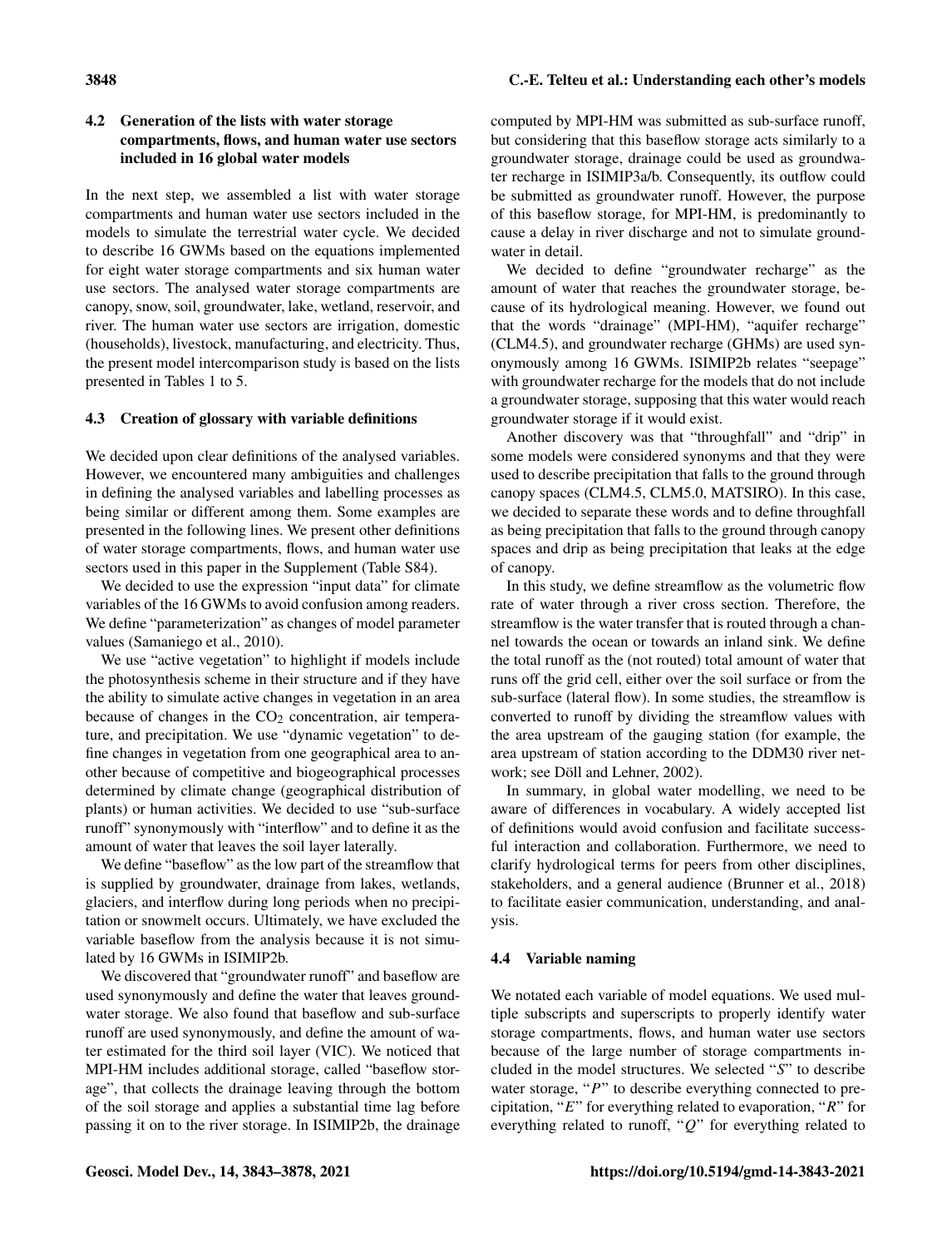### 4.2 Generation of the lists with water storage compartments, flows, and human water use sectors included in 16 global water models

In the next step, we assembled a list with water storage compartments and human water use sectors included in the models to simulate the terrestrial water cycle. We decided to describe 16 GWMs based on the equations implemented for eight water storage compartments and six human water use sectors. The analysed water storage compartments are canopy, snow, soil, groundwater, lake, wetland, reservoir, and river. The human water use sectors are irrigation, domestic (households), livestock, manufacturing, and electricity. Thus, the present model intercomparison study is based on the lists presented in Tables 1 to 5.

### 4.3 Creation of glossary with variable definitions

We decided upon clear definitions of the analysed variables. However, we encountered many ambiguities and challenges in defining the analysed variables and labelling processes as being similar or different among them. Some examples are presented in the following lines. We present other definitions of water storage compartments, flows, and human water use sectors used in this paper in the Supplement (Table S84).

We decided to use the expression "input data" for climate variables of the 16 GWMs to avoid confusion among readers. We define "parameterization" as changes of model parameter values (Samaniego et al., 2010).

We use "active vegetation" to highlight if models include the photosynthesis scheme in their structure and if they have the ability to simulate active changes in vegetation in an area because of changes in the $CO_2$ concentration, air temperature, and precipitation. We use "dynamic vegetation" to define changes in vegetation from one geographical area to another because of competitive and biogeographical processes determined by climate change (geographical distribution of plants) or human activities. We decided to use "sub-surface runoff" synonymously with "interflow" and to define it as the amount of water that leaves the soil layer laterally.

We define "baseflow" as the low part of the streamflow that is supplied by groundwater, drainage from lakes, wetlands, glaciers, and interflow during long periods when no precipitation or snowmelt occurs. Ultimately, we have excluded the variable baseflow from the analysis because it is not simulated by 16 GWMs in ISIMIP2b.

We discovered that "groundwater runoff" and baseflow are used synonymously and define the water that leaves groundwater storage. We also found that baseflow and sub-surface runoff are used synonymously, and define the amount of water estimated for the third soil layer (VIC). We noticed that MPI-HM includes additional storage, called "baseflow storage", that collects the drainage leaving through the bottom of the soil storage and applies a substantial time lag before passing it on to the river storage. In ISIMIP2b, the drainage computed by MPI-HM was submitted as sub-surface runoff, but considering that this baseflow storage acts similarly to a groundwater storage, drainage could be used as groundwater recharge in ISIMIP3a/b. Consequently, its outflow could be submitted as groundwater runoff. However, the purpose of this baseflow storage, for MPI-HM, is predominantly to cause a delay in river discharge and not to simulate groundwater in detail.

We decided to define "groundwater recharge" as the amount of water that reaches the groundwater storage, because of its hydrological meaning. However, we found out that the words "drainage" (MPI-HM), "aquifer recharge" (CLM4.5), and groundwater recharge (GHMs) are used synonymously among 16 GWMs. ISIMIP2b relates "seepage" with groundwater recharge for the models that do not include a groundwater storage, supposing that this water would reach groundwater storage if it would exist.

Another discovery was that "throughfall" and "drip" in some models were considered synonyms and that they were used to describe precipitation that falls to the ground through canopy spaces (CLM4.5, CLM5.0, MATSIRO). In this case, we decided to separate these words and to define throughfall as being precipitation that falls to the ground through canopy spaces and drip as being precipitation that leaks at the edge of canopy.

In this study, we define streamflow as the volumetric flow rate of water through a river cross section. Therefore, the streamflow is the water transfer that is routed through a channel towards the ocean or towards an inland sink. We define the total runoff as the (not routed) total amount of water that runs off the grid cell, either over the soil surface or from the sub-surface (lateral flow). In some studies, the streamflow is converted to runoff by dividing the streamflow values with the area upstream of the gauging station (for example, the area upstream of station according to the DDM30 river network; see Döll and Lehner, 2002).

In summary, in global water modelling, we need to be aware of differences in vocabulary. A widely accepted list of definitions would avoid confusion and facilitate successful interaction and collaboration. Furthermore, we need to clarify hydrological terms for peers from other disciplines, stakeholders, and a general audience (Brunner et al., 2018) to facilitate easier communication, understanding, and analysis.

### 4.4 Variable naming

We notated each variable of model equations. We used multiple subscripts and superscripts to properly identify water storage compartments, flows, and human water use sectors because of the large number of storage compartments included in the model structures. We selected "$S$" to describe water storage, "$P$" to describe everything connected to precipitation, "$E$" for everything related to evaporation, "$R$" for everything related to runoff, "$Q$" for everything related to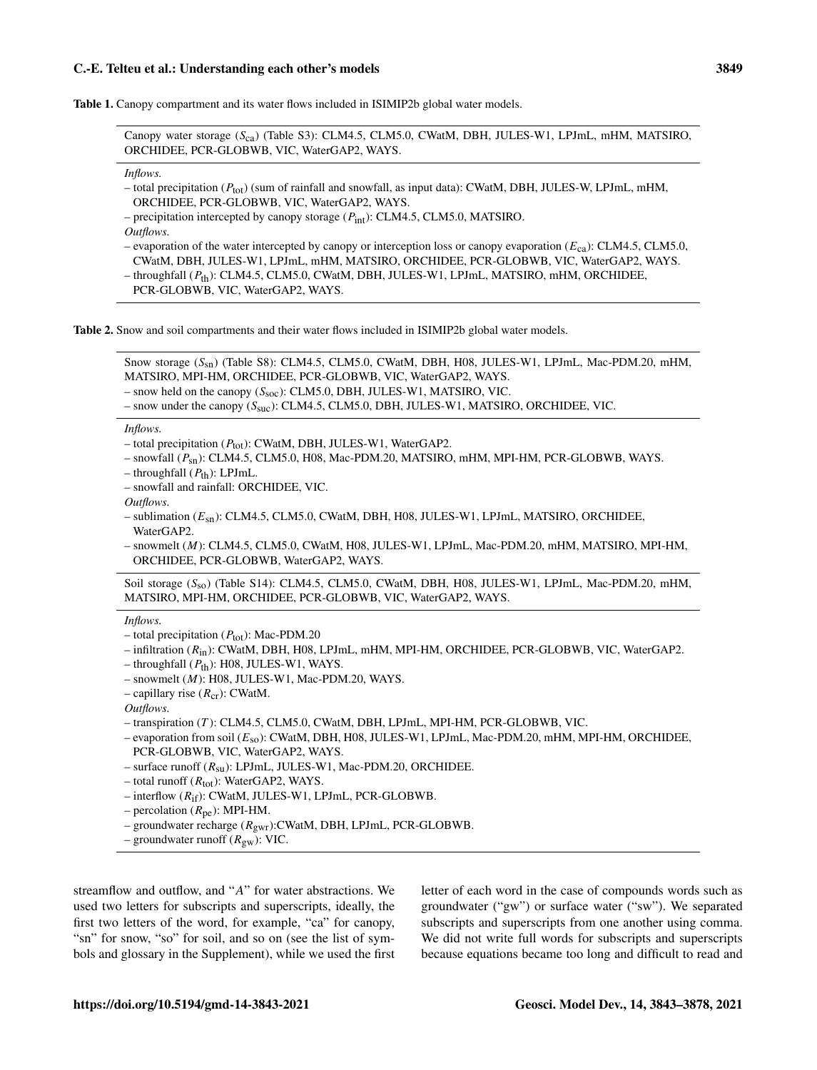**Table 1.** Canopy compartment and its water flows included in ISIMIP2b global water models.

Canopy water storage ($S_{ca}$) (Table S3): CLM4.5, CLM5.0, CWatM, DBH, JULES-W1, LPJmL, mHM, MATSIRO, ORCHIDEE, PCR-GLOBWB, VIC, WaterGAP2, WAYS.

*Inflows.*

– total precipitation ($P_{tot}$) (sum of rainfall and snowfall, as input data): CWatM, DBH, JULES-W, LPJmL, mHM, ORCHIDEE, PCR-GLOBWB, VIC, WaterGAP2, WAYS.
– precipitation intercepted by canopy storage ($P_{int}$): CLM4.5, CLM5.0, MATSIRO.

*Outflows.*

– evaporation of the water intercepted by canopy or interception loss or canopy evaporation ($E_{ca}$): CLM4.5, CLM5.0, CWatM, DBH, JULES-W1, LPJmL, mHM, MATSIRO, ORCHIDEE, PCR-GLOBWB, VIC, WaterGAP2, WAYS.
– throughfall ($P_{th}$): CLM4.5, CLM5.0, CWatM, DBH, JULES-W1, LPJmL, MATSIRO, mHM, ORCHIDEE, PCR-GLOBWB, VIC, WaterGAP2, WAYS.

**Table 2.** Snow and soil compartments and their water flows included in ISIMIP2b global water models.

Snow storage ($S_{sn}$) (Table S8): CLM4.5, CLM5.0, CWatM, DBH, H08, JULES-W1, LPJmL, Mac-PDM.20, mHM, MATSIRO, MPI-HM, ORCHIDEE, PCR-GLOBWB, VIC, WaterGAP2, WAYS.
– snow held on the canopy ($S_{soc}$): CLM5.0, DBH, JULES-W1, MATSIRO, VIC.
– snow under the canopy ($S_{suc}$): CLM4.5, CLM5.0, DBH, JULES-W1, MATSIRO, ORCHIDEE, VIC.

*Inflows.*

– total precipitation ($P_{tot}$): CWatM, DBH, JULES-W1, WaterGAP2.
– snowfall ($P_{sn}$): CLM4.5, CLM5.0, H08, Mac-PDM.20, MATSIRO, mHM, MPI-HM, PCR-GLOBWB, WAYS.
– throughfall ($P_{th}$): LPJmL.
– snowfall and rainfall: ORCHIDEE, VIC.

*Outflows.*

– sublimation ($E_{sn}$): CLM4.5, CLM5.0, CWatM, DBH, H08, JULES-W1, LPJmL, MATSIRO, ORCHIDEE, WaterGAP2.
– snowmelt ($M$): CLM4.5, CLM5.0, CWatM, H08, JULES-W1, LPJmL, Mac-PDM.20, mHM, MATSIRO, MPI-HM, ORCHIDEE, PCR-GLOBWB, WaterGAP2, WAYS.

Soil storage ($S_{so}$) (Table S14): CLM4.5, CLM5.0, CWatM, DBH, H08, JULES-W1, LPJmL, Mac-PDM.20, mHM, MATSIRO, MPI-HM, ORCHIDEE, PCR-GLOBWB, VIC, WaterGAP2, WAYS.

*Inflows.*

– total precipitation ($P_{tot}$): Mac-PDM.20
– infiltration ($R_{in}$): CWatM, DBH, H08, LPJmL, mHM, MPI-HM, ORCHIDEE, PCR-GLOBWB, VIC, WaterGAP2.
– throughfall ($P_{th}$): H08, JULES-W1, WAYS.
– snowmelt ($M$): H08, JULES-W1, Mac-PDM.20, WAYS.
– capillary rise ($R_{cr}$): CWatM.

*Outflows.*

– transpiration ($T$): CLM4.5, CLM5.0, CWatM, DBH, LPJmL, MPI-HM, PCR-GLOBWB, VIC.
– evaporation from soil ($E_{so}$): CWatM, DBH, H08, JULES-W1, LPJmL, Mac-PDM.20, mHM, MPI-HM, ORCHIDEE, PCR-GLOBWB, VIC, WaterGAP2, WAYS.
– surface runoff ($R_{su}$): LPJmL, JULES-W1, Mac-PDM.20, ORCHIDEE.
– total runoff ($R_{tot}$): WaterGAP2, WAYS.
– interflow ($R_{if}$): CWatM, JULES-W1, LPJmL, PCR-GLOBWB.
– percolation ($R_{pe}$): MPI-HM.
– groundwater recharge ($R_{gwr}$):CWatM, DBH, LPJmL, PCR-GLOBWB.
– groundwater runoff ($R_{gw}$): VIC.

streamflow and outflow, and "$A$" for water abstractions. We used two letters for subscripts and superscripts, ideally, the first two letters of the word, for example, "ca" for canopy, "sn" for snow, "so" for soil, and so on (see the list of symbols and glossary in the Supplement), while we used the first letter of each word in the case of compounds words such as groundwater ("gw") or surface water ("sw"). We separated subscripts and superscripts from one another using comma. We did not write full words for subscripts and superscripts because equations became too long and difficult to read and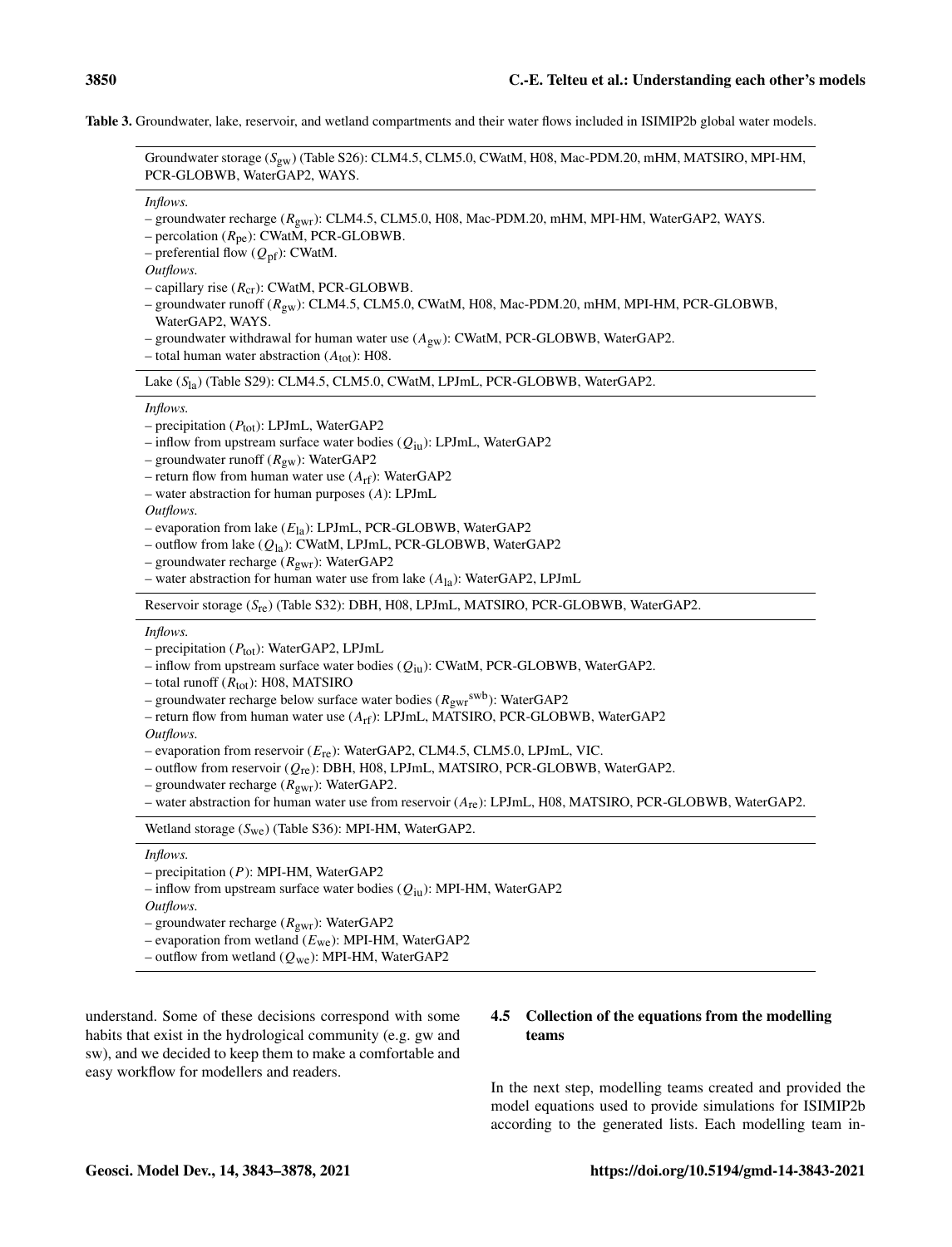**Table 3.** Groundwater, lake, reservoir, and wetland compartments and their water flows included in ISIMIP2b global water models.

Groundwater storage ($S_{gw}$) (Table S26): CLM4.5, CLM5.0, CWatM, H08, Mac-PDM.20, mHM, MATSIRO, MPI-HM, PCR-GLOBWB, WaterGAP2, WAYS.

*Inflows.*

- groundwater recharge ($R_{gwr}$): CLM4.5, CLM5.0, H08, Mac-PDM.20, mHM, MPI-HM, WaterGAP2, WAYS.
- percolation ($R_{pe}$): CWatM, PCR-GLOBWB.
- preferential flow ($Q_{pf}$): CWatM.

*Outflows.*

- capillary rise ($R_{cr}$): CWatM, PCR-GLOBWB.
- groundwater runoff ($R_{gw}$): CLM4.5, CLM5.0, CWatM, H08, Mac-PDM.20, mHM, MPI-HM, PCR-GLOBWB, WaterGAP2, WAYS.
- groundwater withdrawal for human water use ($A_{gw}$): CWatM, PCR-GLOBWB, WaterGAP2.
- total human water abstraction ($A_{tot}$): H08.

Lake ($S_{la}$) (Table S29): CLM4.5, CLM5.0, CWatM, LPJmL, PCR-GLOBWB, WaterGAP2.

*Inflows.*

- precipitation ($P_{tot}$): LPJmL, WaterGAP2
- inflow from upstream surface water bodies ($Q_{iu}$): LPJmL, WaterGAP2
- groundwater runoff ($R_{gw}$): WaterGAP2
- return flow from human water use ($A_{rf}$): WaterGAP2
- water abstraction for human purposes ($A$): LPJmL

*Outflows.*

- evaporation from lake ($E_{la}$): LPJmL, PCR-GLOBWB, WaterGAP2
- outflow from lake ($Q_{la}$): CWatM, LPJmL, PCR-GLOBWB, WaterGAP2
- groundwater recharge ($R_{gwr}$): WaterGAP2
- water abstraction for human water use from lake ($A_{la}$): WaterGAP2, LPJmL

Reservoir storage ($S_{re}$) (Table S32): DBH, H08, LPJmL, MATSIRO, PCR-GLOBWB, WaterGAP2.

*Inflows.*

- precipitation ($P_{tot}$): WaterGAP2, LPJmL
- inflow from upstream surface water bodies ($Q_{iu}$): CWatM, PCR-GLOBWB, WaterGAP2.
- total runoff ($R_{tot}$): H08, MATSIRO
- groundwater recharge below surface water bodies ($R_{gwr}{}^{swb}$): WaterGAP2
- return flow from human water use ($A_{rf}$): LPJmL, MATSIRO, PCR-GLOBWB, WaterGAP2

*Outflows.*

- evaporation from reservoir ($E_{re}$): WaterGAP2, CLM4.5, CLM5.0, LPJmL, VIC.
- outflow from reservoir ($Q_{re}$): DBH, H08, LPJmL, MATSIRO, PCR-GLOBWB, WaterGAP2.
- groundwater recharge ($R_{gwr}$): WaterGAP2.
- water abstraction for human water use from reservoir ($A_{re}$): LPJmL, H08, MATSIRO, PCR-GLOBWB, WaterGAP2.

Wetland storage ($S_{we}$) (Table S36): MPI-HM, WaterGAP2.

*Inflows.*

- precipitation ($P$): MPI-HM, WaterGAP2
- inflow from upstream surface water bodies ($Q_{iu}$): MPI-HM, WaterGAP2

*Outflows.*

- groundwater recharge ($R_{gwr}$): WaterGAP2
- evaporation from wetland ($E_{we}$): MPI-HM, WaterGAP2
- outflow from wetland ($Q_{we}$): MPI-HM, WaterGAP2

understand. Some of these decisions correspond with some habits that exist in the hydrological community (e.g. gw and sw), and we decided to keep them to make a comfortable and easy workflow for modellers and readers.

### 4.5 Collection of the equations from the modelling teams

In the next step, modelling teams created and provided the model equations used to provide simulations for ISIMIP2b according to the generated lists. Each modelling team in-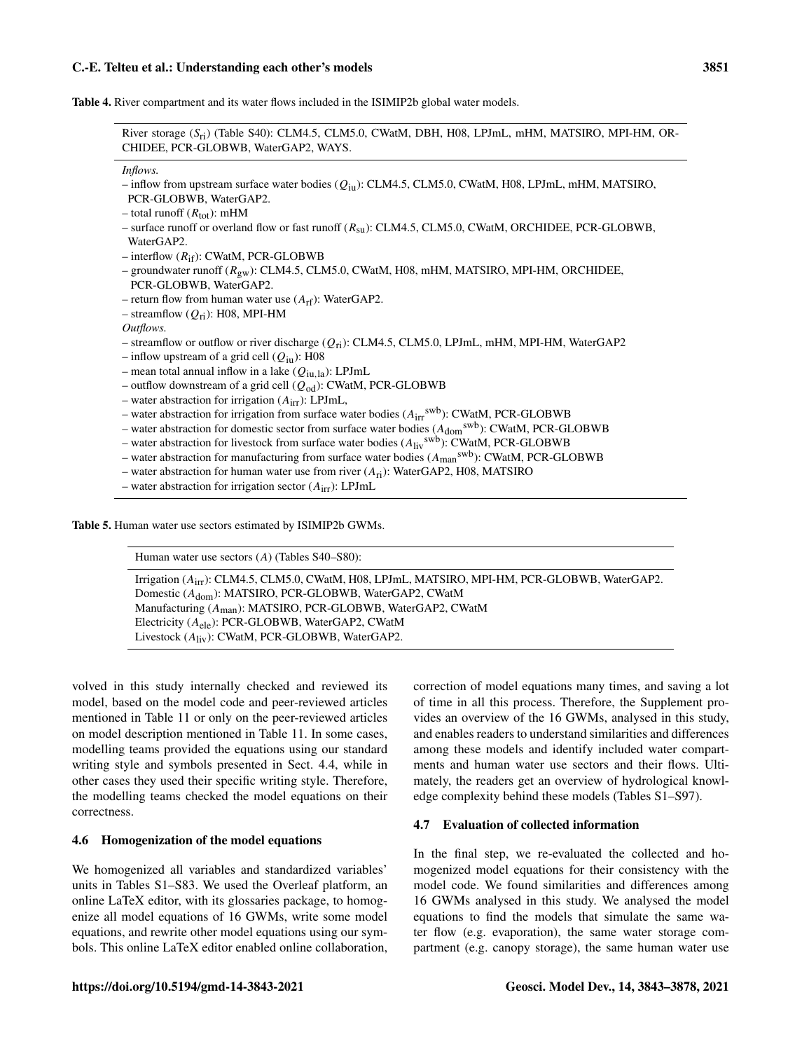**Table 4.** River compartment and its water flows included in the ISIMIP2b global water models.

River storage ($S_{ri}$) (Table S40): CLM4.5, CLM5.0, CWatM, DBH, H08, LPJmL, mHM, MATSIRO, MPI-HM, ORCHIDEE, PCR-GLOBWB, WaterGAP2, WAYS.

*Inflows.*

– inflow from upstream surface water bodies ($Q_{iu}$): CLM4.5, CLM5.0, CWatM, H08, LPJmL, mHM, MATSIRO, PCR-GLOBWB, WaterGAP2.
– total runoff ($R_{tot}$): mHM
– surface runoff or overland flow or fast runoff ($R_{su}$): CLM4.5, CLM5.0, CWatM, ORCHIDEE, PCR-GLOBWB, WaterGAP2.
– interflow ($R_{if}$): CWatM, PCR-GLOBWB
– groundwater runoff ($R_{gw}$): CLM4.5, CLM5.0, CWatM, H08, mHM, MATSIRO, MPI-HM, ORCHIDEE, PCR-GLOBWB, WaterGAP2.
– return flow from human water use ($A_{rf}$): WaterGAP2.
– streamflow ($Q_{ri}$): H08, MPI-HM

*Outflows.*

– streamflow or outflow or river discharge ($Q_{ri}$): CLM4.5, CLM5.0, LPJmL, mHM, MPI-HM, WaterGAP2
– inflow upstream of a grid cell ($Q_{iu}$): H08
– mean total annual inflow in a lake ($Q_{iu,la}$): LPJmL
– outflow downstream of a grid cell ($Q_{od}$): CWatM, PCR-GLOBWB
– water abstraction for irrigation ($A_{irr}$): LPJmL,
– water abstraction for irrigation from surface water bodies ($A_{irr}{}^{swb}$): CWatM, PCR-GLOBWB
– water abstraction for domestic sector from surface water bodies ($A_{dom}{}^{swb}$): CWatM, PCR-GLOBWB
– water abstraction for livestock from surface water bodies ($A_{liv}{}^{swb}$): CWatM, PCR-GLOBWB
– water abstraction for manufacturing from surface water bodies ($A_{man}{}^{swb}$): CWatM, PCR-GLOBWB
– water abstraction for human water use from river ($A_{ri}$): WaterGAP2, H08, MATSIRO
– water abstraction for irrigation sector ($A_{irr}$): LPJmL

**Table 5.** Human water use sectors estimated by ISIMIP2b GWMs.

Human water use sectors ($A$) (Tables S40–S80):

Irrigation ($A_{irr}$): CLM4.5, CLM5.0, CWatM, H08, LPJmL, MATSIRO, MPI-HM, PCR-GLOBWB, WaterGAP2.
Domestic ($A_{dom}$): MATSIRO, PCR-GLOBWB, WaterGAP2, CWatM
Manufacturing ($A_{man}$): MATSIRO, PCR-GLOBWB, WaterGAP2, CWatM
Electricity ($A_{ele}$): PCR-GLOBWB, WaterGAP2, CWatM
Livestock ($A_{liv}$): CWatM, PCR-GLOBWB, WaterGAP2.

volved in this study internally checked and reviewed its model, based on the model code and peer-reviewed articles mentioned in Table 11 or only on the peer-reviewed articles on model description mentioned in Table 11. In some cases, modelling teams provided the equations using our standard writing style and symbols presented in Sect. 4.4, while in other cases they used their specific writing style. Therefore, the modelling teams checked the model equations on their correctness.

### 4.6 Homogenization of the model equations

We homogenized all variables and standardized variables' units in Tables S1–S83. We used the Overleaf platform, an online LaTeX editor, with its glossaries package, to homogenize all model equations of 16 GWMs, write some model equations, and rewrite other model equations using our symbols. This online LaTeX editor enabled online collaboration, correction of model equations many times, and saving a lot of time in all this process. Therefore, the Supplement provides an overview of the 16 GWMs, analysed in this study, and enables readers to understand similarities and differences among these models and identify included water compartments and human water use sectors and their flows. Ultimately, the readers get an overview of hydrological knowledge complexity behind these models (Tables S1–S97).

### 4.7 Evaluation of collected information

In the final step, we re-evaluated the collected and homogenized model equations for their consistency with the model code. We found similarities and differences among 16 GWMs analysed in this study. We analysed the model equations to find the models that simulate the same water flow (e.g. evaporation), the same water storage compartment (e.g. canopy storage), the same human water use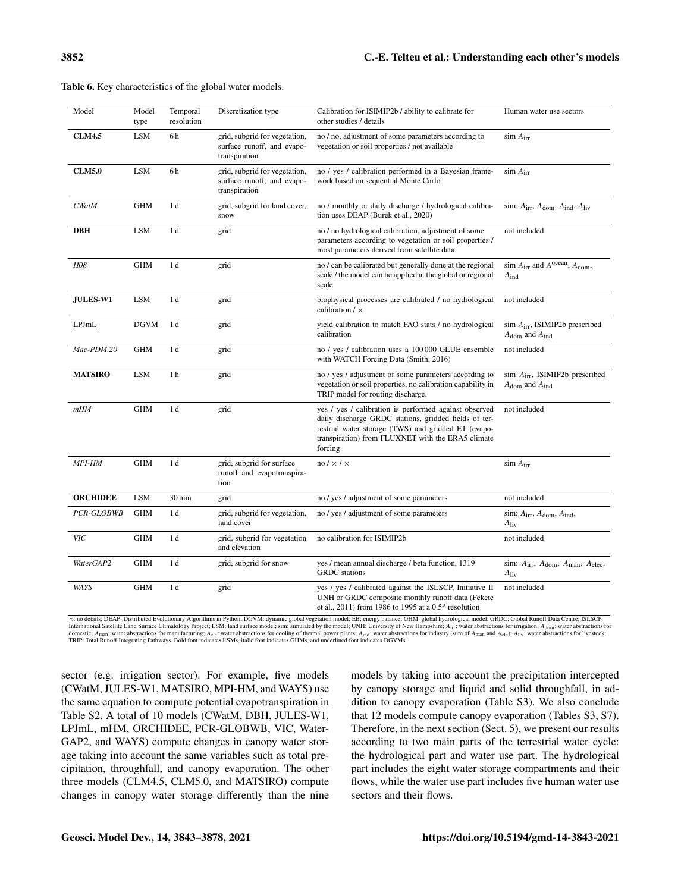**Table 6.** Key characteristics of the global water models.

| Model | Model type | Temporal resolution | Discretization type | Calibration for ISIMIP2b / ability to calibrate for other studies / details | Human water use sectors |
|---|---|---|---|---|---|
| **CLM4.5** | LSM | 6 h | grid, subgrid for vegetation, surface runoff, and evapotranspiration | no / no, adjustment of some parameters according to vegetation or soil properties / not available | sim $A_{\mathrm{irr}}$ |
| **CLM5.0** | LSM | 6 h | grid, subgrid for vegetation, surface runoff, and evapotranspiration | no / yes / calibration performed in a Bayesian framework based on sequential Monte Carlo | sim $A_{\mathrm{irr}}$ |
| *CWatM* | GHM | 1 d | grid, subgrid for land cover, snow | no / monthly or daily discharge / hydrological calibration uses DEAP (Burek et al., 2020) | sim: $A_{\mathrm{irr}}$, $A_{\mathrm{dom}}$, $A_{\mathrm{ind}}$, $A_{\mathrm{liv}}$ |
| **DBH** | LSM | 1 d | grid | no / no hydrological calibration, adjustment of some parameters according to vegetation or soil properties / most parameters derived from satellite data. | not included |
| *H08* | GHM | 1 d | grid | no / can be calibrated but generally done at the regional scale / the model can be applied at the global or regional scale | sim $A_{\mathrm{irr}}$ and $A^{\mathrm{ocean}}$, $A_{\mathrm{dom}}$, $A_{\mathrm{ind}}$ |
| **JULES-W1** | LSM | 1 d | grid | biophysical processes are calibrated / no hydrological calibration / × | not included |
| <u>LPJmL</u> | DGVM | 1 d | grid | yield calibration to match FAO stats / no hydrological calibration | sim $A_{\mathrm{irr}}$, ISIMIP2b prescribed $A_{\mathrm{dom}}$ and $A_{\mathrm{ind}}$ |
| *Mac-PDM.20* | GHM | 1 d | grid | no / yes / calibration uses a 100 000 GLUE ensemble with WATCH Forcing Data (Smith, 2016) | not included |
| **MATSIRO** | LSM | 1 h | grid | no / yes / adjustment of some parameters according to vegetation or soil properties, no calibration capability in TRIP model for routing discharge. | sim $A_{\mathrm{irr}}$, ISIMIP2b prescribed $A_{\mathrm{dom}}$ and $A_{\mathrm{ind}}$ |
| *mHM* | GHM | 1 d | grid | yes / yes / calibration is performed against observed daily discharge GRDC stations, gridded fields of terrestrial water storage (TWS) and gridded ET (evapotranspiration) from FLUXNET with the ERA5 climate forcing | not included |
| *MPI-HM* | GHM | 1 d | grid, subgrid for surface runoff and evapotranspiration | no / × / × | sim $A_{\mathrm{irr}}$ |
| **ORCHIDEE** | LSM | 30 min | grid | no / yes / adjustment of some parameters | not included |
| *PCR-GLOBWB* | GHM | 1 d | grid, subgrid for vegetation, land cover | no / yes / adjustment of some parameters | sim: $A_{\mathrm{irr}}$, $A_{\mathrm{dom}}$, $A_{\mathrm{ind}}$, $A_{\mathrm{liv}}$ |
| *VIC* | GHM | 1 d | grid, subgrid for vegetation and elevation | no calibration for ISIMIP2b | not included |
| *WaterGAP2* | GHM | 1 d | grid, subgrid for snow | yes / mean annual discharge / beta function, 1319 GRDC stations | sim: $A_{\mathrm{irr}}$, $A_{\mathrm{dom}}$, $A_{\mathrm{man}}$, $A_{\mathrm{elec}}$, $A_{\mathrm{liv}}$ |
| *WAYS* | GHM | 1 d | grid | yes / yes / calibrated against the ISLSCP, Initiative II UNH or GRDC composite monthly runoff data (Fekete et al., 2011) from 1986 to 1995 at a 0.5° resolution | not included |

×: no details; DEAP: Distributed Evolutionary Algorithms in Python; DGVM: dynamic global vegetation model; EB: energy balance; GHM: global hydrological model; GRDC: Global Runoff Data Centre; ISLSCP: International Satellite Land Surface Climatology Project; LSM: land surface model; sim: simulated by the model; UNH: University of New Hampshire; $A_{\mathrm{irr}}$: water abstractions for irrigation; $A_{\mathrm{dom}}$: water abstractions for domestic; $A_{\mathrm{man}}$: water abstractions for manufacturing; $A_{\mathrm{elc}}$: water abstractions for cooling of thermal power plants; $A_{\mathrm{ind}}$: water abstractions for industry (sum of $A_{\mathrm{man}}$ and $A_{\mathrm{ele}}$); $A_{\mathrm{liv}}$: water abstractions for livestock; TRIP: Total Runoff Integrating Pathways. Bold font indicates LSMs, italic font indicates GHMs, and underlined font indicates DGVMs.

sector (e.g. irrigation sector). For example, five models (CWatM, JULES-W1, MATSIRO, MPI-HM, and WAYS) use the same equation to compute potential evapotranspiration in Table S2. A total of 10 models (CWatM, DBH, JULES-W1, LPJmL, mHM, ORCHIDEE, PCR-GLOBWB, VIC, WaterGAP2, and WAYS) compute changes in canopy water storage taking into account the same variables such as total precipitation, throughfall, and canopy evaporation. The other three models (CLM4.5, CLM5.0, and MATSIRO) compute changes in canopy water storage differently than the nine models by taking into account the precipitation intercepted by canopy storage and liquid and solid throughfall, in addition to canopy evaporation (Table S3). We also conclude that 12 models compute canopy evaporation (Tables S3, S7). Therefore, in the next section (Sect. 5), we present our results according to two main parts of the terrestrial water cycle: the hydrological part and water use part. The hydrological part includes the eight water storage compartments and their flows, while the water use part includes five human water use sectors and their flows.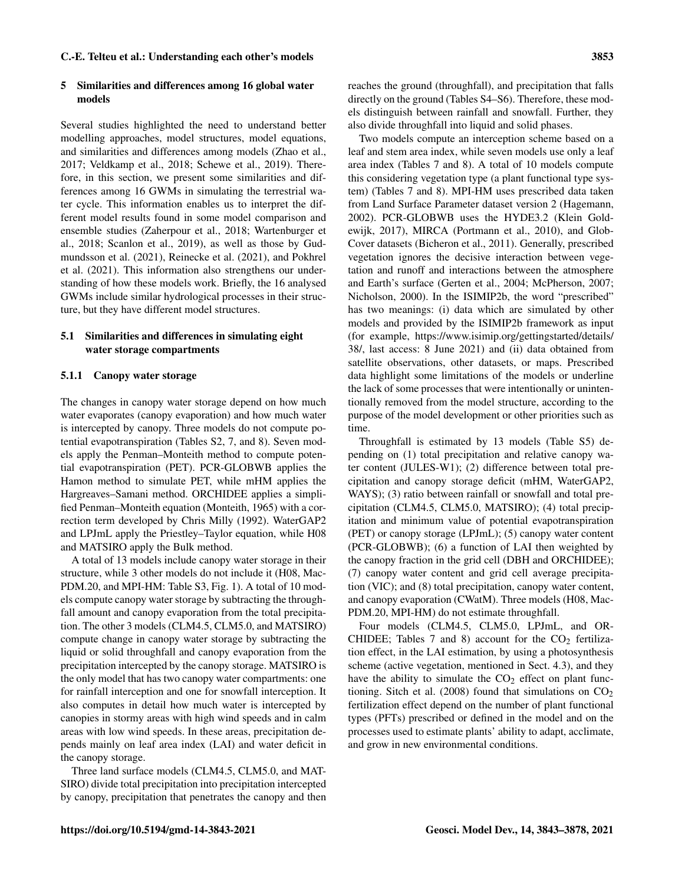## 5 Similarities and differences among 16 global water models

Several studies highlighted the need to understand better modelling approaches, model structures, model equations, and similarities and differences among models (Zhao et al., 2017; Veldkamp et al., 2018; Schewe et al., 2019). Therefore, in this section, we present some similarities and differences among 16 GWMs in simulating the terrestrial water cycle. This information enables us to interpret the different model results found in some model comparison and ensemble studies (Zaherpour et al., 2018; Wartenburger et al., 2018; Scanlon et al., 2019), as well as those by Gudmundsson et al. (2021), Reinecke et al. (2021), and Pokhrel et al. (2021). This information also strengthens our understanding of how these models work. Briefly, the 16 analysed GWMs include similar hydrological processes in their structure, but they have different model structures.

### 5.1 Similarities and differences in simulating eight water storage compartments

#### 5.1.1 Canopy water storage

The changes in canopy water storage depend on how much water evaporates (canopy evaporation) and how much water is intercepted by canopy. Three models do not compute potential evapotranspiration (Tables S2, 7, and 8). Seven models apply the Penman–Monteith method to compute potential evapotranspiration (PET). PCR-GLOBWB applies the Hamon method to simulate PET, while mHM applies the Hargreaves–Samani method. ORCHIDEE applies a simplified Penman–Monteith equation (Monteith, 1965) with a correction term developed by Chris Milly (1992). WaterGAP2 and LPJmL apply the Priestley–Taylor equation, while H08 and MATSIRO apply the Bulk method.

A total of 13 models include canopy water storage in their structure, while 3 other models do not include it (H08, MacPDM.20, and MPI-HM: Table S3, Fig. 1). A total of 10 models compute canopy water storage by subtracting the throughfall amount and canopy evaporation from the total precipitation. The other 3 models (CLM4.5, CLM5.0, and MATSIRO) compute change in canopy water storage by subtracting the liquid or solid throughfall and canopy evaporation from the precipitation intercepted by the canopy storage. MATSIRO is the only model that has two canopy water compartments: one for rainfall interception and one for snowfall interception. It also computes in detail how much water is intercepted by canopies in stormy areas with high wind speeds and in calm areas with low wind speeds. In these areas, precipitation depends mainly on leaf area index (LAI) and water deficit in the canopy storage.

Three land surface models (CLM4.5, CLM5.0, and MATSIRO) divide total precipitation into precipitation intercepted by canopy, precipitation that penetrates the canopy and then reaches the ground (throughfall), and precipitation that falls directly on the ground (Tables S4–S6). Therefore, these models distinguish between rainfall and snowfall. Further, they also divide throughfall into liquid and solid phases.

Two models compute an interception scheme based on a leaf and stem area index, while seven models use only a leaf area index (Tables 7 and 8). A total of 10 models compute this considering vegetation type (a plant functional type system) (Tables 7 and 8). MPI-HM uses prescribed data taken from Land Surface Parameter dataset version 2 (Hagemann, 2002). PCR-GLOBWB uses the HYDE3.2 (Klein Goldewijk, 2017), MIRCA (Portmann et al., 2010), and GlobCover datasets (Bicheron et al., 2011). Generally, prescribed vegetation ignores the decisive interaction between vegetation and runoff and interactions between the atmosphere and Earth's surface (Gerten et al., 2004; McPherson, 2007; Nicholson, 2000). In the ISIMIP2b, the word "prescribed" has two meanings: (i) data which are simulated by other models and provided by the ISIMIP2b framework as input (for example, https://www.isimip.org/gettingstarted/details/38/, last access: 8 June 2021) and (ii) data obtained from satellite observations, other datasets, or maps. Prescribed data highlight some limitations of the models or underline the lack of some processes that were intentionally or unintentionally removed from the model structure, according to the purpose of the model development or other priorities such as time.

Throughfall is estimated by 13 models (Table S5) depending on (1) total precipitation and relative canopy water content (JULES-W1); (2) difference between total precipitation and canopy storage deficit (mHM, WaterGAP2, WAYS); (3) ratio between rainfall or snowfall and total precipitation (CLM4.5, CLM5.0, MATSIRO); (4) total precipitation and minimum value of potential evapotranspiration (PET) or canopy storage (LPJmL); (5) canopy water content (PCR-GLOBWB); (6) a function of LAI then weighted by the canopy fraction in the grid cell (DBH and ORCHIDEE); (7) canopy water content and grid cell average precipitation (VIC); and (8) total precipitation, canopy water content, and canopy evaporation (CWatM). Three models (H08, MacPDM.20, MPI-HM) do not estimate throughfall.

Four models (CLM4.5, CLM5.0, LPJmL, and ORCHIDEE; Tables 7 and 8) account for the $CO_2$ fertilization effect, in the LAI estimation, by using a photosynthesis scheme (active vegetation, mentioned in Sect. 4.3), and they have the ability to simulate the $CO_2$ effect on plant functioning. Sitch et al. (2008) found that simulations on $CO_2$ fertilization effect depend on the number of plant functional types (PFTs) prescribed or defined in the model and on the processes used to estimate plants' ability to adapt, acclimate, and grow in new environmental conditions.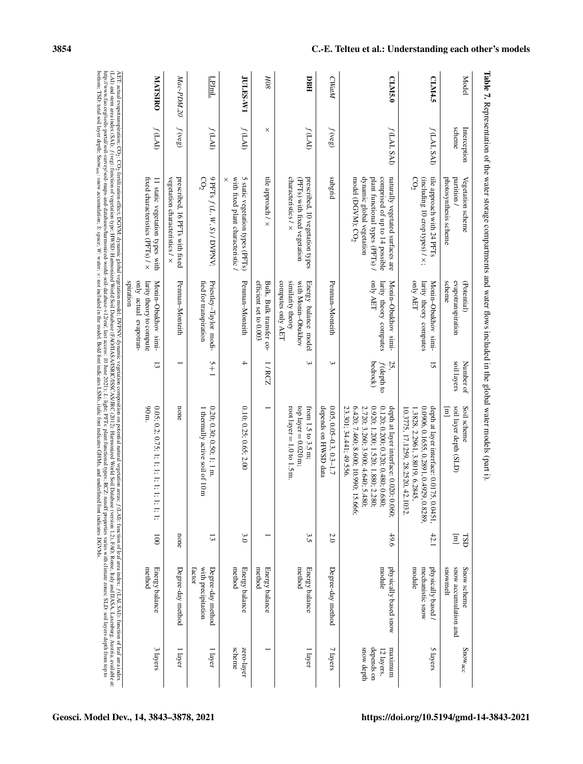**Table 7.** Representation of the water storage compartments and water flows included in the global water models (part i).

| Model | Interception scheme | Vegetation scheme partition / photosynthesis scheme | (Potential) evapotranspiration scheme | Number of soil layers | Soil scheme soil layer depth (SLD) [m] | TSD [m] | Snow scheme snow accumulation and snowmelt | $Snow_{acc}$ |
|---|---|---|---|---|---|---|---|---|
| **CLM4.5** | *f* (LAI, SAI) | tile approach with 24 PFTs (including 10 crop types) / ×; $CO_2$ | Monin–Obukhov similarity theory computes only AET | 15 | depth at layer interface: 0.0175, 0.0451, 0.0906, 0.1655, 0.2891, 0.4929, 0.8289, 1.3828, 2.2961, 3.8019, 6.2845, 10.3775, 17.1259, 28.2520, 42.1032. | 42.1 | physically based / mechanistic snow module | 5 layers |
| **CLM5.0** | *f* (LAI, SAI) | naturally vegetated surfaces are comprised of up to 14 possible plant functional types (PFTs) / dynamic global vegetation model (DGVM); $CO_2$ | Monin–Obukhov similarity theory computes only AET | 25, *f* (depth to bedrock) | depth at layer interface: 0.020; 0.060; 0.120; 0.200; 0.320; 0.480; 0.680; 0.920; 1.200; 1.520; 1.880; 2.280; 2.720; 3.260; 3.900; 4.640; 5.480; 6.420; 7.460; 8.600; 10.990; 15.666; 23.301; 34.441; 49.556. | 49.6 | physically based snow module | maximum 12 layers, depends on snow depth |
| *CWatM* | *f* (veg) | subgrid | Penman–Monteith | 3 | 0.05, 0.05–0.3, 0.3–1.7 depends on HWSD data | 2.0 | Degree-day method | 7 layers |
| **DBH** | *f* (LAI) | prescribed, 10 vegetation types (PFTs) with fixed vegetation characteristics / × | Energy balance model with Monin–Obukhov similarity theory computes only AET | 3 | from 1.5 to 3.5 m: top layer = 0.020 m; root layer = 1.0 to 1.5 m. | 3.5 | Energy balance method | 1 layer |
| *H08* | × | tile approach / × | Bulk. Bulk transfer coefficient set to 0.003 | 1 / RCZ | 1 | 1 | Energy balance method | 1 |
| **JULES-W1** | *f* (LAI) | 5 static vegetation types (PFTs) with fixed plant characteristic / × | Penman–Monteith | 4 | 0.10; 0.25; 0.65; 2.00 | 3.0 | Energy balance method | zero-layer scheme |
| <u>LPJmL</u> | *f* (LAI) | 9 PFTs *f* (*L*, *W*, *S*) / DVPNV; $CO_2$ | Priestley–Taylor modified for transpiration | 5 + 1 | 0.20; 0.30; 0.50; 1; 1 m. 1 thermally active soil of 10 m | 13 | Degree-day method with precipitation factor | 1 layer |
| *Mac-PDM.20* | *f* (veg) | prescribed, 16 PFTs with fixed vegetation characteristics / × | Penman–Monteith | 1 | none | none | Degree-day method | 1 layer |
| **MATSIRO** | *f* (LAI) | 11 static vegetation types with fixed characteristics (PFTs) / × | Monin–Obukhov similarity theory to compute only actual evapotranspiration | 13 | 0.05; 0.2; 0.75; 1; 1; 1; 1; 1; 1; 1; 1; 1; 90 m. | 100 | Energy balance method | 3 layers |

AET: actual evapotranspiration; $CO_2$: $CO_2$ fertilization effect; DGVM: dynamic global vegetation model; DVPNV: dynamic vegetation composition on potential natural vegetation areas; *f* (LAI): function of leaf area index; *f* (LAI, SAI): function of leaf area index (LAI) and stem area index (SAI); *f* (veg): function of vegetation type; HWSD: Harmonized World Soil Database (FAO/IIASA/ISRIC/ISSCAS/JRC (2012): Harmonized World Soil Database (version 1.2), FAO, Rome, Italy and IIASA, Laxenburg, Austria, available at: http://www.fao.org/soils-portal/soil-survey/soil-maps-and-databases/harmonized-world-soil-database-v12/en/, last access: 10 June 2021); *L*: light; PFTs: plant functional types; RCZ: runoff properties varies with climate zones; SLD: soil layers depth from top to bottom; TSD: total soil layer depth; $Snow_{acc}$: snow accumulation; *S*: space; *W*: water; ×: not included in the model. Bold font indicates LSMs, italic font indicates GHMs, and underlined font indicates DGVMs.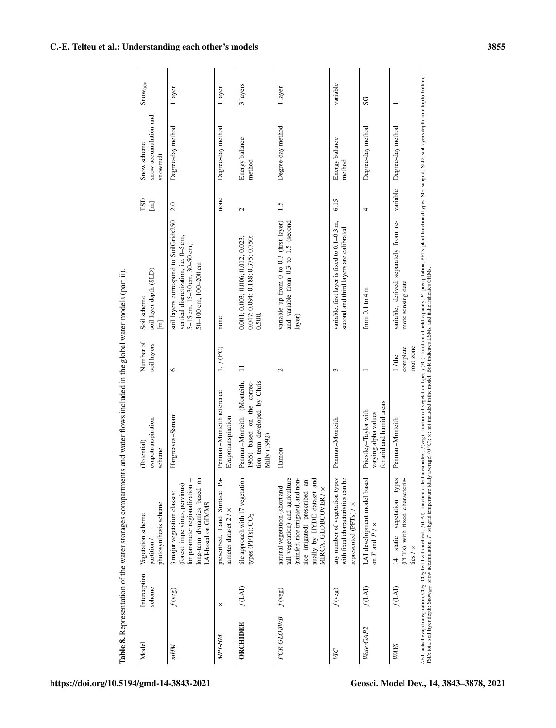**Table 8.** Representation of the water storages compartments and water flows included in the global water models (part ii).

| Model | Interception scheme | Vegetation scheme partition / photosynthesis scheme | (Potential) evapotranspiration scheme | Number of soil layers | Soil scheme soil layer depth (SLD) [m] | TSD [m] | Snow scheme snow accumulation and snow melt | $Snow_{acc}$ |
|---|---|---|---|---|---|---|---|---|
| *mHM* | *f*(veg) | 3 major vegetation classes: (forest, impervious, pervious) for parameter regionalization + long-term dynamics based on LAI-based on GIMMS | Hargreaves–Samani | 6 | soil layers correspond to SoilGrids250 vertical discretization, i.e. 0–5 cm, 5–15 cm, 15–30 cm, 30–50 cm, 50–100 cm, 100–200 cm | 2.0 | Degree-day method | 1 layer |
| *MPI-HM* | × | prescribed, Land Surface Parameter dataset 2 / × | Penman–Monteith reference Evapotranspiration | 1, *f*(FC) | none | none | Degree-day method | 1 layer |
| **ORCHIDEE** | *f*(LAI) | tile approach with 17 vegetation types (PFTs); $CO_2$ | Penman–Monteith (Monteith, 1965) based on the correction term developed by Chris Milly (1992) | 11 | 0.001; 0.003; 0.006; 0.012; 0.023; 0.047; 0.094; 0.188; 0.375; 0.750; 0.500. | 2 | Energy balance method | 3 layers |
| *PCR-GLOBWB* | *f*(veg) | natural vegetation (short and tall vegetation) and agriculture (rainfed, rice irrigated, and non-rice irrigated) prescribed annually by HYDE dataset and MIRCA, GLOBCOVER / × | Hamon | 2 | variable up from 0 to 0.3 (first layer) and variable from 0.3 to 1.5 (second layer) | 1.5 | Degree-day method | 1 layer |
| *VIC* | *f*(veg) | any number of vegetation types with fixed characteristics can be represented (PFTs) / × | Penman–Monteith | 3 | variable, first layer is fixed to 0.1–0.3 m, second and third layers are calibrated | 6.15 | Energy balance method | variable |
| *WaterGAP2* | *f*(LAI) | LAI development model based on *T* and *P* / × | Priestley–Taylor with varying alpha values for arid and humid areas | 1 | from 0.1 to 4 m | 4 | Degree-day method | SG |
| *WAYS* | *f*(LAI) | 14 static vegetation types (PFTs) with fixed characteristics / × | Penman–Monteith | 1 / the complete root zone | variable, derived separately from remote sensing data | variable | Degree-day method | 1 |

AET: actual evapotranspiration; $CO_2$: $CO_2$ fertilization effect; *f*(LAI): function of leaf area index; *f*(veg): function of vegetation type; *f*(FC): function of field capacity; *P*: precipitation; PFTs: plant functional types; SG: subgrid; SLD: soil layers depth from top to bottom; TSD: total soil layer depth; $Snow_{acc}$: snow accumulation; *T*: subgrid temperature (daily average) (0 °C); ×: not included in the model. Bold indicates LSMs, and italic indicates GHMs.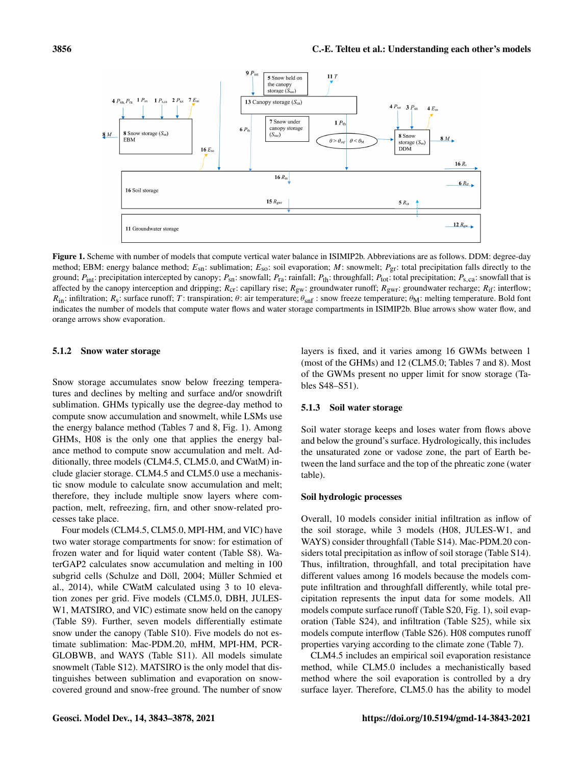**Figure 1.** Scheme with number of models that compute vertical water balance in ISIMIP2b. Abbreviations are as follows. DDM: degree-day method; EBM: energy balance method; $E_{sn}$: sublimation; $E_{so}$: soil evaporation; $M$: snowmelt; $P_{gr}$: total precipitation falls directly to the ground; $P_{int}$: precipitation intercepted by canopy; $P_{sn}$: snowfall; $P_{ra}$: rainfall; $P_{th}$: throughfall; $P_{tot}$: total precipitation; $P_{s,ca}$: snowfall that is affected by the canopy interception and dripping; $R_{cr}$: capillary rise; $R_{gw}$: groundwater runoff; $R_{gwr}$: groundwater recharge; $R_{if}$: interflow; $R_{in}$: infiltration; $R_{s}$: surface runoff; $T$: transpiration; $\theta$: air temperature; $\theta_{snf}$ : snow freeze temperature; $\theta_{M}$: melting temperature. Bold font indicates the number of models that compute water flows and water storage compartments in ISIMIP2b. Blue arrows show water flow, and orange arrows show evaporation.

### 5.1.2 Snow water storage

Snow storage accumulates snow below freezing temperatures and declines by melting and surface and/or snowdrift sublimation. GHMs typically use the degree-day method to compute snow accumulation and snowmelt, while LSMs use the energy balance method (Tables 7 and 8, Fig. 1). Among GHMs, H08 is the only one that applies the energy balance method to compute snow accumulation and melt. Additionally, three models (CLM4.5, CLM5.0, and CWatM) include glacier storage. CLM4.5 and CLM5.0 use a mechanistic snow module to calculate snow accumulation and melt; therefore, they include multiple snow layers where compaction, melt, refreezing, firn, and other snow-related processes take place.

Four models (CLM4.5, CLM5.0, MPI-HM, and VIC) have two water storage compartments for snow: for estimation of frozen water and for liquid water content (Table S8). WaterGAP2 calculates snow accumulation and melting in 100 subgrid cells (Schulze and Döll, 2004; Müller Schmied et al., 2014), while CWatM calculated using 3 to 10 elevation zones per grid. Five models (CLM5.0, DBH, JULES-W1, MATSIRO, and VIC) estimate snow held on the canopy (Table S9). Further, seven models differentially estimate snow under the canopy (Table S10). Five models do not estimate sublimation: Mac-PDM.20, mHM, MPI-HM, PCR-GLOBWB, and WAYS (Table S11). All models simulate snowmelt (Table S12). MATSIRO is the only model that distinguishes between sublimation and evaporation on snow-covered ground and snow-free ground. The number of snow layers is fixed, and it varies among 16 GWMs between 1 (most of the GHMs) and 12 (CLM5.0; Tables 7 and 8). Most of the GWMs present no upper limit for snow storage (Tables S48–S51).

### 5.1.3 Soil water storage

Soil water storage keeps and loses water from flows above and below the ground's surface. Hydrologically, this includes the unsaturated zone or vadose zone, the part of Earth between the land surface and the top of the phreatic zone (water table).

#### Soil hydrologic processes

Overall, 10 models consider initial infiltration as inflow of the soil storage, while 3 models (H08, JULES-W1, and WAYS) consider throughfall (Table S14). Mac-PDM.20 considers total precipitation as inflow of soil storage (Table S14). Thus, infiltration, throughfall, and total precipitation have different values among 16 models because the models compute infiltration and throughfall differently, while total precipitation represents the input data for some models. All models compute surface runoff (Table S20, Fig. 1), soil evaporation (Table S24), and infiltration (Table S25), while six models compute interflow (Table S26). H08 computes runoff properties varying according to the climate zone (Table 7).

CLM4.5 includes an empirical soil evaporation resistance method, while CLM5.0 includes a mechanistically based method where the soil evaporation is controlled by a dry surface layer. Therefore, CLM5.0 has the ability to model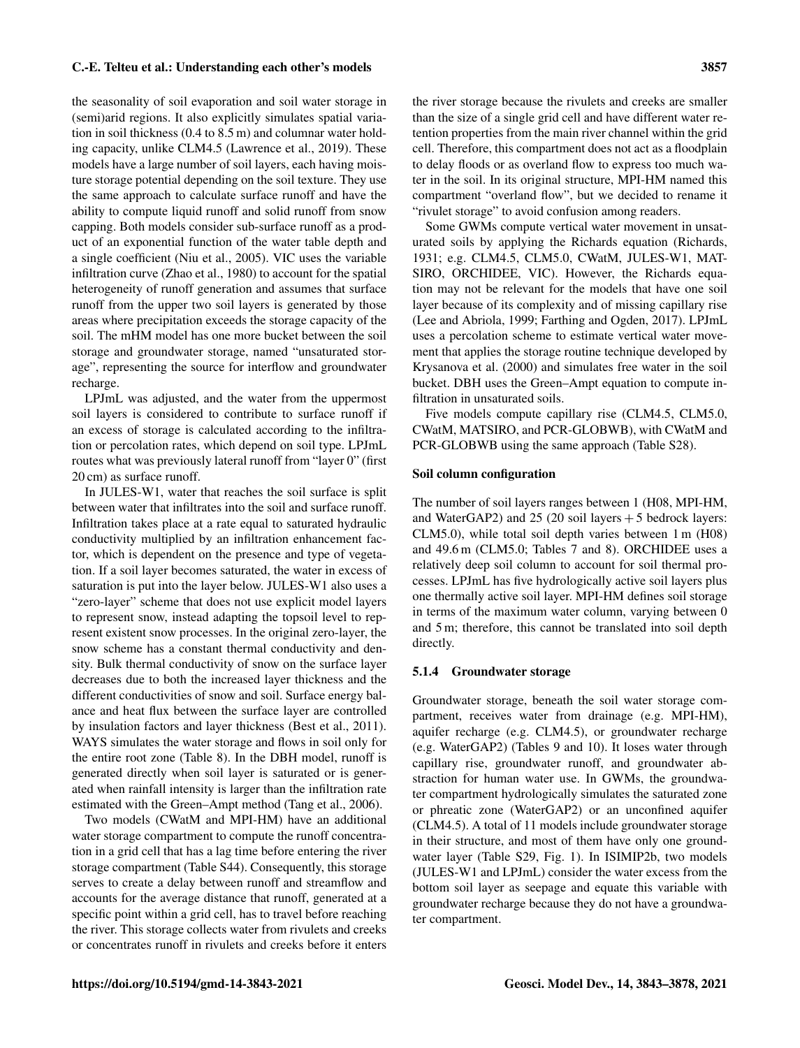the seasonality of soil evaporation and soil water storage in (semi)arid regions. It also explicitly simulates spatial variation in soil thickness (0.4 to 8.5 m) and columnar water holding capacity, unlike CLM4.5 (Lawrence et al., 2019). These models have a large number of soil layers, each having moisture storage potential depending on the soil texture. They use the same approach to calculate surface runoff and have the ability to compute liquid runoff and solid runoff from snow capping. Both models consider sub-surface runoff as a product of an exponential function of the water table depth and a single coefficient (Niu et al., 2005). VIC uses the variable infiltration curve (Zhao et al., 1980) to account for the spatial heterogeneity of runoff generation and assumes that surface runoff from the upper two soil layers is generated by those areas where precipitation exceeds the storage capacity of the soil. The mHM model has one more bucket between the soil storage and groundwater storage, named "unsaturated storage", representing the source for interflow and groundwater recharge.

LPJmL was adjusted, and the water from the uppermost soil layers is considered to contribute to surface runoff if an excess of storage is calculated according to the infiltration or percolation rates, which depend on soil type. LPJmL routes what was previously lateral runoff from "layer 0" (first 20 cm) as surface runoff.

In JULES-W1, water that reaches the soil surface is split between water that infiltrates into the soil and surface runoff. Infiltration takes place at a rate equal to saturated hydraulic conductivity multiplied by an infiltration enhancement factor, which is dependent on the presence and type of vegetation. If a soil layer becomes saturated, the water in excess of saturation is put into the layer below. JULES-W1 also uses a "zero-layer" scheme that does not use explicit model layers to represent snow, instead adapting the topsoil level to represent existent snow processes. In the original zero-layer, the snow scheme has a constant thermal conductivity and density. Bulk thermal conductivity of snow on the surface layer decreases due to both the increased layer thickness and the different conductivities of snow and soil. Surface energy balance and heat flux between the surface layer are controlled by insulation factors and layer thickness (Best et al., 2011). WAYS simulates the water storage and flows in soil only for the entire root zone (Table 8). In the DBH model, runoff is generated directly when soil layer is saturated or is generated when rainfall intensity is larger than the infiltration rate estimated with the Green–Ampt method (Tang et al., 2006).

Two models (CWatM and MPI-HM) have an additional water storage compartment to compute the runoff concentration in a grid cell that has a lag time before entering the river storage compartment (Table S44). Consequently, this storage serves to create a delay between runoff and streamflow and accounts for the average distance that runoff, generated at a specific point within a grid cell, has to travel before reaching the river. This storage collects water from rivulets and creeks or concentrates runoff in rivulets and creeks before it enters the river storage because the rivulets and creeks are smaller than the size of a single grid cell and have different water retention properties from the main river channel within the grid cell. Therefore, this compartment does not act as a floodplain to delay floods or as overland flow to express too much water in the soil. In its original structure, MPI-HM named this compartment "overland flow", but we decided to rename it "rivulet storage" to avoid confusion among readers.

Some GWMs compute vertical water movement in unsaturated soils by applying the Richards equation (Richards, 1931; e.g. CLM4.5, CLM5.0, CWatM, JULES-W1, MATSIRO, ORCHIDEE, VIC). However, the Richards equation may not be relevant for the models that have one soil layer because of its complexity and of missing capillary rise (Lee and Abriola, 1999; Farthing and Ogden, 2017). LPJmL uses a percolation scheme to estimate vertical water movement that applies the storage routine technique developed by Krysanova et al. (2000) and simulates free water in the soil bucket. DBH uses the Green–Ampt equation to compute infiltration in unsaturated soils.

Five models compute capillary rise (CLM4.5, CLM5.0, CWatM, MATSIRO, and PCR-GLOBWB), with CWatM and PCR-GLOBWB using the same approach (Table S28).

**Soil column configuration**

The number of soil layers ranges between 1 (H08, MPI-HM, and WaterGAP2) and 25 (20 soil layers + 5 bedrock layers: CLM5.0), while total soil depth varies between 1 m (H08) and 49.6 m (CLM5.0; Tables 7 and 8). ORCHIDEE uses a relatively deep soil column to account for soil thermal processes. LPJmL has five hydrologically active soil layers plus one thermally active soil layer. MPI-HM defines soil storage in terms of the maximum water column, varying between 0 and 5 m; therefore, this cannot be translated into soil depth directly.

### 5.1.4 Groundwater storage

Groundwater storage, beneath the soil water storage compartment, receives water from drainage (e.g. MPI-HM), aquifer recharge (e.g. CLM4.5), or groundwater recharge (e.g. WaterGAP2) (Tables 9 and 10). It loses water through capillary rise, groundwater runoff, and groundwater abstraction for human water use. In GWMs, the groundwater compartment hydrologically simulates the saturated zone or phreatic zone (WaterGAP2) or an unconfined aquifer (CLM4.5). A total of 11 models include groundwater storage in their structure, and most of them have only one groundwater layer (Table S29, Fig. 1). In ISIMIP2b, two models (JULES-W1 and LPJmL) consider the water excess from the bottom soil layer as seepage and equate this variable with groundwater recharge because they do not have a groundwater compartment.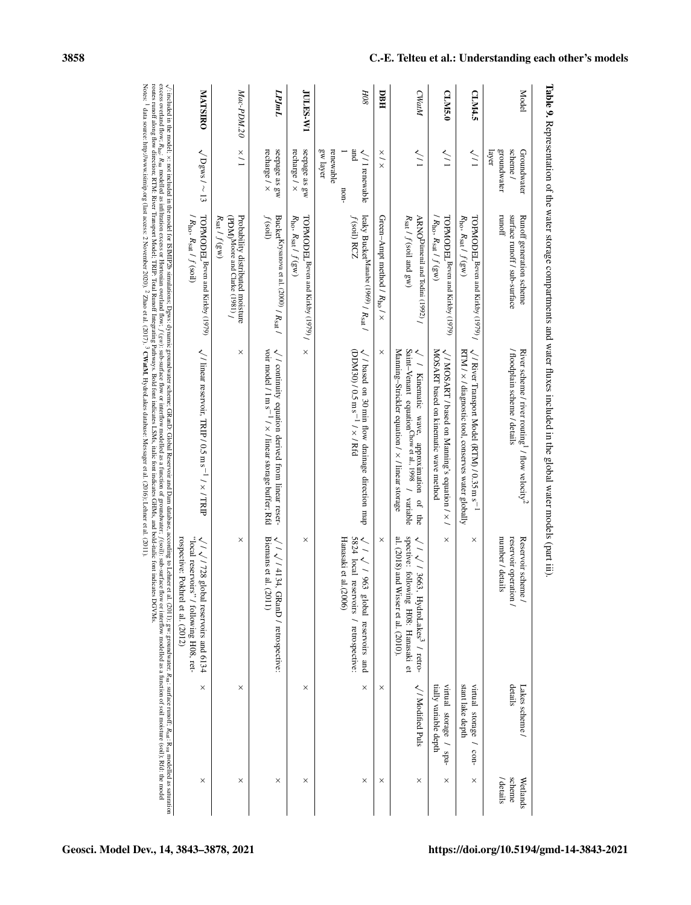**Table 9.** Representation of the water storage compartments and water fluxes included in the global water models (part iii).

| Model | Groundwater scheme / groundwater layer | Runoff generation scheme surface runoff / sub-surface runoff | River scheme / river routing[1] / flow velocity[2] / floodplain scheme / details | Reservoir scheme / reservoir operation / number / details | Lakes scheme / details | Wetlands scheme / details |
|---|---|---|---|---|---|---|
| **CLM4.5** | √ / 1 | TOPMODEL[Beven and Kirkby (1979)] / $R_{\rm ho}$, $R_{\rm sat}$ / $f$(gw) | √ / River Transport Model (RTM) / 0.35 m s$^{-1}$ / RTM / × / diagnostic tool, conserves water globally | × | virtual storage / constant lake depth | × |
| **CLM5.0** | √ / 1 | TOPMODEL[Beven and Kirkby (1979)] / $R_{\rm ho}$, $R_{\rm sat}$ / $f$(gw) | √ / MOSART / based on Manning's equation / × / MOSART based on kinematic wave method | × | virtual storage / spatially variable depth | × |
| *CWatM* | √ / 1 | ARNO[Dümenil and Todini (1992)] / $R_{\rm sat}$ / $f$(soil and gw) | √ / Kinematic wave, approximation of the Saint–Venant equation[Chow et al., 1998] / variable Manning–Strickler equation / × / linear storage | √ / √ / 3663, HydroLakes[3] / retrospective: following H08; Hanasaki et al. (2018) and Wisser et al. (2010). | √ / Modified Puls | × |
| **DBH** | × / × | Green–Ampt method / $R_{\rm ho}$ / × | × | × | × | × |
| *H08* | √ / 1 renewable and 1 non-renewable gw layer | leaky Bucket[Manabe (1969)] / $R_{\rm sat}$ / $f$(soil) RCZ | √ / based on 30 min flow drainage direction map (DDM30) / 0.5 m s$^{-1}$ / × / Rfd | √ / √ / 963 global reservoirs and 5824 local reservoirs / retrospective: Hanasaki et al.(2006) | × | × |
| **JULES-W1** | seepage as gw recharge / × | TOPMODEL[Beven and Kirkby (1979)] / $R_{\rm ho}$, $R_{\rm sat}$ / $f$(gw) | × | × | × | × |
| ***LPJmL*** | seepage as gw recharge / × | Bucket[Krysanova et al. (2000)] / $R_{\rm sat}$ / $f$(soil) | √ / continuity equation derived from linear reservoir model / 1 m s$^{-1}$ / × / linear storage buffer; Rfd | √ / √ / 4134, GRanD / retrospective: Biemans et al. (2011) | × | × |
| *Mac-PDM.20* | × / 1 | Probability distributed moisture (PDM)[Moore and Clarke (1981)] / $R_{\rm sat}$ / $f$(gw) | × | × | × | × |
| **MATSIRO** | √ Dgws / ∼ 13 | TOPMODEL[Beven and Kirkby (1979)] / $R_{\rm ho}$, $R_{\rm sat}$ / $f$(soil) | √ / linear reservoir, TRIP / 0.5 m s$^{-1}$ / × / TRIP | √ / √ / 728 global reservoirs and 6134 "local reservoirs" / following H08, retrospective: Pokhrel et al. (2012) | × | × |

√: included in the model; ×: not included in the model for ISIMIP2b simulations; Dgws: dynamic groundwater scheme; GRanD: Global Reservoir and Dam database; according to Lehner et al. (2011); gw: groundwater; $R_{\rm ho}$: surface runoff; $R_{\rm sat}$: $R_{\rm sat}$ modelled as saturation excess overland flow; $R_{\rm ho}$: $R_{\rm ho}$ modelled as infiltration excess or Hortonian overland flow; $f$(gw): sub-surface flow or interflow modelled as a function of groundwater; $f$(soil): sub-surface flow or interflow modelled as a function of soil moisture (soil); Rfd: the model routes runoff along flow direction; RTM: River Transport Model; TRIP: Total Runoff Integrating Pathways. Bold font indicates LSMs, italic font indicates GHMs, and bold-italic font indicates DGVMs.

Notes: [1] data source: http://www.isimip.org (last access: 2 November 2020). [2] Zhao et al. (2017). [3] **CWatM**, HydroLakes database: Messager et al. (2016); Lehner et al. (2011).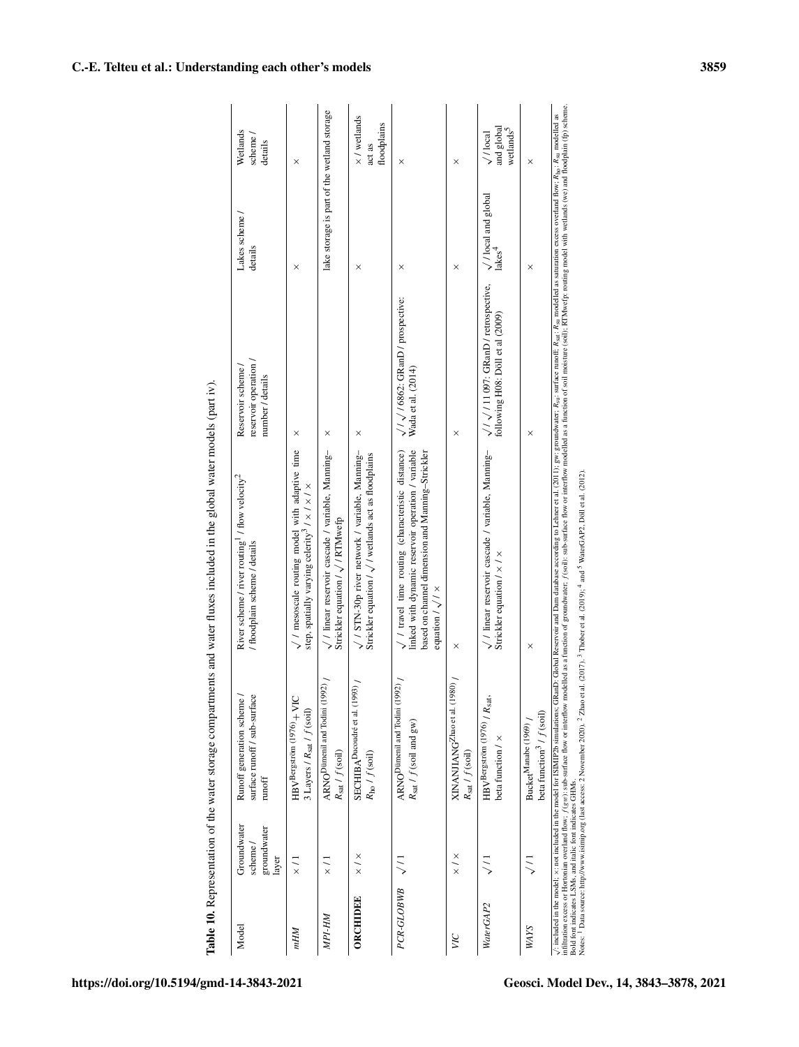**Table 10.** Representation of the water storage compartments and water fluxes included in the global water models (part iv).

| Model | Groundwater scheme / groundwater layer | Runoff generation scheme / surface runoff / sub-surface runoff | River scheme / river routing[1] / flow velocity[2] / floodplain scheme / details | Reservoir scheme / reservoir operation / number / details | Lakes scheme / details | Wetlands scheme / details |
|---|---|---|---|---|---|---|
| *mHM* | × / 1 | HBV[Bergström (1976)] + VIC 3 Layers / $R_{sat}$ / $f$(soil) | √ / mesoscale routing model with adaptive time step, spatially varying celerity[3] / × / × / × | × | × | × |
| *MPI-HM* | × / 1 | ARNO[Dümenil and Todini (1992)] / $R_{sat}$ / $f$(soil) | √ / linear reservoir cascade / variable, Manning–Strickler equation / √ / RTMwefp | × | lake storage is part of the wetland storage | |
| **ORCHIDEE** | × / × | SECHIBA[Ducoudré et al. (1993)] / $R_{ho}$ / $f$(soil) | √ / STN-30p river network / variable, Manning–Strickler equation / √ / wetlands act as floodplains | × | × | × / wetlands act as floodplains |
| *PCR-GLOBWB* | √ / 1 | ARNO[Dümenil and Todini (1992)] / $R_{sat}$ / $f$ (soil and gw) | √ / travel time routing (characteristic distance) linked with dynamic reservoir operation / variable based on channel dimension and Manning–Strickler equation / √ / × | √ / √ / 6862: GRanD / prospective: Wada et al. (2014) | × | × |
| *VIC* | × / × | XINANJIANG[Zhao et al. (1980)] / $R_{sat}$ / $f$(soil) | × | × | × | × |
| *WaterGAP2* | √ / 1 | HBV[Bergström (1976)] / $R_{sat}$, beta function / × | √ / linear reservoir cascade / variable, Manning–Strickler equation / × / × | √ / √ / 11 097: GRanD / retrospective, following H08: Döll et al (2009) | √ / local and global lakes[4] | √ / local and global wetlands[5] |
| *WAYS* | √ / 1 | Bucket[Manabe (1969)] / beta function[3] / $f$(soil) | × | × | × | × |

√: included in the model; ×: not included in the model for ISIMIP2b simulations; GRanD: Global Reservoir and Dam database according to Lehner et al. (2011); gw: groundwater; $R_{sat}$: surface runoff; $R_{sat}$: modelled as saturation excess overland flow; $R_{ho}$: $R_{sat}$ modelled as infiltration excess or Hortonian overland flow; $f$(gw): sub-surface flow or interflow modelled as a function of groundwater; $f$(soil): sub-surface flow or interflow modelled as a function of soil moisture (soil); RTMwefp: routing model with wetlands (we) and floodplain (fp) scheme. Bold font indicates LSMs, and italic font indicates GHMs.
Notes: [1] Data source: http://www.isimip.org (last access: 2 November 2020). [2] Zhao et al. (2017). [3] Thober et al. (2019); [4] and [5] WaterGAP2, Döll et al. (2012).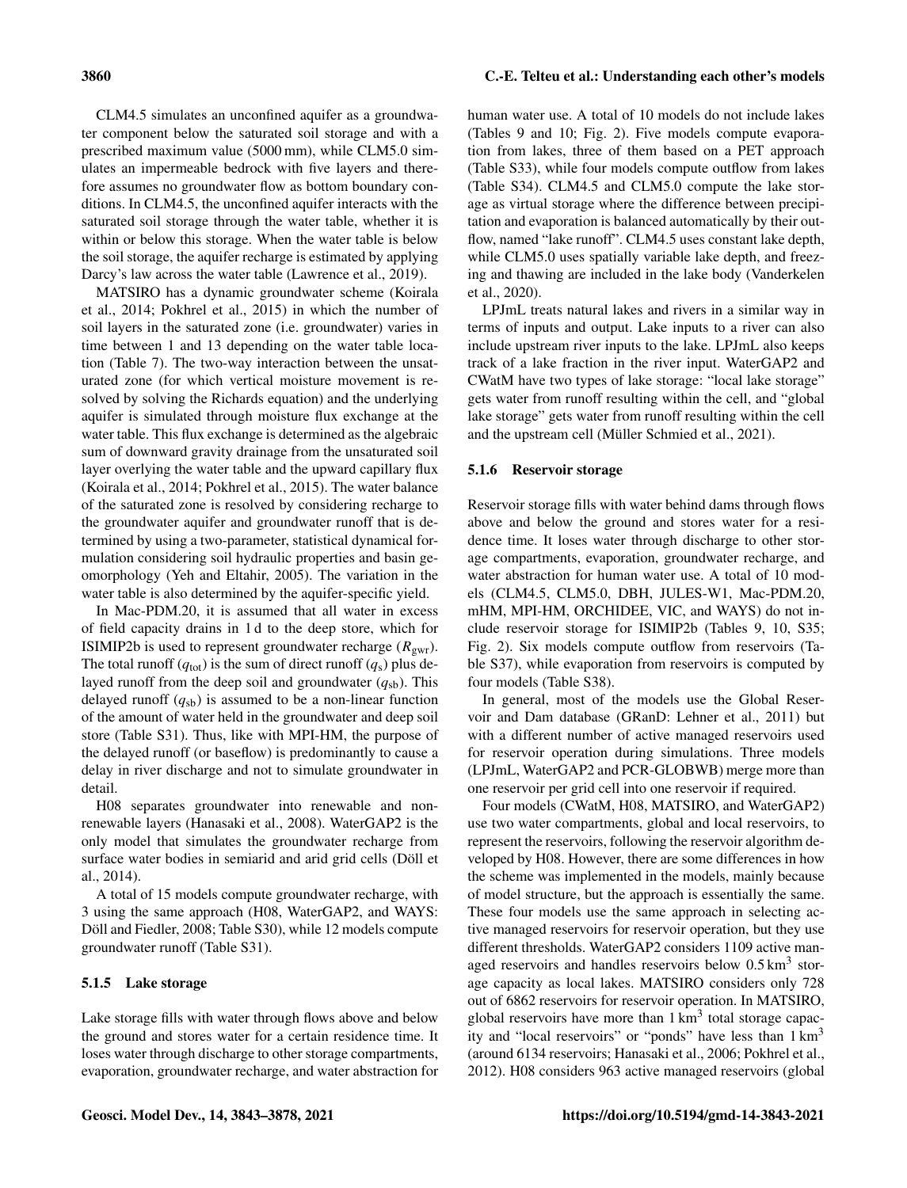CLM4.5 simulates an unconfined aquifer as a groundwater component below the saturated soil storage and with a prescribed maximum value (5000 mm), while CLM5.0 simulates an impermeable bedrock with five layers and therefore assumes no groundwater flow as bottom boundary conditions. In CLM4.5, the unconfined aquifer interacts with the saturated soil storage through the water table, whether it is within or below this storage. When the water table is below the soil storage, the aquifer recharge is estimated by applying Darcy's law across the water table (Lawrence et al., 2019).

MATSIRO has a dynamic groundwater scheme (Koirala et al., 2014; Pokhrel et al., 2015) in which the number of soil layers in the saturated zone (i.e. groundwater) varies in time between 1 and 13 depending on the water table location (Table 7). The two-way interaction between the unsaturated zone (for which vertical moisture movement is resolved by solving the Richards equation) and the underlying aquifer is simulated through moisture flux exchange at the water table. This flux exchange is determined as the algebraic sum of downward gravity drainage from the unsaturated soil layer overlying the water table and the upward capillary flux (Koirala et al., 2014; Pokhrel et al., 2015). The water balance of the saturated zone is resolved by considering recharge to the groundwater aquifer and groundwater runoff that is determined by using a two-parameter, statistical dynamical formulation considering soil hydraulic properties and basin geomorphology (Yeh and Eltahir, 2005). The variation in the water table is also determined by the aquifer-specific yield.

In Mac-PDM.20, it is assumed that all water in excess of field capacity drains in 1 d to the deep store, which for ISIMIP2b is used to represent groundwater recharge ($R_{gwr}$). The total runoff ($q_{tot}$) is the sum of direct runoff ($q_s$) plus delayed runoff from the deep soil and groundwater ($q_{sb}$). This delayed runoff ($q_{sb}$) is assumed to be a non-linear function of the amount of water held in the groundwater and deep soil store (Table S31). Thus, like with MPI-HM, the purpose of the delayed runoff (or baseflow) is predominantly to cause a delay in river discharge and not to simulate groundwater in detail.

H08 separates groundwater into renewable and nonrenewable layers (Hanasaki et al., 2008). WaterGAP2 is the only model that simulates the groundwater recharge from surface water bodies in semiarid and arid grid cells (Döll et al., 2014).

A total of 15 models compute groundwater recharge, with 3 using the same approach (H08, WaterGAP2, and WAYS: Döll and Fiedler, 2008; Table S30), while 12 models compute groundwater runoff (Table S31).

#### 5.1.5 Lake storage

Lake storage fills with water through flows above and below the ground and stores water for a certain residence time. It loses water through discharge to other storage compartments, evaporation, groundwater recharge, and water abstraction for human water use. A total of 10 models do not include lakes (Tables 9 and 10; Fig. 2). Five models compute evaporation from lakes, three of them based on a PET approach (Table S33), while four models compute outflow from lakes (Table S34). CLM4.5 and CLM5.0 compute the lake storage as virtual storage where the difference between precipitation and evaporation is balanced automatically by their outflow, named "lake runoff". CLM4.5 uses constant lake depth, while CLM5.0 uses spatially variable lake depth, and freezing and thawing are included in the lake body (Vanderkelen et al., 2020).

LPJmL treats natural lakes and rivers in a similar way in terms of inputs and output. Lake inputs to a river can also include upstream river inputs to the lake. LPJmL also keeps track of a lake fraction in the river input. WaterGAP2 and CWatM have two types of lake storage: "local lake storage" gets water from runoff resulting within the cell, and "global lake storage" gets water from runoff resulting within the cell and the upstream cell (Müller Schmied et al., 2021).

#### 5.1.6 Reservoir storage

Reservoir storage fills with water behind dams through flows above and below the ground and stores water for a residence time. It loses water through discharge to other storage compartments, evaporation, groundwater recharge, and water abstraction for human water use. A total of 10 models (CLM4.5, CLM5.0, DBH, JULES-W1, Mac-PDM.20, mHM, MPI-HM, ORCHIDEE, VIC, and WAYS) do not include reservoir storage for ISIMIP2b (Tables 9, 10, S35; Fig. 2). Six models compute outflow from reservoirs (Table S37), while evaporation from reservoirs is computed by four models (Table S38).

In general, most of the models use the Global Reservoir and Dam database (GRanD: Lehner et al., 2011) but with a different number of active managed reservoirs used for reservoir operation during simulations. Three models (LPJmL, WaterGAP2 and PCR-GLOBWB) merge more than one reservoir per grid cell into one reservoir if required.

Four models (CWatM, H08, MATSIRO, and WaterGAP2) use two water compartments, global and local reservoirs, to represent the reservoirs, following the reservoir algorithm developed by H08. However, there are some differences in how the scheme was implemented in the models, mainly because of model structure, but the approach is essentially the same. These four models use the same approach in selecting active managed reservoirs for reservoir operation, but they use different thresholds. WaterGAP2 considers 1109 active managed reservoirs and handles reservoirs below $0.5\,km^3$ storage capacity as local lakes. MATSIRO considers only 728 out of 6862 reservoirs for reservoir operation. In MATSIRO, global reservoirs have more than $1\,km^3$ total storage capacity and "local reservoirs" or "ponds" have less than $1\,km^3$ (around 6134 reservoirs; Hanasaki et al., 2006; Pokhrel et al., 2012). H08 considers 963 active managed reservoirs (global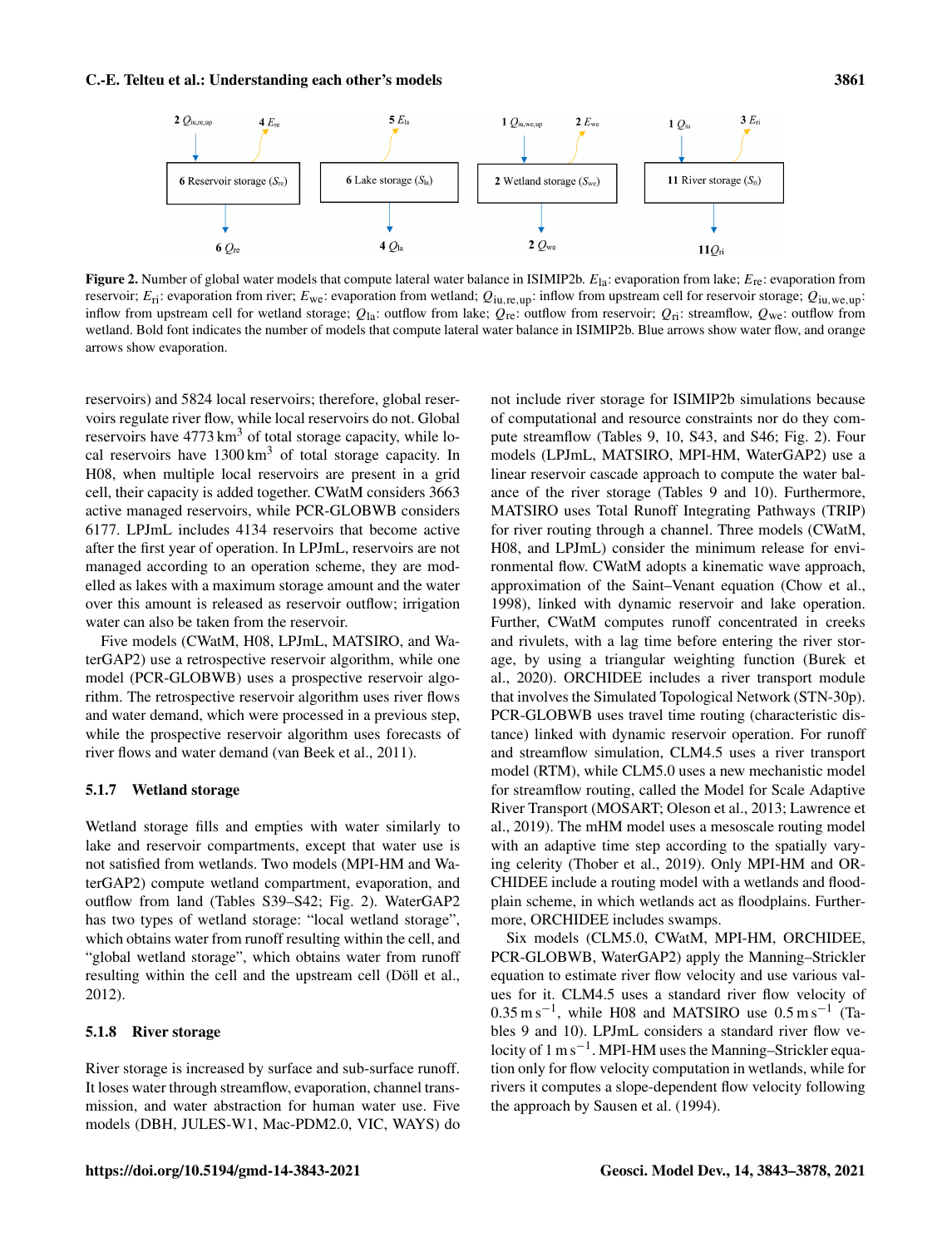Figure 2. Number of global water models that compute lateral water balance in ISIMIP2b. $E_{la}$: evaporation from lake; $E_{re}$: evaporation from reservoir; $E_{ri}$: evaporation from river; $E_{we}$: evaporation from wetland; $Q_{iu,re,up}$: inflow from upstream cell for reservoir storage; $Q_{iu,we,up}$: inflow from upstream cell for wetland storage; $Q_{la}$: outflow from lake; $Q_{re}$: outflow from reservoir; $Q_{ri}$: streamflow, $Q_{we}$: outflow from wetland. Bold font indicates the number of models that compute lateral water balance in ISIMIP2b. Blue arrows show water flow, and orange arrows show evaporation.

reservoirs) and 5824 local reservoirs; therefore, global reservoirs regulate river flow, while local reservoirs do not. Global reservoirs have 4773 $km^3$ of total storage capacity, while local reservoirs have 1300 $km^3$ of total storage capacity. In H08, when multiple local reservoirs are present in a grid cell, their capacity is added together. CWatM considers 3663 active managed reservoirs, while PCR-GLOBWB considers 6177. LPJmL includes 4134 reservoirs that become active after the first year of operation. In LPJmL, reservoirs are not managed according to an operation scheme, they are modelled as lakes with a maximum storage amount and the water over this amount is released as reservoir outflow; irrigation water can also be taken from the reservoir.

Five models (CWatM, H08, LPJmL, MATSIRO, and WaterGAP2) use a retrospective reservoir algorithm, while one model (PCR-GLOBWB) uses a prospective reservoir algorithm. The retrospective reservoir algorithm uses river flows and water demand, which were processed in a previous step, while the prospective reservoir algorithm uses forecasts of river flows and water demand (van Beek et al., 2011).

### 5.1.7 Wetland storage

Wetland storage fills and empties with water similarly to lake and reservoir compartments, except that water use is not satisfied from wetlands. Two models (MPI-HM and WaterGAP2) compute wetland compartment, evaporation, and outflow from land (Tables S39–S42; Fig. 2). WaterGAP2 has two types of wetland storage: "local wetland storage", which obtains water from runoff resulting within the cell, and "global wetland storage", which obtains water from runoff resulting within the cell and the upstream cell (Döll et al., 2012).

### 5.1.8 River storage

River storage is increased by surface and sub-surface runoff. It loses water through streamflow, evaporation, channel transmission, and water abstraction for human water use. Five models (DBH, JULES-W1, Mac-PDM2.0, VIC, WAYS) do not include river storage for ISIMIP2b simulations because of computational and resource constraints nor do they compute streamflow (Tables 9, 10, S43, and S46; Fig. 2). Four models (LPJmL, MATSIRO, MPI-HM, WaterGAP2) use a linear reservoir cascade approach to compute the water balance of the river storage (Tables 9 and 10). Furthermore, MATSIRO uses Total Runoff Integrating Pathways (TRIP) for river routing through a channel. Three models (CWatM, H08, and LPJmL) consider the minimum release for environmental flow. CWatM adopts a kinematic wave approach, approximation of the Saint–Venant equation (Chow et al., 1998), linked with dynamic reservoir and lake operation. Further, CWatM computes runoff concentrated in creeks and rivulets, with a lag time before entering the river storage, by using a triangular weighting function (Burek et al., 2020). ORCHIDEE includes a river transport module that involves the Simulated Topological Network (STN-30p). PCR-GLOBWB uses travel time routing (characteristic distance) linked with dynamic reservoir operation. For runoff and streamflow simulation, CLM4.5 uses a river transport model (RTM), while CLM5.0 uses a new mechanistic model for streamflow routing, called the Model for Scale Adaptive River Transport (MOSART; Oleson et al., 2013; Lawrence et al., 2019). The mHM model uses a mesoscale routing model with an adaptive time step according to the spatially varying celerity (Thober et al., 2019). Only MPI-HM and ORCHIDEE include a routing model with a wetlands and floodplain scheme, in which wetlands act as floodplains. Furthermore, ORCHIDEE includes swamps.

Six models (CLM5.0, CWatM, MPI-HM, ORCHIDEE, PCR-GLOBWB, WaterGAP2) apply the Manning–Strickler equation to estimate river flow velocity and use various values for it. CLM4.5 uses a standard river flow velocity of 0.35 $m\,s^{-1}$, while H08 and MATSIRO use 0.5 $m\,s^{-1}$ (Tables 9 and 10). LPJmL considers a standard river flow velocity of 1 $m\,s^{-1}$. MPI-HM uses the Manning–Strickler equation only for flow velocity computation in wetlands, while for rivers it computes a slope-dependent flow velocity following the approach by Sausen et al. (1994).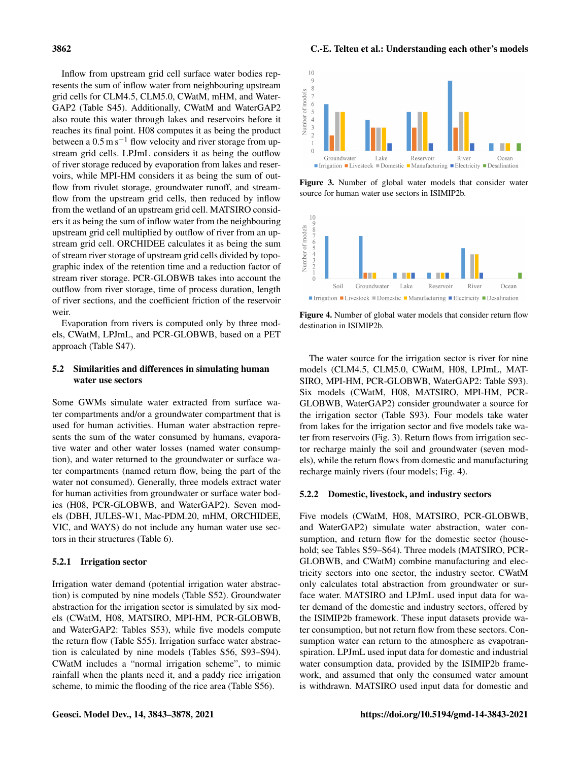Inflow from upstream grid cell surface water bodies represents the sum of inflow water from neighbouring upstream grid cells for CLM4.5, CLM5.0, CWatM, mHM, and WaterGAP2 (Table S45). Additionally, CWatM and WaterGAP2 also route this water through lakes and reservoirs before it reaches its final point. H08 computes it as being the product between a $0.5\,\mathrm{m\,s^{-1}}$ flow velocity and river storage from upstream grid cells. LPJmL considers it as being the outflow of river storage reduced by evaporation from lakes and reservoirs, while MPI-HM considers it as being the sum of outflow from rivulet storage, groundwater runoff, and streamflow from the upstream grid cells, then reduced by inflow from the wetland of an upstream grid cell. MATSIRO considers it as being the sum of inflow water from the neighbouring upstream grid cell multiplied by outflow of river from an upstream grid cell. ORCHIDEE calculates it as being the sum of stream river storage of upstream grid cells divided by topographic index of the retention time and a reduction factor of stream river storage. PCR-GLOBWB takes into account the outflow from river storage, time of process duration, length of river sections, and the coefficient friction of the reservoir weir.

Evaporation from rivers is computed only by three models, CWatM, LPJmL, and PCR-GLOBWB, based on a PET approach (Table S47).

## 5.2 Similarities and differences in simulating human water use sectors

Some GWMs simulate water extracted from surface water compartments and/or a groundwater compartment that is used for human activities. Human water abstraction represents the sum of the water consumed by humans, evaporative water and other water losses (named water consumption), and water returned to the groundwater or surface water compartments (named return flow, being the part of the water not consumed). Generally, three models extract water for human activities from groundwater or surface water bodies (H08, PCR-GLOBWB, and WaterGAP2). Seven models (DBH, JULES-W1, Mac-PDM.20, mHM, ORCHIDEE, VIC, and WAYS) do not include any human water use sectors in their structures (Table 6).

### 5.2.1 Irrigation sector

Irrigation water demand (potential irrigation water abstraction) is computed by nine models (Table S52). Groundwater abstraction for the irrigation sector is simulated by six models (CWatM, H08, MATSIRO, MPI-HM, PCR-GLOBWB, and WaterGAP2: Tables S53), while five models compute the return flow (Table S55). Irrigation surface water abstraction is calculated by nine models (Tables S56, S93–S94). CWatM includes a "normal irrigation scheme", to mimic rainfall when the plants need it, and a paddy rice irrigation scheme, to mimic the flooding of the rice area (Table S56).

**Figure 3.** Number of global water models that consider water source for human water use sectors in ISIMIP2b.

**Figure 4.** Number of global water models that consider return flow destination in ISIMIP2b.

The water source for the irrigation sector is river for nine models (CLM4.5, CLM5.0, CWatM, H08, LPJmL, MATSIRO, MPI-HM, PCR-GLOBWB, WaterGAP2: Table S93). Six models (CWatM, H08, MATSIRO, MPI-HM, PCR-GLOBWB, WaterGAP2) consider groundwater a source for the irrigation sector (Table S93). Four models take water from lakes for the irrigation sector and five models take water from reservoirs (Fig. 3). Return flows from irrigation sector recharge mainly the soil and groundwater (seven models), while the return flows from domestic and manufacturing recharge mainly rivers (four models; Fig. 4).

### 5.2.2 Domestic, livestock, and industry sectors

Five models (CWatM, H08, MATSIRO, PCR-GLOBWB, and WaterGAP2) simulate water abstraction, water consumption, and return flow for the domestic sector (household; see Tables S59–S64). Three models (MATSIRO, PCR-GLOBWB, and CWatM) combine manufacturing and electricity sectors into one sector, the industry sector. CWatM only calculates total abstraction from groundwater or surface water. MATSIRO and LPJmL used input data for water demand of the domestic and industry sectors, offered by the ISIMIP2b framework. These input datasets provide water consumption, but not return flow from these sectors. Consumption water can return to the atmosphere as evapotranspiration. LPJmL used input data for domestic and industrial water consumption data, provided by the ISIMIP2b framework, and assumed that only the consumed water amount is withdrawn. MATSIRO used input data for domestic and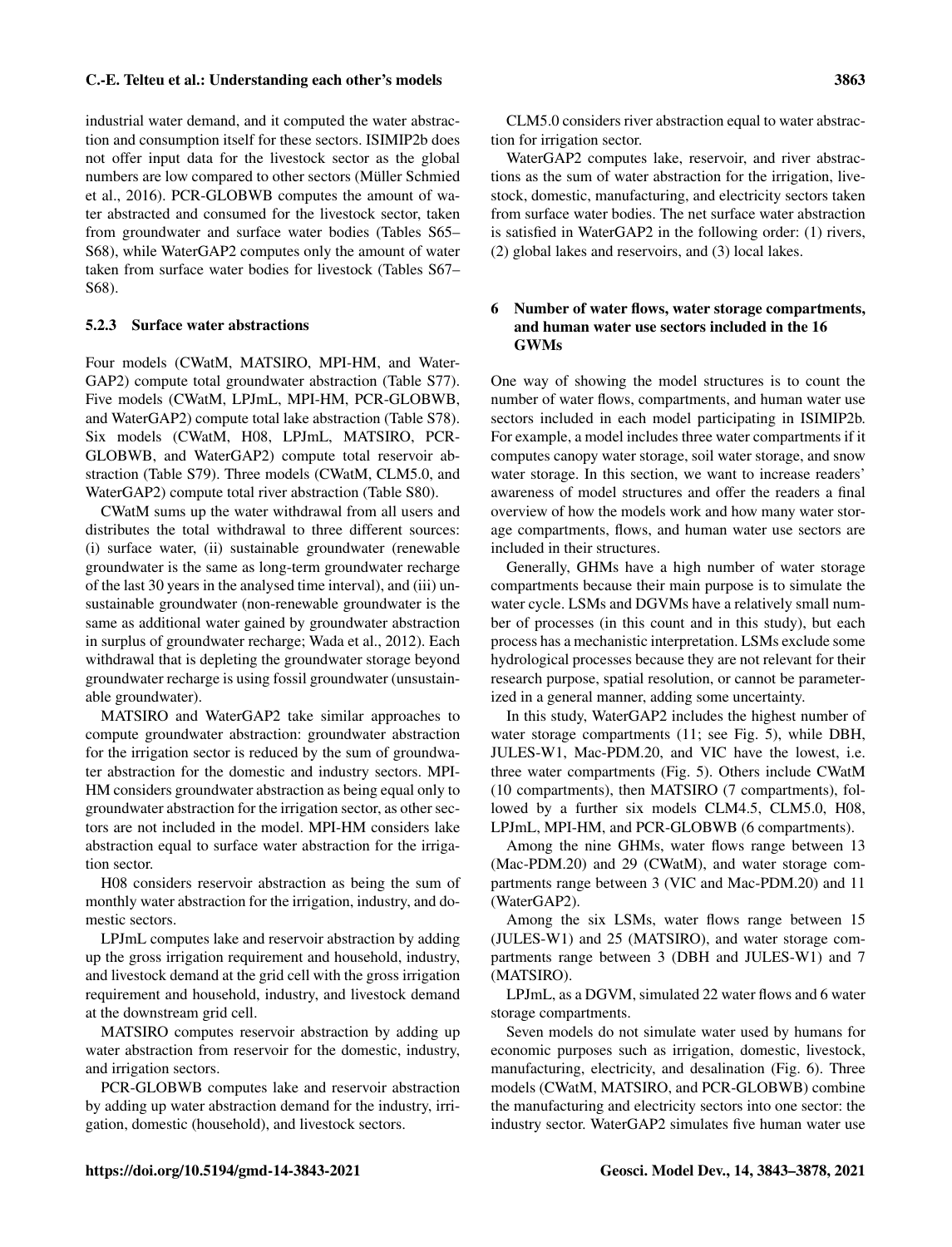industrial water demand, and it computed the water abstraction and consumption itself for these sectors. ISIMIP2b does not offer input data for the livestock sector as the global numbers are low compared to other sectors (Müller Schmied et al., 2016). PCR-GLOBWB computes the amount of water abstracted and consumed for the livestock sector, taken from groundwater and surface water bodies (Tables S65–S68), while WaterGAP2 computes only the amount of water taken from surface water bodies for livestock (Tables S67–S68).

### 5.2.3 Surface water abstractions

Four models (CWatM, MATSIRO, MPI-HM, and WaterGAP2) compute total groundwater abstraction (Table S77). Five models (CWatM, LPJmL, MPI-HM, PCR-GLOBWB, and WaterGAP2) compute total lake abstraction (Table S78). Six models (CWatM, H08, LPJmL, MATSIRO, PCR-GLOBWB, and WaterGAP2) compute total reservoir abstraction (Table S79). Three models (CWatM, CLM5.0, and WaterGAP2) compute total river abstraction (Table S80).

CWatM sums up the water withdrawal from all users and distributes the total withdrawal to three different sources: (i) surface water, (ii) sustainable groundwater (renewable groundwater is the same as long-term groundwater recharge of the last 30 years in the analysed time interval), and (iii) unsustainable groundwater (non-renewable groundwater is the same as additional water gained by groundwater abstraction in surplus of groundwater recharge; Wada et al., 2012). Each withdrawal that is depleting the groundwater storage beyond groundwater recharge is using fossil groundwater (unsustainable groundwater).

MATSIRO and WaterGAP2 take similar approaches to compute groundwater abstraction: groundwater abstraction for the irrigation sector is reduced by the sum of groundwater abstraction for the domestic and industry sectors. MPI-HM considers groundwater abstraction as being equal only to groundwater abstraction for the irrigation sector, as other sectors are not included in the model. MPI-HM considers lake abstraction equal to surface water abstraction for the irrigation sector.

H08 considers reservoir abstraction as being the sum of monthly water abstraction for the irrigation, industry, and domestic sectors.

LPJmL computes lake and reservoir abstraction by adding up the gross irrigation requirement and household, industry, and livestock demand at the grid cell with the gross irrigation requirement and household, industry, and livestock demand at the downstream grid cell.

MATSIRO computes reservoir abstraction by adding up water abstraction from reservoir for the domestic, industry, and irrigation sectors.

PCR-GLOBWB computes lake and reservoir abstraction by adding up water abstraction demand for the industry, irrigation, domestic (household), and livestock sectors.

CLM5.0 considers river abstraction equal to water abstraction for irrigation sector.

WaterGAP2 computes lake, reservoir, and river abstractions as the sum of water abstraction for the irrigation, livestock, domestic, manufacturing, and electricity sectors taken from surface water bodies. The net surface water abstraction is satisfied in WaterGAP2 in the following order: (1) rivers, (2) global lakes and reservoirs, and (3) local lakes.

## 6 Number of water flows, water storage compartments, and human water use sectors included in the 16 GWMs

One way of showing the model structures is to count the number of water flows, compartments, and human water use sectors included in each model participating in ISIMIP2b. For example, a model includes three water compartments if it computes canopy water storage, soil water storage, and snow water storage. In this section, we want to increase readers' awareness of model structures and offer the readers a final overview of how the models work and how many water storage compartments, flows, and human water use sectors are included in their structures.

Generally, GHMs have a high number of water storage compartments because their main purpose is to simulate the water cycle. LSMs and DGVMs have a relatively small number of processes (in this count and in this study), but each process has a mechanistic interpretation. LSMs exclude some hydrological processes because they are not relevant for their research purpose, spatial resolution, or cannot be parameterized in a general manner, adding some uncertainty.

In this study, WaterGAP2 includes the highest number of water storage compartments (11; see Fig. 5), while DBH, JULES-W1, Mac-PDM.20, and VIC have the lowest, i.e. three water compartments (Fig. 5). Others include CWatM (10 compartments), then MATSIRO (7 compartments), followed by a further six models CLM4.5, CLM5.0, H08, LPJmL, MPI-HM, and PCR-GLOBWB (6 compartments).

Among the nine GHMs, water flows range between 13 (Mac-PDM.20) and 29 (CWatM), and water storage compartments range between 3 (VIC and Mac-PDM.20) and 11 (WaterGAP2).

Among the six LSMs, water flows range between 15 (JULES-W1) and 25 (MATSIRO), and water storage compartments range between 3 (DBH and JULES-W1) and 7 (MATSIRO).

LPJmL, as a DGVM, simulated 22 water flows and 6 water storage compartments.

Seven models do not simulate water used by humans for economic purposes such as irrigation, domestic, livestock, manufacturing, electricity, and desalination (Fig. 6). Three models (CWatM, MATSIRO, and PCR-GLOBWB) combine the manufacturing and electricity sectors into one sector: the industry sector. WaterGAP2 simulates five human water use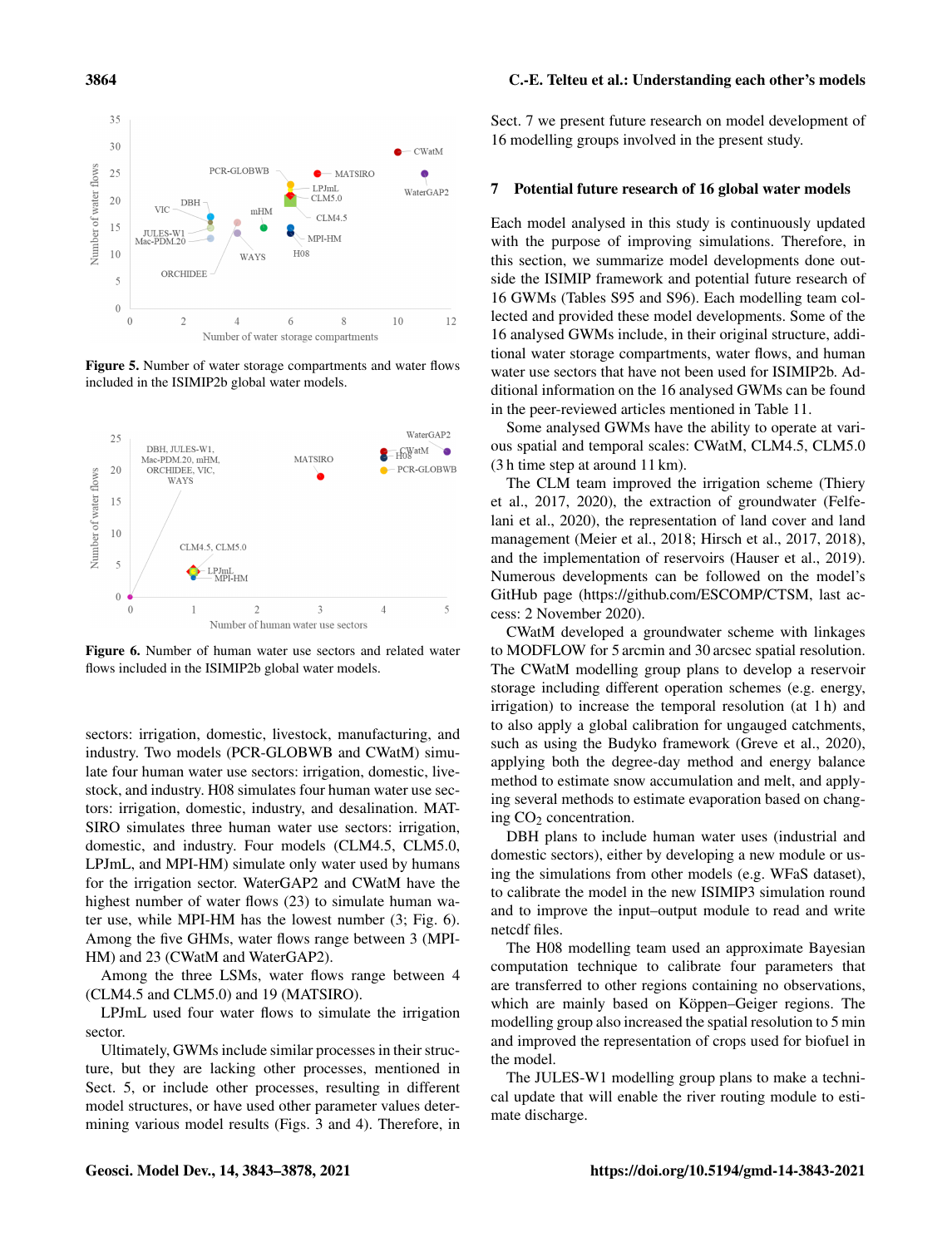Figure 5. Number of water storage compartments and water flows included in the ISIMIP2b global water models.

Figure 6. Number of human water use sectors and related water flows included in the ISIMIP2b global water models.

sectors: irrigation, domestic, livestock, manufacturing, and industry. Two models (PCR-GLOBWB and CWatM) simulate four human water use sectors: irrigation, domestic, livestock, and industry. H08 simulates four human water use sectors: irrigation, domestic, industry, and desalination. MATSIRO simulates three human water use sectors: irrigation, domestic, and industry. Four models (CLM4.5, CLM5.0, LPJmL, and MPI-HM) simulate only water used by humans for the irrigation sector. WaterGAP2 and CWatM have the highest number of water flows (23) to simulate human water use, while MPI-HM has the lowest number (3; Fig. 6). Among the five GHMs, water flows range between 3 (MPI-HM) and 23 (CWatM and WaterGAP2).

Among the three LSMs, water flows range between 4 (CLM4.5 and CLM5.0) and 19 (MATSIRO).

LPJmL used four water flows to simulate the irrigation sector.

Ultimately, GWMs include similar processes in their structure, but they are lacking other processes, mentioned in Sect. 5, or include other processes, resulting in different model structures, or have used other parameter values determining various model results (Figs. 3 and 4). Therefore, in Sect. 7 we present future research on model development of 16 modelling groups involved in the present study.

## 7 Potential future research of 16 global water models

Each model analysed in this study is continuously updated with the purpose of improving simulations. Therefore, in this section, we summarize model developments done outside the ISIMIP framework and potential future research of 16 GWMs (Tables S95 and S96). Each modelling team collected and provided these model developments. Some of the 16 analysed GWMs include, in their original structure, additional water storage compartments, water flows, and human water use sectors that have not been used for ISIMIP2b. Additional information on the 16 analysed GWMs can be found in the peer-reviewed articles mentioned in Table 11.

Some analysed GWMs have the ability to operate at various spatial and temporal scales: CWatM, CLM4.5, CLM5.0 (3 h time step at around 11 km).

The CLM team improved the irrigation scheme (Thiery et al., 2017, 2020), the extraction of groundwater (Felfelani et al., 2020), the representation of land cover and land management (Meier et al., 2018; Hirsch et al., 2017, 2018), and the implementation of reservoirs (Hauser et al., 2019). Numerous developments can be followed on the model's GitHub page (https://github.com/ESCOMP/CTSM, last access: 2 November 2020).

CWatM developed a groundwater scheme with linkages to MODFLOW for 5 arcmin and 30 arcsec spatial resolution. The CWatM modelling group plans to develop a reservoir storage including different operation schemes (e.g. energy, irrigation) to increase the temporal resolution (at 1 h) and to also apply a global calibration for ungauged catchments, such as using the Budyko framework (Greve et al., 2020), applying both the degree-day method and energy balance method to estimate snow accumulation and melt, and applying several methods to estimate evaporation based on changing $CO_2$ concentration.

DBH plans to include human water uses (industrial and domestic sectors), either by developing a new module or using the simulations from other models (e.g. WFaS dataset), to calibrate the model in the new ISIMIP3 simulation round and to improve the input–output module to read and write netcdf files.

The H08 modelling team used an approximate Bayesian computation technique to calibrate four parameters that are transferred to other regions containing no observations, which are mainly based on Köppen–Geiger regions. The modelling group also increased the spatial resolution to 5 min and improved the representation of crops used for biofuel in the model.

The JULES-W1 modelling group plans to make a technical update that will enable the river routing module to estimate discharge.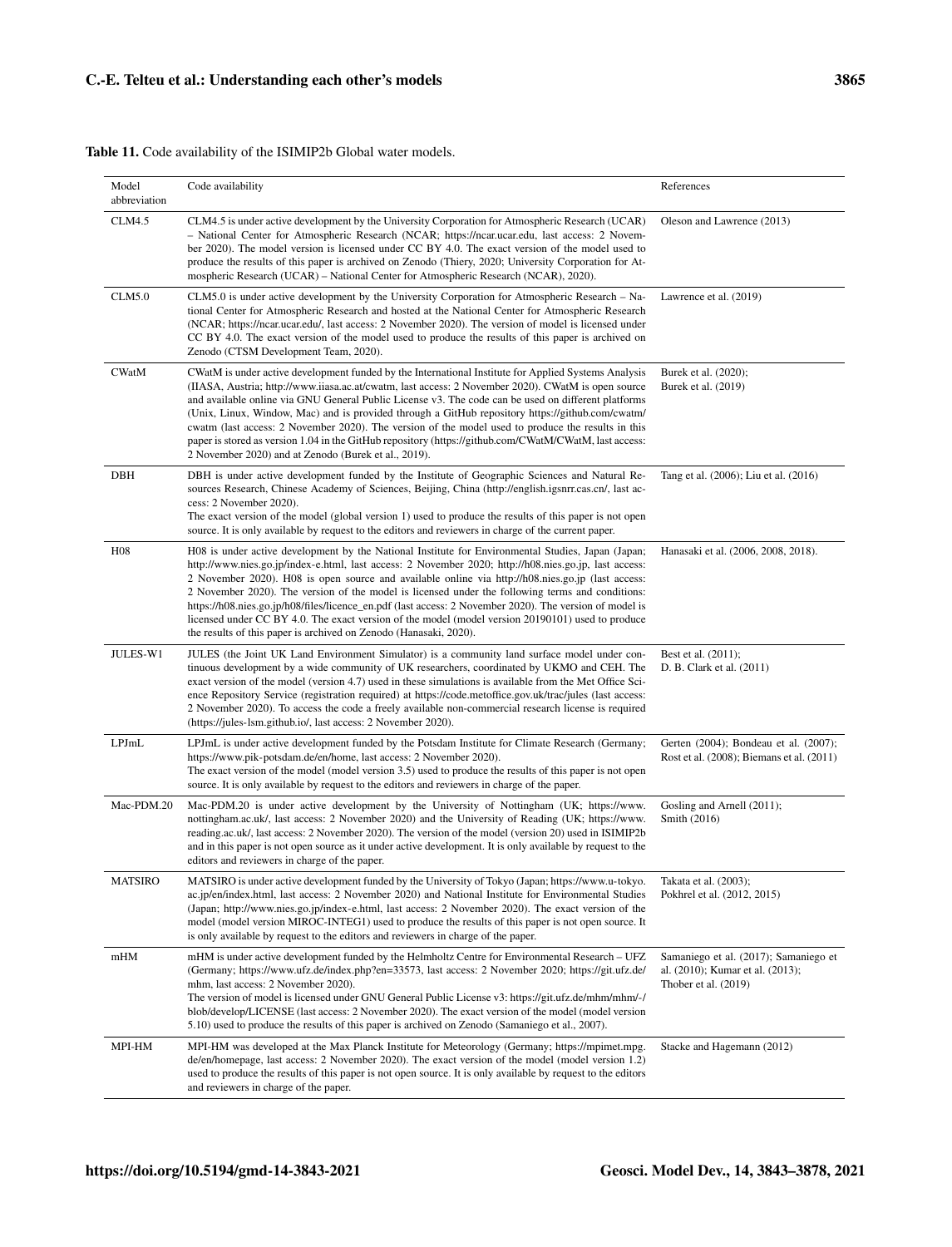**Table 11.** Code availability of the ISIMIP2b Global water models.

| Model abbreviation | Code availability | References |
|---|---|---|
| CLM4.5 | CLM4.5 is under active development by the University Corporation for Atmospheric Research (UCAR) – National Center for Atmospheric Research (NCAR; https://ncar.ucar.edu, last access: 2 November 2020). The model version is licensed under CC BY 4.0. The exact version of the model used to produce the results of this paper is archived on Zenodo (Thiery, 2020; University Corporation for Atmospheric Research (UCAR) – National Center for Atmospheric Research (NCAR), 2020). | Oleson and Lawrence (2013) |
| CLM5.0 | CLM5.0 is under active development by the University Corporation for Atmospheric Research – National Center for Atmospheric Research and hosted at the National Center for Atmospheric Research (NCAR; https://ncar.ucar.edu/, last access: 2 November 2020). The version of model is licensed under CC BY 4.0. The exact version of the model used to produce the results of this paper is archived on Zenodo (CTSM Development Team, 2020). | Lawrence et al. (2019) |
| CWatM | CWatM is under active development funded by the International Institute for Applied Systems Analysis (IIASA, Austria; http://www.iiasa.ac.at/cwatm, last access: 2 November 2020). CWatM is open source and available online via GNU General Public License v3. The code can be used on different platforms (Unix, Linux, Window, Mac) and is provided through a GitHub repository https://github.com/cwatm/cwatm (last access: 2 November 2020). The version of the model used to produce the results in this paper is stored as version 1.04 in the GitHub repository (https://github.com/CWatM/CWatM, last access: 2 November 2020) and at Zenodo (Burek et al., 2019). | Burek et al. (2020); Burek et al. (2019) |
| DBH | DBH is under active development funded by the Institute of Geographic Sciences and Natural Resources Research, Chinese Academy of Sciences, Beijing, China (http://english.igsnrr.cas.cn/, last access: 2 November 2020). The exact version of the model (global version 1) used to produce the results of this paper is not open source. It is only available by request to the editors and reviewers in charge of the current paper. | Tang et al. (2006); Liu et al. (2016) |
| H08 | H08 is under active development by the National Institute for Environmental Studies, Japan (Japan; http://www.nies.go.jp/index-e.html, last access: 2 November 2020; http://h08.nies.go.jp, last access: 2 November 2020). H08 is open source and available online via http://h08.nies.go.jp (last access: 2 November 2020). The version of the model is licensed under the following terms and conditions: https://h08.nies.go.jp/h08/files/licence_en.pdf (last access: 2 November 2020). The version of model is licensed under CC BY 4.0. The exact version of the model (model version 20190101) used to produce the results of this paper is archived on Zenodo (Hanasaki, 2020). | Hanasaki et al. (2006, 2008, 2018). |
| JULES-W1 | JULES (the Joint UK Land Environment Simulator) is a community land surface model under continuous development by a wide community of UK researchers, coordinated by UKMO and CEH. The exact version of the model (version 4.7) used in these simulations is available from the Met Office Science Repository Service (registration required) at https://code.metoffice.gov.uk/trac/jules (last access: 2 November 2020). To access the code a freely available non-commercial research license is required (https://jules-lsm.github.io/, last access: 2 November 2020). | Best et al. (2011); D. B. Clark et al. (2011) |
| LPJmL | LPJmL is under active development funded by the Potsdam Institute for Climate Research (Germany; https://www.pik-potsdam.de/en/home, last access: 2 November 2020). The exact version of the model (model version 3.5) used to produce the results of this paper is not open source. It is only available by request to the editors and reviewers in charge of the paper. | Gerten (2004); Bondeau et al. (2007); Rost et al. (2008); Biemans et al. (2011) |
| Mac-PDM.20 | Mac-PDM.20 is under active development by the University of Nottingham (UK; https://www.nottingham.ac.uk/, last access: 2 November 2020) and the University of Reading (UK; https://www.reading.ac.uk/, last access: 2 November 2020). The version of the model (version 20) used in ISIMIP2b and in this paper is not open source as it under active development. It is only available by request to the editors and reviewers in charge of the paper. | Gosling and Arnell (2011); Smith (2016) |
| MATSIRO | MATSIRO is under active development funded by the University of Tokyo (Japan; https://www.u-tokyo.ac.jp/en/index.html, last access: 2 November 2020) and National Institute for Environmental Studies (Japan; http://www.nies.go.jp/index-e.html, last access: 2 November 2020). The exact version of the model (model version MIROC-INTEG1) used to produce the results of this paper is not open source. It is only available by request to the editors and reviewers in charge of the paper. | Takata et al. (2003); Pokhrel et al. (2012, 2015) |
| mHM | mHM is under active development funded by the Helmholtz Centre for Environmental Research – UFZ (Germany; https://www.ufz.de/index.php?en=33573, last access: 2 November 2020; https://git.ufz.de/mhm, last access: 2 November 2020). The version of model is licensed under GNU General Public License v3: https://git.ufz.de/mhm/mhm/-/blob/develop/LICENSE (last access: 2 November 2020). The exact version of the model (model version 5.10) used to produce the results of this paper is archived on Zenodo (Samaniego et al., 2007). | Samaniego et al. (2017); Samaniego et al. (2010); Kumar et al. (2013); Thober et al. (2019) |
| MPI-HM | MPI-HM was developed at the Max Planck Institute for Meteorology (Germany; https://mpimet.mpg.de/en/homepage, last access: 2 November 2020). The exact version of the model (model version 1.2) used to produce the results of this paper is not open source. It is only available by request to the editors and reviewers in charge of the paper. | Stacke and Hagemann (2012) |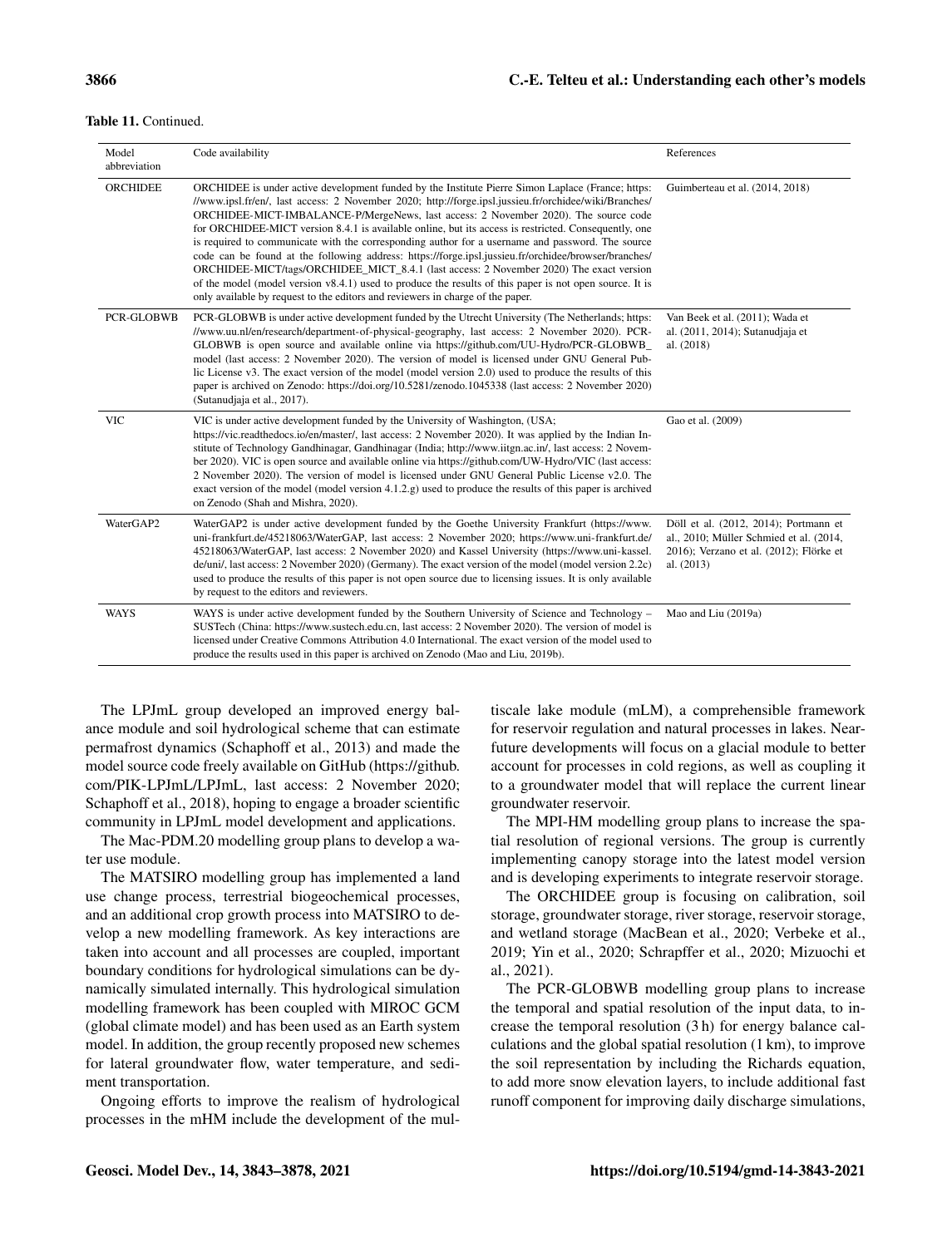**Table 11.** Continued.

| Model abbreviation | Code availability | References |
| --- | --- | --- |
| ORCHIDEE | ORCHIDEE is under active development funded by the Institute Pierre Simon Laplace (France; https://www.ipsl.fr/en/, last access: 2 November 2020; http://forge.ipsl.jussieu.fr/orchidee/wiki/Branches/ORCHIDEE-MICT-IMBALANCE-P/MergeNews, last access: 2 November 2020). The source code for ORCHIDEE-MICT version 8.4.1 is available online, but its access is restricted. Consequently, one is required to communicate with the corresponding author for a username and password. The source code can be found at the following address: https://forge.ipsl.jussieu.fr/orchidee/browser/branches/ORCHIDEE-MICT/tags/ORCHIDEE_MICT_8.4.1 (last access: 2 November 2020) The exact version of the model (model version v8.4.1) used to produce the results of this paper is not open source. It is only available by request to the editors and reviewers in charge of the paper. | Guimberteau et al. (2014, 2018) |
| PCR-GLOBWB | PCR-GLOBWB is under active development funded by the Utrecht University (The Netherlands; https://www.uu.nl/en/research/department-of-physical-geography, last access: 2 November 2020). PCR-GLOBWB is open source and available online via https://github.com/UU-Hydro/PCR-GLOBWB_model (last access: 2 November 2020). The version of model is licensed under GNU General Public License v3. The exact version of the model (model version 2.0) used to produce the results of this paper is archived on Zenodo: https://doi.org/10.5281/zenodo.1045338 (last access: 2 November 2020) (Sutanudjaja et al., 2017). | Van Beek et al. (2011); Wada et al. (2011, 2014); Sutanudjaja et al. (2018) |
| VIC | VIC is under active development funded by the University of Washington, (USA; https://vic.readthedocs.io/en/master/, last access: 2 November 2020). It was applied by the Indian Institute of Technology Gandhinagar, Gandhinagar (India; http://www.iitgn.ac.in/, last access: 2 November 2020). VIC is open source and available online via https://github.com/UW-Hydro/VIC (last access: 2 November 2020). The version of model is licensed under GNU General Public License v2.0. The exact version of the model (model version 4.1.2.g) used to produce the results of this paper is archived on Zenodo (Shah and Mishra, 2020). | Gao et al. (2009) |
| WaterGAP2 | WaterGAP2 is under active development funded by the Goethe University Frankfurt (https://www.uni-frankfurt.de/45218063/WaterGAP, last access: 2 November 2020; https://www.uni-frankfurt.de/45218063/WaterGAP, last access: 2 November 2020) and Kassel University (https://www.uni-kassel.de/uni/, last access: 2 November 2020) (Germany). The exact version of the model (model version 2.2c) used to produce the results of this paper is not open source due to licensing issues. It is only available by request to the editors and reviewers. | Döll et al. (2012, 2014); Portmann et al., 2010; Müller Schmied et al. (2014, 2016); Verzano et al. (2012); Flörke et al. (2013) |
| WAYS | WAYS is under active development funded by the Southern University of Science and Technology – SUSTech (China: https://www.sustech.edu.cn, last access: 2 November 2020). The version of model is licensed under Creative Commons Attribution 4.0 International. The exact version of the model used to produce the results used in this paper is archived on Zenodo (Mao and Liu, 2019b). | Mao and Liu (2019a) |

The LPJmL group developed an improved energy balance module and soil hydrological scheme that can estimate permafrost dynamics (Schaphoff et al., 2013) and made the model source code freely available on GitHub (https://github.com/PIK-LPJmL/LPJmL, last access: 2 November 2020; Schaphoff et al., 2018), hoping to engage a broader scientific community in LPJmL model development and applications.

The Mac-PDM.20 modelling group plans to develop a water use module.

The MATSIRO modelling group has implemented a land use change process, terrestrial biogeochemical processes, and an additional crop growth process into MATSIRO to develop a new modelling framework. As key interactions are taken into account and all processes are coupled, important boundary conditions for hydrological simulations can be dynamically simulated internally. This hydrological simulation modelling framework has been coupled with MIROC GCM (global climate model) and has been used as an Earth system model. In addition, the group recently proposed new schemes for lateral groundwater flow, water temperature, and sediment transportation.

Ongoing efforts to improve the realism of hydrological processes in the mHM include the development of the multiscale lake module (mLM), a comprehensible framework for reservoir regulation and natural processes in lakes. Near-future developments will focus on a glacial module to better account for processes in cold regions, as well as coupling it to a groundwater model that will replace the current linear groundwater reservoir.

The MPI-HM modelling group plans to increase the spatial resolution of regional versions. The group is currently implementing canopy storage into the latest model version and is developing experiments to integrate reservoir storage.

The ORCHIDEE group is focusing on calibration, soil storage, groundwater storage, river storage, reservoir storage, and wetland storage (MacBean et al., 2020; Verbeke et al., 2019; Yin et al., 2020; Schrapffer et al., 2020; Mizuochi et al., 2021).

The PCR-GLOBWB modelling group plans to increase the temporal and spatial resolution of the input data, to increase the temporal resolution (3 h) for energy balance calculations and the global spatial resolution (1 km), to improve the soil representation by including the Richards equation, to add more snow elevation layers, to include additional fast runoff component for improving daily discharge simulations,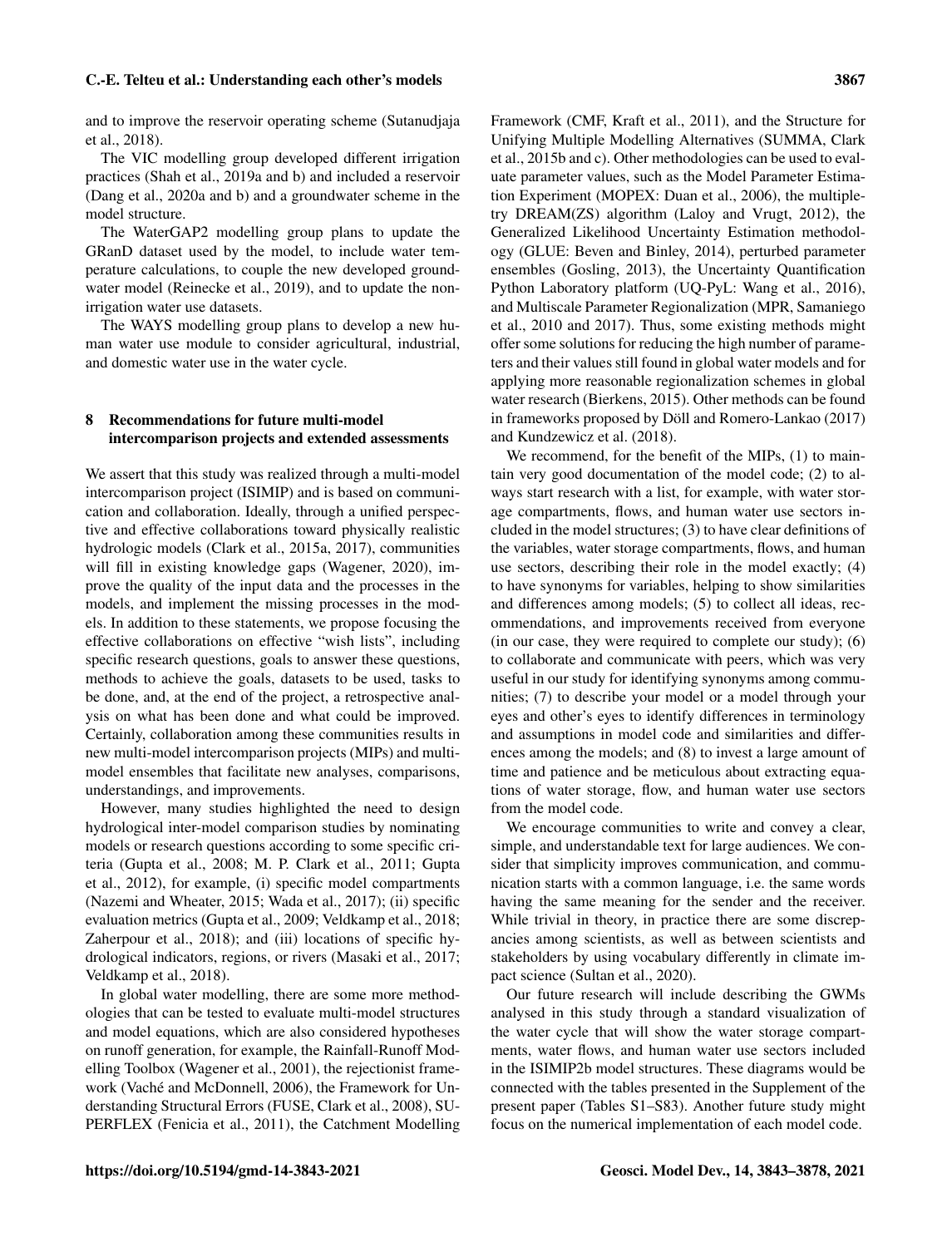and to improve the reservoir operating scheme (Sutanudjaja et al., 2018).

The VIC modelling group developed different irrigation practices (Shah et al., 2019a and b) and included a reservoir (Dang et al., 2020a and b) and a groundwater scheme in the model structure.

The WaterGAP2 modelling group plans to update the GRanD dataset used by the model, to include water temperature calculations, to couple the new developed groundwater model (Reinecke et al., 2019), and to update the non-irrigation water use datasets.

The WAYS modelling group plans to develop a new human water use module to consider agricultural, industrial, and domestic water use in the water cycle.

## 8 Recommendations for future multi-model intercomparison projects and extended assessments

We assert that this study was realized through a multi-model intercomparison project (ISIMIP) and is based on communication and collaboration. Ideally, through a unified perspective and effective collaborations toward physically realistic hydrologic models (Clark et al., 2015a, 2017), communities will fill in existing knowledge gaps (Wagener, 2020), improve the quality of the input data and the processes in the models, and implement the missing processes in the models. In addition to these statements, we propose focusing the effective collaborations on effective "wish lists", including specific research questions, goals to answer these questions, methods to achieve the goals, datasets to be used, tasks to be done, and, at the end of the project, a retrospective analysis on what has been done and what could be improved. Certainly, collaboration among these communities results in new multi-model intercomparison projects (MIPs) and multi-model ensembles that facilitate new analyses, comparisons, understandings, and improvements.

However, many studies highlighted the need to design hydrological inter-model comparison studies by nominating models or research questions according to some specific criteria (Gupta et al., 2008; M. P. Clark et al., 2011; Gupta et al., 2012), for example, (i) specific model compartments (Nazemi and Wheater, 2015; Wada et al., 2017); (ii) specific evaluation metrics (Gupta et al., 2009; Veldkamp et al., 2018; Zaherpour et al., 2018); and (iii) locations of specific hydrological indicators, regions, or rivers (Masaki et al., 2017; Veldkamp et al., 2018).

In global water modelling, there are some more methodologies that can be tested to evaluate multi-model structures and model equations, which are also considered hypotheses on runoff generation, for example, the Rainfall-Runoff Modelling Toolbox (Wagener et al., 2001), the rejectionist framework (Vaché and McDonnell, 2006), the Framework for Understanding Structural Errors (FUSE, Clark et al., 2008), SUPERFLEX (Fenicia et al., 2011), the Catchment Modelling Framework (CMF, Kraft et al., 2011), and the Structure for Unifying Multiple Modelling Alternatives (SUMMA, Clark et al., 2015b and c). Other methodologies can be used to evaluate parameter values, such as the Model Parameter Estimation Experiment (MOPEX: Duan et al., 2006), the multiple-try DREAM(ZS) algorithm (Laloy and Vrugt, 2012), the Generalized Likelihood Uncertainty Estimation methodology (GLUE: Beven and Binley, 2014), perturbed parameter ensembles (Gosling, 2013), the Uncertainty Quantification Python Laboratory platform (UQ-PyL: Wang et al., 2016), and Multiscale Parameter Regionalization (MPR, Samaniego et al., 2010 and 2017). Thus, some existing methods might offer some solutions for reducing the high number of parameters and their values still found in global water models and for applying more reasonable regionalization schemes in global water research (Bierkens, 2015). Other methods can be found in frameworks proposed by Döll and Romero-Lankao (2017) and Kundzewicz et al. (2018).

We recommend, for the benefit of the MIPs, (1) to maintain very good documentation of the model code; (2) to always start research with a list, for example, with water storage compartments, flows, and human water use sectors included in the model structures; (3) to have clear definitions of the variables, water storage compartments, flows, and human use sectors, describing their role in the model exactly; (4) to have synonyms for variables, helping to show similarities and differences among models; (5) to collect all ideas, recommendations, and improvements received from everyone (in our case, they were required to complete our study); (6) to collaborate and communicate with peers, which was very useful in our study for identifying synonyms among communities; (7) to describe your model or a model through your eyes and other's eyes to identify differences in terminology and assumptions in model code and similarities and differences among the models; and (8) to invest a large amount of time and patience and be meticulous about extracting equations of water storage, flow, and human water use sectors from the model code.

We encourage communities to write and convey a clear, simple, and understandable text for large audiences. We consider that simplicity improves communication, and communication starts with a common language, i.e. the same words having the same meaning for the sender and the receiver. While trivial in theory, in practice there are some discrepancies among scientists, as well as between scientists and stakeholders by using vocabulary differently in climate impact science (Sultan et al., 2020).

Our future research will include describing the GWMs analysed in this study through a standard visualization of the water cycle that will show the water storage compartments, water flows, and human water use sectors included in the ISIMIP2b model structures. These diagrams would be connected with the tables presented in the Supplement of the present paper (Tables S1–S83). Another future study might focus on the numerical implementation of each model code.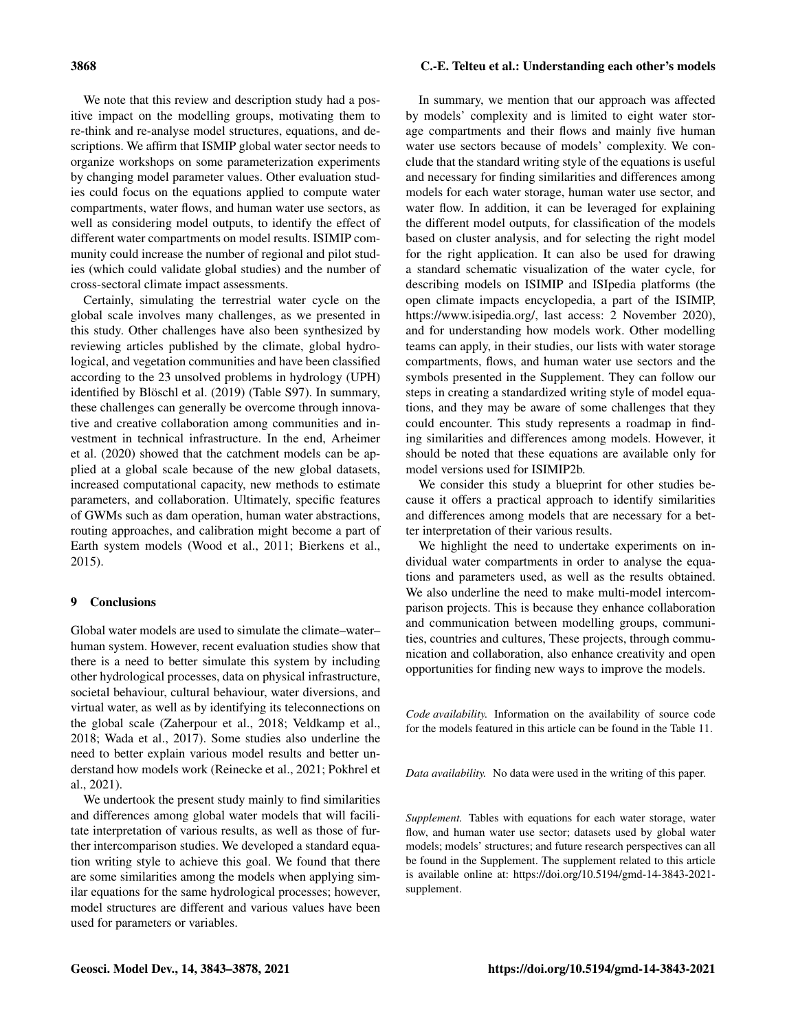We note that this review and description study had a positive impact on the modelling groups, motivating them to re-think and re-analyse model structures, equations, and descriptions. We affirm that ISMIP global water sector needs to organize workshops on some parameterization experiments by changing model parameter values. Other evaluation studies could focus on the equations applied to compute water compartments, water flows, and human water use sectors, as well as considering model outputs, to identify the effect of different water compartments on model results. ISIMIP community could increase the number of regional and pilot studies (which could validate global studies) and the number of cross-sectoral climate impact assessments.

Certainly, simulating the terrestrial water cycle on the global scale involves many challenges, as we presented in this study. Other challenges have also been synthesized by reviewing articles published by the climate, global hydrological, and vegetation communities and have been classified according to the 23 unsolved problems in hydrology (UPH) identified by Blöschl et al. (2019) (Table S97). In summary, these challenges can generally be overcome through innovative and creative collaboration among communities and investment in technical infrastructure. In the end, Arheimer et al. (2020) showed that the catchment models can be applied at a global scale because of the new global datasets, increased computational capacity, new methods to estimate parameters, and collaboration. Ultimately, specific features of GWMs such as dam operation, human water abstractions, routing approaches, and calibration might become a part of Earth system models (Wood et al., 2011; Bierkens et al., 2015).

## 9 Conclusions

Global water models are used to simulate the climate–water–human system. However, recent evaluation studies show that there is a need to better simulate this system by including other hydrological processes, data on physical infrastructure, societal behaviour, cultural behaviour, water diversions, and virtual water, as well as by identifying its teleconnections on the global scale (Zaherpour et al., 2018; Veldkamp et al., 2018; Wada et al., 2017). Some studies also underline the need to better explain various model results and better understand how models work (Reinecke et al., 2021; Pokhrel et al., 2021).

We undertook the present study mainly to find similarities and differences among global water models that will facilitate interpretation of various results, as well as those of further intercomparison studies. We developed a standard equation writing style to achieve this goal. We found that there are some similarities among the models when applying similar equations for the same hydrological processes; however, model structures are different and various values have been used for parameters or variables.

In summary, we mention that our approach was affected by models' complexity and is limited to eight water storage compartments and their flows and mainly five human water use sectors because of models' complexity. We conclude that the standard writing style of the equations is useful and necessary for finding similarities and differences among models for each water storage, human water use sector, and water flow. In addition, it can be leveraged for explaining the different model outputs, for classification of the models based on cluster analysis, and for selecting the right model for the right application. It can also be used for drawing a standard schematic visualization of the water cycle, for describing models on ISIMIP and ISIpedia platforms (the open climate impacts encyclopedia, a part of the ISIMIP, https://www.isipedia.org/, last access: 2 November 2020), and for understanding how models work. Other modelling teams can apply, in their studies, our lists with water storage compartments, flows, and human water use sectors and the symbols presented in the Supplement. They can follow our steps in creating a standardized writing style of model equations, and they may be aware of some challenges that they could encounter. This study represents a roadmap in finding similarities and differences among models. However, it should be noted that these equations are available only for model versions used for ISIMIP2b.

We consider this study a blueprint for other studies because it offers a practical approach to identify similarities and differences among models that are necessary for a better interpretation of their various results.

We highlight the need to undertake experiments on individual water compartments in order to analyse the equations and parameters used, as well as the results obtained. We also underline the need to make multi-model intercomparison projects. This is because they enhance collaboration and communication between modelling groups, communities, countries and cultures, These projects, through communication and collaboration, also enhance creativity and open opportunities for finding new ways to improve the models.

*Code availability.* Information on the availability of source code for the models featured in this article can be found in the Table 11.

*Data availability.* No data were used in the writing of this paper.

*Supplement.* Tables with equations for each water storage, water flow, and human water use sector; datasets used by global water models; models' structures; and future research perspectives can all be found in the Supplement. The supplement related to this article is available online at: https://doi.org/10.5194/gmd-14-3843-2021-supplement.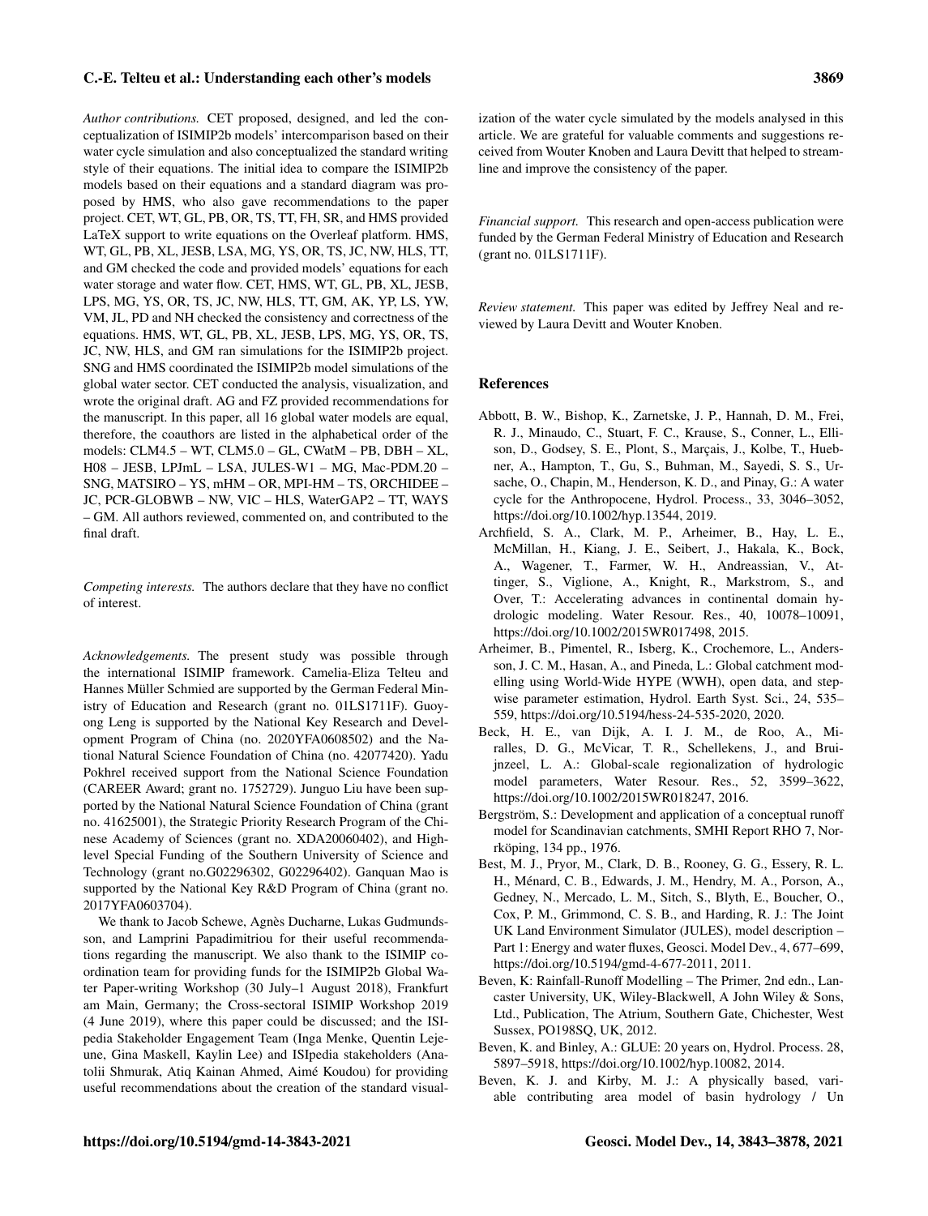*Author contributions.* CET proposed, designed, and led the conceptualization of ISIMIP2b models' intercomparison based on their water cycle simulation and also conceptualized the standard writing style of their equations. The initial idea to compare the ISIMIP2b models based on their equations and a standard diagram was proposed by HMS, who also gave recommendations to the paper project. CET, WT, GL, PB, OR, TS, TT, FH, SR, and HMS provided LaTeX support to write equations on the Overleaf platform. HMS, WT, GL, PB, XL, JESB, LSA, MG, YS, OR, TS, JC, NW, HLS, TT, and GM checked the code and provided models' equations for each water storage and water flow. CET, HMS, WT, GL, PB, XL, JESB, LPS, MG, YS, OR, TS, JC, NW, HLS, TT, GM, AK, YP, LS, YW, VM, JL, PD and NH checked the consistency and correctness of the equations. HMS, WT, GL, PB, XL, JESB, LPS, MG, YS, OR, TS, JC, NW, HLS, and GM ran simulations for the ISIMIP2b project. SNG and HMS coordinated the ISIMIP2b model simulations of the global water sector. CET conducted the analysis, visualization, and wrote the original draft. AG and FZ provided recommendations for the manuscript. In this paper, all 16 global water models are equal, therefore, the coauthors are listed in the alphabetical order of the models: CLM4.5 – WT, CLM5.0 – GL, CWatM – PB, DBH – XL, H08 – JESB, LPJmL – LSA, JULES-W1 – MG, Mac-PDM.20 – SNG, MATSIRO – YS, mHM – OR, MPI-HM – TS, ORCHIDEE – JC, PCR-GLOBWB – NW, VIC – HLS, WaterGAP2 – TT, WAYS – GM. All authors reviewed, commented on, and contributed to the final draft.

*Competing interests.* The authors declare that they have no conflict of interest.

*Acknowledgements.* The present study was possible through the international ISIMIP framework. Camelia-Eliza Telteu and Hannes Müller Schmied are supported by the German Federal Ministry of Education and Research (grant no. 01LS1711F). Guoyong Leng is supported by the National Key Research and Development Program of China (no. 2020YFA0608502) and the National Natural Science Foundation of China (no. 42077420). Yadu Pokhrel received support from the National Science Foundation (CAREER Award; grant no. 1752729). Junguo Liu have been supported by the National Natural Science Foundation of China (grant no. 41625001), the Strategic Priority Research Program of the Chinese Academy of Sciences (grant no. XDA20060402), and High-level Special Funding of the Southern University of Science and Technology (grant no.G02296302, G02296402). Ganquan Mao is supported by the National Key R&D Program of China (grant no. 2017YFA0603704).

We thank to Jacob Schewe, Agnès Ducharne, Lukas Gudmundsson, and Lamprini Papadimitriou for their useful recommendations regarding the manuscript. We also thank to the ISIMIP coordination team for providing funds for the ISIMIP2b Global Water Paper-writing Workshop (30 July–1 August 2018), Frankfurt am Main, Germany; the Cross-sectoral ISIMIP Workshop 2019 (4 June 2019), where this paper could be discussed; and the ISIpedia Stakeholder Engagement Team (Inga Menke, Quentin Lejeune, Gina Maskell, Kaylin Lee) and ISIpedia stakeholders (Anatolii Shmurak, Atiq Kainan Ahmed, Aimé Koudou) for providing useful recommendations about the creation of the standard visualization of the water cycle simulated by the models analysed in this article. We are grateful for valuable comments and suggestions received from Wouter Knoben and Laura Devitt that helped to streamline and improve the consistency of the paper.

*Financial support.* This research and open-access publication were funded by the German Federal Ministry of Education and Research (grant no. 01LS1711F).

*Review statement.* This paper was edited by Jeffrey Neal and reviewed by Laura Devitt and Wouter Knoben.

## References

- Abbott, B. W., Bishop, K., Zarnetske, J. P., Hannah, D. M., Frei, R. J., Minaudo, C., Stuart, F. C., Krause, S., Conner, L., Ellison, D., Godsey, S. E., Plont, S., Marçais, J., Kolbe, T., Huebner, A., Hampton, T., Gu, S., Buhman, M., Sayedi, S. S., Ursache, O., Chapin, M., Henderson, K. D., and Pinay, G.: A water cycle for the Anthropocene, Hydrol. Process., 33, 3046–3052, https://doi.org/10.1002/hyp.13544, 2019.
- Archfield, S. A., Clark, M. P., Arheimer, B., Hay, L. E., McMillan, H., Kiang, J. E., Seibert, J., Hakala, K., Bock, A., Wagener, T., Farmer, W. H., Andreassian, V., Attinger, S., Viglione, A., Knight, R., Markstrom, S., and Over, T.: Accelerating advances in continental domain hydrologic modeling. Water Resour. Res., 40, 10078–10091, https://doi.org/10.1002/2015WR017498, 2015.
- Arheimer, B., Pimentel, R., Isberg, K., Crochemore, L., Andersson, J. C. M., Hasan, A., and Pineda, L.: Global catchment modelling using World-Wide HYPE (WWH), open data, and stepwise parameter estimation, Hydrol. Earth Syst. Sci., 24, 535–559, https://doi.org/10.5194/hess-24-535-2020, 2020.
- Beck, H. E., van Dijk, A. I. J. M., de Roo, A., Miralles, D. G., McVicar, T. R., Schellekens, J., and Bruijnzeel, L. A.: Global-scale regionalization of hydrologic model parameters, Water Resour. Res., 52, 3599–3622, https://doi.org/10.1002/2015WR018247, 2016.
- Bergström, S.: Development and application of a conceptual runoff model for Scandinavian catchments, SMHI Report RHO 7, Norrköping, 134 pp., 1976.
- Best, M. J., Pryor, M., Clark, D. B., Rooney, G. G., Essery, R. L. H., Ménard, C. B., Edwards, J. M., Hendry, M. A., Porson, A., Gedney, N., Mercado, L. M., Sitch, S., Blyth, E., Boucher, O., Cox, P. M., Grimmond, C. S. B., and Harding, R. J.: The Joint UK Land Environment Simulator (JULES), model description – Part 1: Energy and water fluxes, Geosci. Model Dev., 4, 677–699, https://doi.org/10.5194/gmd-4-677-2011, 2011.
- Beven, K: Rainfall-Runoff Modelling – The Primer, 2nd edn., Lancaster University, UK, Wiley-Blackwell, A John Wiley & Sons, Ltd., Publication, The Atrium, Southern Gate, Chichester, West Sussex, PO198SQ, UK, 2012.
- Beven, K. and Binley, A.: GLUE: 20 years on, Hydrol. Process. 28, 5897–5918, https://doi.org/10.1002/hyp.10082, 2014.
- Beven, K. J. and Kirby, M. J.: A physically based, variable contributing area model of basin hydrology / Un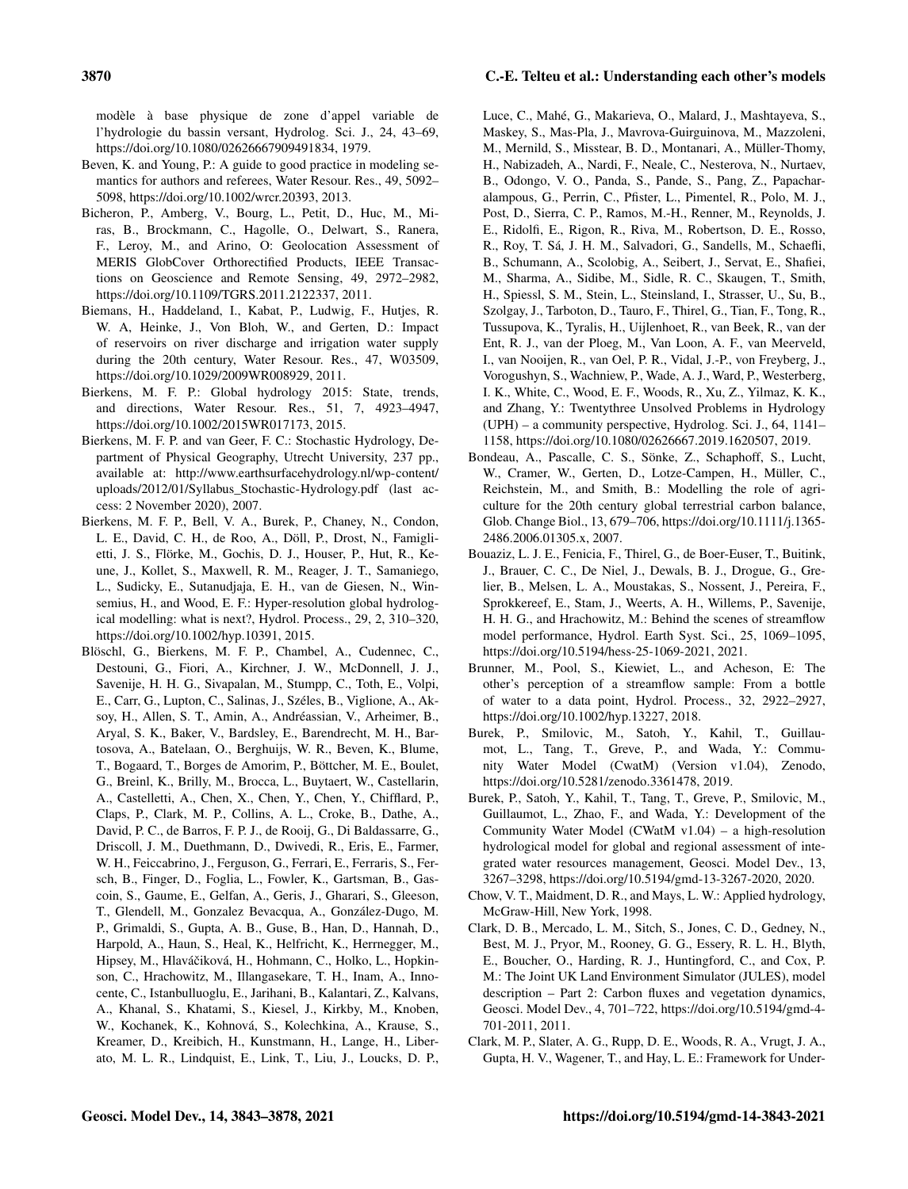modèle à base physique de zone d'appel variable de l'hydrologie du bassin versant, Hydrolog. Sci. J., 24, 43–69, https://doi.org/10.1080/02626667909491834, 1979.

Beven, K. and Young, P.: A guide to good practice in modeling semantics for authors and referees, Water Resour. Res., 49, 5092–5098, https://doi.org/10.1002/wrcr.20393, 2013.

Bicheron, P., Amberg, V., Bourg, L., Petit, D., Huc, M., Miras, B., Brockmann, C., Hagolle, O., Delwart, S., Ranera, F., Leroy, M., and Arino, O: Geolocation Assessment of MERIS GlobCover Orthorectified Products, IEEE Transactions on Geoscience and Remote Sensing, 49, 2972–2982, https://doi.org/10.1109/TGRS.2011.2122337, 2011.

Biemans, H., Haddeland, I., Kabat, P., Ludwig, F., Hutjes, R. W. A, Heinke, J., Von Bloh, W., and Gerten, D.: Impact of reservoirs on river discharge and irrigation water supply during the 20th century, Water Resour. Res., 47, W03509, https://doi.org/10.1029/2009WR008929, 2011.

Bierkens, M. F. P.: Global hydrology 2015: State, trends, and directions, Water Resour. Res., 51, 7, 4923–4947, https://doi.org/10.1002/2015WR017173, 2015.

Bierkens, M. F. P. and van Geer, F. C.: Stochastic Hydrology, Department of Physical Geography, Utrecht University, 237 pp., available at: http://www.earthsurfacehydrology.nl/wp-content/uploads/2012/01/Syllabus_Stochastic-Hydrology.pdf (last access: 2 November 2020), 2007.

Bierkens, M. F. P., Bell, V. A., Burek, P., Chaney, N., Condon, L. E., David, C. H., de Roo, A., Döll, P., Drost, N., Famiglietti, J. S., Flörke, M., Gochis, D. J., Houser, P., Hut, R., Keune, J., Kollet, S., Maxwell, R. M., Reager, J. T., Samaniego, L., Sudicky, E., Sutanudjaja, E. H., van de Giesen, N., Winsemius, H., and Wood, E. F.: Hyper-resolution global hydrological modelling: what is next?, Hydrol. Process., 29, 2, 310–320, https://doi.org/10.1002/hyp.10391, 2015.

Blöschl, G., Bierkens, M. F. P., Chambel, A., Cudennec, C., Destouni, G., Fiori, A., Kirchner, J. W., McDonnell, J. J., Savenije, H. H. G., Sivapalan, M., Stumpp, C., Toth, E., Volpi, E., Carr, G., Lupton, C., Salinas, J., Széles, B., Viglione, A., Aksoy, H., Allen, S. T., Amin, A., Andréassian, V., Arheimer, B., Aryal, S. K., Baker, V., Bardsley, E., Barendrecht, M. H., Bartosova, A., Batelaan, O., Berghuijs, W. R., Beven, K., Blume, T., Bogaard, T., Borges de Amorim, P., Böttcher, M. E., Boulet, G., Breinl, K., Brilly, M., Brocca, L., Buytaert, W., Castellarin, A., Castelletti, A., Chen, X., Chen, Y., Chen, Y., Chifflard, P., Claps, P., Clark, M. P., Collins, A. L., Croke, B., Dathe, A., David, P. C., de Barros, F. P. J., de Rooij, G., Di Baldassarre, G., Driscoll, J. M., Duethmann, D., Dwivedi, R., Eris, E., Farmer, W. H., Feiccabrino, J., Ferguson, G., Ferrari, E., Ferraris, S., Fersch, B., Finger, D., Foglia, L., Fowler, K., Gartsman, B., Gascoin, S., Gaume, E., Gelfan, A., Geris, J., Gharari, S., Gleeson, T., Glendell, M., Gonzalez Bevacqua, A., González-Dugo, M. P., Grimaldi, S., Gupta, A. B., Guse, B., Han, D., Hannah, D., Harpold, A., Haun, S., Heal, K., Helfricht, K., Herrnegger, M., Hipsey, M., Hlaváčiková, H., Hohmann, C., Holko, L., Hopkinson, C., Hrachowitz, M., Illangasekare, T. H., Inam, A., Innocente, C., Istanbulluoglu, E., Jarihani, B., Kalantari, Z., Kalvans, A., Khanal, S., Khatami, S., Kiesel, J., Kirkby, M., Knoben, W., Kochanek, K., Kohnová, S., Kolechkina, A., Krause, S., Kreamer, D., Kreibich, H., Kunstmann, H., Lange, H., Liberato, M. L. R., Lindquist, E., Link, T., Liu, J., Loucks, D. P., Luce, C., Mahé, G., Makarieva, O., Malard, J., Mashtayeva, S., Maskey, S., Mas-Pla, J., Mavrova-Guirguinova, M., Mazzoleni, M., Mernild, S., Misstear, B. D., Montanari, A., Müller-Thomy, H., Nabizadeh, A., Nardi, F., Neale, C., Nesterova, N., Nurtaev, B., Odongo, V. O., Panda, S., Pande, S., Pang, Z., Papacharalampous, G., Perrin, C., Pfister, L., Pimentel, R., Polo, M. J., Post, D., Sierra, C. P., Ramos, M.-H., Renner, M., Reynolds, J. E., Ridolfi, E., Rigon, R., Riva, M., Robertson, D. E., Rosso, R., Roy, T. Sá, J. H. M., Salvadori, G., Sandells, M., Schaefli, B., Schumann, A., Scolobig, A., Seibert, J., Servat, E., Shafiei, M., Sharma, A., Sidibe, M., Sidle, R. C., Skaugen, T., Smith, H., Spiessl, S. M., Stein, L., Steinsland, I., Strasser, U., Su, B., Szolgay, J., Tarboton, D., Tauro, F., Thirel, G., Tian, F., Tong, R., Tussupova, K., Tyralis, H., Uijlenhoet, R., van Beek, R., van der Ent, R. J., van der Ploeg, M., Van Loon, A. F., van Meerveld, I., van Nooijen, R., van Oel, P. R., Vidal, J.-P., von Freyberg, J., Vorogushyn, S., Wachniew, P., Wade, A. J., Ward, P., Westerberg, I. K., White, C., Wood, E. F., Woods, R., Xu, Z., Yilmaz, K. K., and Zhang, Y.: Twentythree Unsolved Problems in Hydrology (UPH) – a community perspective, Hydrolog. Sci. J., 64, 1141–1158, https://doi.org/10.1080/02626667.2019.1620507, 2019.

Bondeau, A., Pascalle, C. S., Sönke, Z., Schaphoff, S., Lucht, W., Cramer, W., Gerten, D., Lotze-Campen, H., Müller, C., Reichstein, M., and Smith, B.: Modelling the role of agriculture for the 20th century global terrestrial carbon balance, Glob. Change Biol., 13, 679–706, https://doi.org/10.1111/j.1365-2486.2006.01305.x, 2007.

Bouaziz, L. J. E., Fenicia, F., Thirel, G., de Boer-Euser, T., Buitink, J., Brauer, C. C., De Niel, J., Dewals, B. J., Drogue, G., Grelier, B., Melsen, L. A., Moustakas, S., Nossent, J., Pereira, F., Sprokkereef, E., Stam, J., Weerts, A. H., Willems, P., Savenije, H. H. G., and Hrachowitz, M.: Behind the scenes of streamflow model performance, Hydrol. Earth Syst. Sci., 25, 1069–1095, https://doi.org/10.5194/hess-25-1069-2021, 2021.

Brunner, M., Pool, S., Kiewiet, L., and Acheson, E: The other's perception of a streamflow sample: From a bottle of water to a data point, Hydrol. Process., 32, 2922–2927, https://doi.org/10.1002/hyp.13227, 2018.

Burek, P., Smilovic, M., Satoh, Y., Kahil, T., Guillaumot, L., Tang, T., Greve, P., and Wada, Y.: Community Water Model (CwatM) (Version v1.04), Zenodo, https://doi.org/10.5281/zenodo.3361478, 2019.

Burek, P., Satoh, Y., Kahil, T., Tang, T., Greve, P., Smilovic, M., Guillaumot, L., Zhao, F., and Wada, Y.: Development of the Community Water Model (CWatM v1.04) – a high-resolution hydrological model for global and regional assessment of integrated water resources management, Geosci. Model Dev., 13, 3267–3298, https://doi.org/10.5194/gmd-13-3267-2020, 2020.

Chow, V. T., Maidment, D. R., and Mays, L. W.: Applied hydrology, McGraw-Hill, New York, 1998.

Clark, D. B., Mercado, L. M., Sitch, S., Jones, C. D., Gedney, N., Best, M. J., Pryor, M., Rooney, G. G., Essery, R. L. H., Blyth, E., Boucher, O., Harding, R. J., Huntingford, C., and Cox, P. M.: The Joint UK Land Environment Simulator (JULES), model description – Part 2: Carbon fluxes and vegetation dynamics, Geosci. Model Dev., 4, 701–722, https://doi.org/10.5194/gmd-4-701-2011, 2011.

Clark, M. P., Slater, A. G., Rupp, D. E., Woods, R. A., Vrugt, J. A., Gupta, H. V., Wagener, T., and Hay, L. E.: Framework for Under-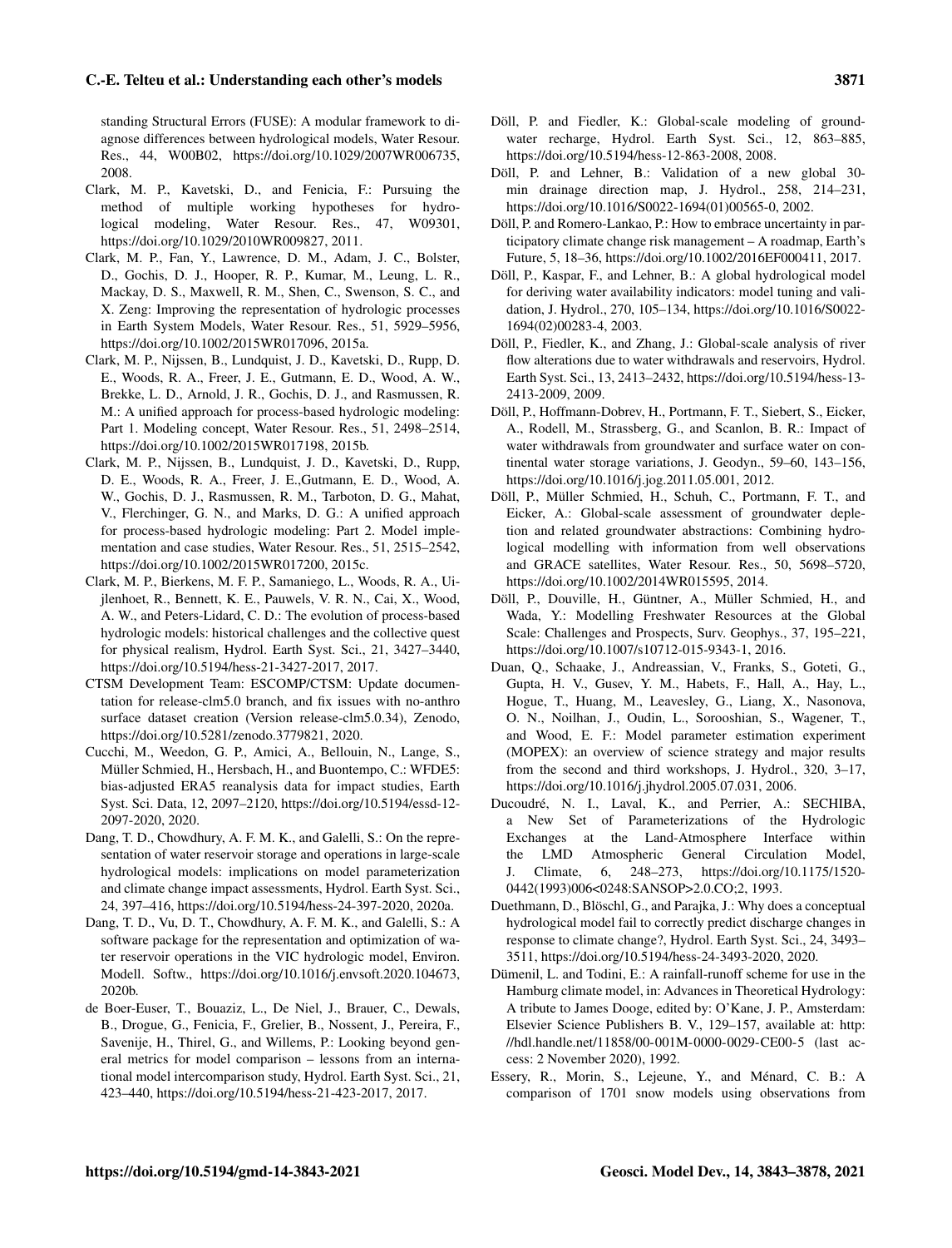standing Structural Errors (FUSE): A modular framework to diagnose differences between hydrological models, Water Resour. Res., 44, W00B02, https://doi.org/10.1029/2007WR006735, 2008.

Clark, M. P., Kavetski, D., and Fenicia, F.: Pursuing the method of multiple working hypotheses for hydrological modeling, Water Resour. Res., 47, W09301, https://doi.org/10.1029/2010WR009827, 2011.

Clark, M. P., Fan, Y., Lawrence, D. M., Adam, J. C., Bolster, D., Gochis, D. J., Hooper, R. P., Kumar, M., Leung, L. R., Mackay, D. S., Maxwell, R. M., Shen, C., Swenson, S. C., and X. Zeng: Improving the representation of hydrologic processes in Earth System Models, Water Resour. Res., 51, 5929–5956, https://doi.org/10.1002/2015WR017096, 2015a.

Clark, M. P., Nijssen, B., Lundquist, J. D., Kavetski, D., Rupp, D. E., Woods, R. A., Freer, J. E., Gutmann, E. D., Wood, A. W., Brekke, L. D., Arnold, J. R., Gochis, D. J., and Rasmussen, R. M.: A unified approach for process-based hydrologic modeling: Part 1. Modeling concept, Water Resour. Res., 51, 2498–2514, https://doi.org/10.1002/2015WR017198, 2015b.

Clark, M. P., Nijssen, B., Lundquist, J. D., Kavetski, D., Rupp, D. E., Woods, R. A., Freer, J. E.,Gutmann, E. D., Wood, A. W., Gochis, D. J., Rasmussen, R. M., Tarboton, D. G., Mahat, V., Flerchinger, G. N., and Marks, D. G.: A unified approach for process-based hydrologic modeling: Part 2. Model implementation and case studies, Water Resour. Res., 51, 2515–2542, https://doi.org/10.1002/2015WR017200, 2015c.

Clark, M. P., Bierkens, M. F. P., Samaniego, L., Woods, R. A., Uijlenhoet, R., Bennett, K. E., Pauwels, V. R. N., Cai, X., Wood, A. W., and Peters-Lidard, C. D.: The evolution of process-based hydrologic models: historical challenges and the collective quest for physical realism, Hydrol. Earth Syst. Sci., 21, 3427–3440, https://doi.org/10.5194/hess-21-3427-2017, 2017.

CTSM Development Team: ESCOMP/CTSM: Update documentation for release-clm5.0 branch, and fix issues with no-anthro surface dataset creation (Version release-clm5.0.34), Zenodo, https://doi.org/10.5281/zenodo.3779821, 2020.

Cucchi, M., Weedon, G. P., Amici, A., Bellouin, N., Lange, S., Müller Schmied, H., Hersbach, H., and Buontempo, C.: WFDE5: bias-adjusted ERA5 reanalysis data for impact studies, Earth Syst. Sci. Data, 12, 2097–2120, https://doi.org/10.5194/essd-12-2097-2020, 2020.

Dang, T. D., Chowdhury, A. F. M. K., and Galelli, S.: On the representation of water reservoir storage and operations in large-scale hydrological models: implications on model parameterization and climate change impact assessments, Hydrol. Earth Syst. Sci., 24, 397–416, https://doi.org/10.5194/hess-24-397-2020, 2020a.

Dang, T. D., Vu, D. T., Chowdhury, A. F. M. K., and Galelli, S.: A software package for the representation and optimization of water reservoir operations in the VIC hydrologic model, Environ. Modell. Softw., https://doi.org/10.1016/j.envsoft.2020.104673, 2020b.

de Boer-Euser, T., Bouaziz, L., De Niel, J., Brauer, C., Dewals, B., Drogue, G., Fenicia, F., Grelier, B., Nossent, J., Pereira, F., Savenije, H., Thirel, G., and Willems, P.: Looking beyond general metrics for model comparison – lessons from an international model intercomparison study, Hydrol. Earth Syst. Sci., 21, 423–440, https://doi.org/10.5194/hess-21-423-2017, 2017.

Döll, P. and Fiedler, K.: Global-scale modeling of groundwater recharge, Hydrol. Earth Syst. Sci., 12, 863–885, https://doi.org/10.5194/hess-12-863-2008, 2008.

Döll, P. and Lehner, B.: Validation of a new global 30-min drainage direction map, J. Hydrol., 258, 214–231, https://doi.org/10.1016/S0022-1694(01)00565-0, 2002.

Döll, P. and Romero-Lankao, P.: How to embrace uncertainty in participatory climate change risk management – A roadmap, Earth's Future, 5, 18–36, https://doi.org/10.1002/2016EF000411, 2017.

Döll, P., Kaspar, F., and Lehner, B.: A global hydrological model for deriving water availability indicators: model tuning and validation, J. Hydrol., 270, 105–134, https://doi.org/10.1016/S0022-1694(02)00283-4, 2003.

Döll, P., Fiedler, K., and Zhang, J.: Global-scale analysis of river flow alterations due to water withdrawals and reservoirs, Hydrol. Earth Syst. Sci., 13, 2413–2432, https://doi.org/10.5194/hess-13-2413-2009, 2009.

Döll, P., Hoffmann-Dobrev, H., Portmann, F. T., Siebert, S., Eicker, A., Rodell, M., Strassberg, G., and Scanlon, B. R.: Impact of water withdrawals from groundwater and surface water on continental water storage variations, J. Geodyn., 59–60, 143–156, https://doi.org/10.1016/j.jog.2011.05.001, 2012.

Döll, P., Müller Schmied, H., Schuh, C., Portmann, F. T., and Eicker, A.: Global-scale assessment of groundwater depletion and related groundwater abstractions: Combining hydrological modelling with information from well observations and GRACE satellites, Water Resour. Res., 50, 5698–5720, https://doi.org/10.1002/2014WR015595, 2014.

Döll, P., Douville, H., Güntner, A., Müller Schmied, H., and Wada, Y.: Modelling Freshwater Resources at the Global Scale: Challenges and Prospects, Surv. Geophys., 37, 195–221, https://doi.org/10.1007/s10712-015-9343-1, 2016.

Duan, Q., Schaake, J., Andreassian, V., Franks, S., Goteti, G., Gupta, H. V., Gusev, Y. M., Habets, F., Hall, A., Hay, L., Hogue, T., Huang, M., Leavesley, G., Liang, X., Nasonova, O. N., Noilhan, J., Oudin, L., Sorooshian, S., Wagener, T., and Wood, E. F.: Model parameter estimation experiment (MOPEX): an overview of science strategy and major results from the second and third workshops, J. Hydrol., 320, 3–17, https://doi.org/10.1016/j.jhydrol.2005.07.031, 2006.

Ducoudré, N. I., Laval, K., and Perrier, A.: SECHIBA, a New Set of Parameterizations of the Hydrologic Exchanges at the Land-Atmosphere Interface within the LMD Atmospheric General Circulation Model, J. Climate, 6, 248–273, https://doi.org/10.1175/1520-0442(1993)006<0248:SANSOP>2.0.CO;2, 1993.

Duethmann, D., Blöschl, G., and Parajka, J.: Why does a conceptual hydrological model fail to correctly predict discharge changes in response to climate change?, Hydrol. Earth Syst. Sci., 24, 3493–3511, https://doi.org/10.5194/hess-24-3493-2020, 2020.

Dümenil, L. and Todini, E.: A rainfall-runoff scheme for use in the Hamburg climate model, in: Advances in Theoretical Hydrology: A tribute to James Dooge, edited by: O'Kane, J. P., Amsterdam: Elsevier Science Publishers B. V., 129–157, available at: http://hdl.handle.net/11858/00-001M-0000-0029-CE00-5 (last access: 2 November 2020), 1992.

Essery, R., Morin, S., Lejeune, Y., and Ménard, C. B.: A comparison of 1701 snow models using observations from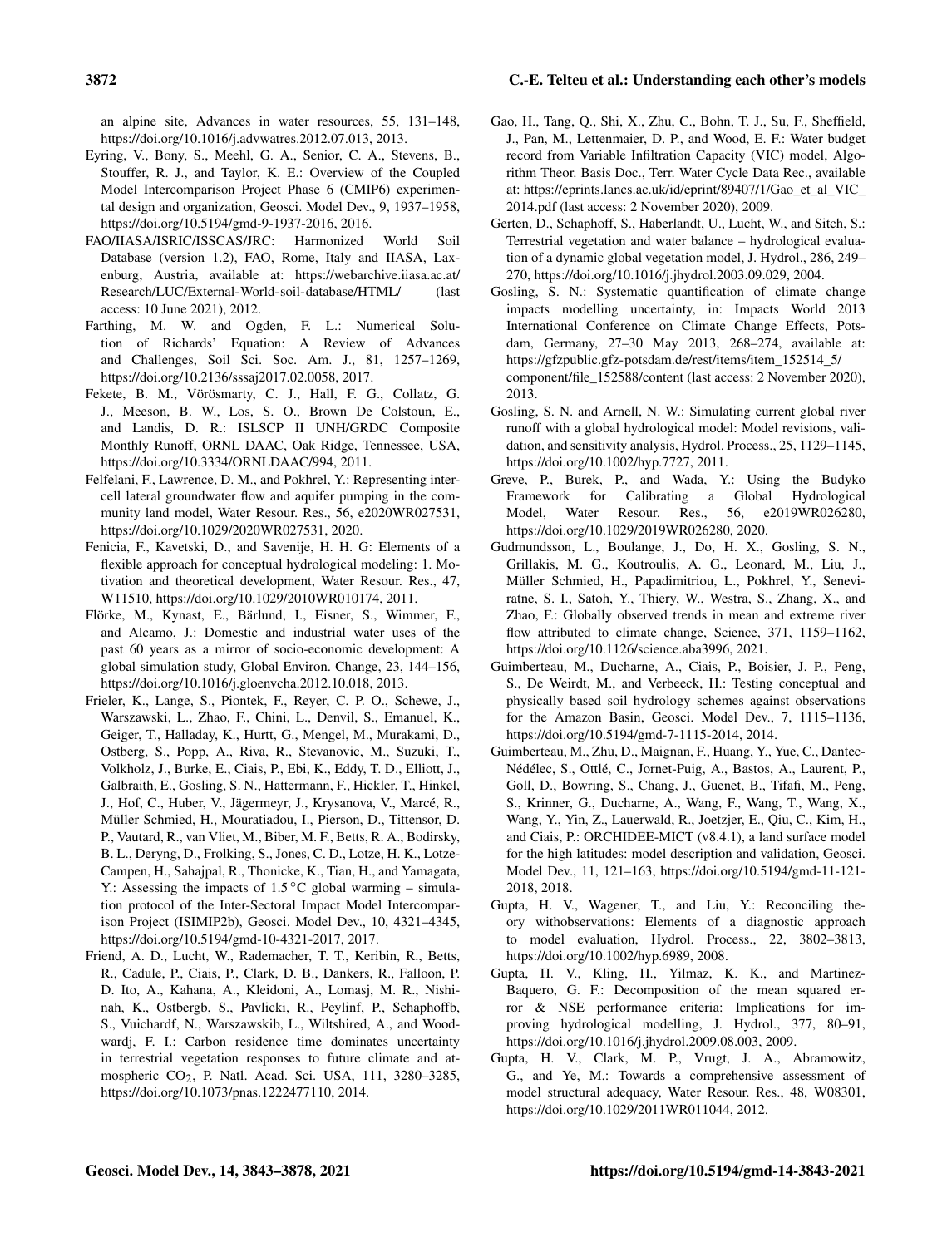an alpine site, Advances in water resources, 55, 131–148, https://doi.org/10.1016/j.advwatres.2012.07.013, 2013.

Eyring, V., Bony, S., Meehl, G. A., Senior, C. A., Stevens, B., Stouffer, R. J., and Taylor, K. E.: Overview of the Coupled Model Intercomparison Project Phase 6 (CMIP6) experimental design and organization, Geosci. Model Dev., 9, 1937–1958, https://doi.org/10.5194/gmd-9-1937-2016, 2016.

FAO/IIASA/ISRIC/ISSCAS/JRC: Harmonized World Soil Database (version 1.2), FAO, Rome, Italy and IIASA, Laxenburg, Austria, available at: https://webarchive.iiasa.ac.at/Research/LUC/External-World-soil-database/HTML/ (last access: 10 June 2021), 2012.

Farthing, M. W. and Ogden, F. L.: Numerical Solution of Richards' Equation: A Review of Advances and Challenges, Soil Sci. Soc. Am. J., 81, 1257–1269, https://doi.org/10.2136/sssaj2017.02.0058, 2017.

Fekete, B. M., Vörösmarty, C. J., Hall, F. G., Collatz, G. J., Meeson, B. W., Los, S. O., Brown De Colstoun, E., and Landis, D. R.: ISLSCP II UNH/GRDC Composite Monthly Runoff, ORNL DAAC, Oak Ridge, Tennessee, USA, https://doi.org/10.3334/ORNLDAAC/994, 2011.

Felfelani, F., Lawrence, D. M., and Pokhrel, Y.: Representing intercell lateral groundwater flow and aquifer pumping in the community land model, Water Resour. Res., 56, e2020WR027531, https://doi.org/10.1029/2020WR027531, 2020.

Fenicia, F., Kavetski, D., and Savenije, H. H. G: Elements of a flexible approach for conceptual hydrological modeling: 1. Motivation and theoretical development, Water Resour. Res., 47, W11510, https://doi.org/10.1029/2010WR010174, 2011.

Flörke, M., Kynast, E., Bärlund, I., Eisner, S., Wimmer, F., and Alcamo, J.: Domestic and industrial water uses of the past 60 years as a mirror of socio-economic development: A global simulation study, Global Environ. Change, 23, 144–156, https://doi.org/10.1016/j.gloenvcha.2012.10.018, 2013.

Frieler, K., Lange, S., Piontek, F., Reyer, C. P. O., Schewe, J., Warszawski, L., Zhao, F., Chini, L., Denvil, S., Emanuel, K., Geiger, T., Halladay, K., Hurtt, G., Mengel, M., Murakami, D., Ostberg, S., Popp, A., Riva, R., Stevanovic, M., Suzuki, T., Volkholz, J., Burke, E., Ciais, P., Ebi, K., Eddy, T. D., Elliott, J., Galbraith, E., Gosling, S. N., Hattermann, F., Hickler, T., Hinkel, J., Hof, C., Huber, V., Jägermeyr, J., Krysanova, V., Marcé, R., Müller Schmied, H., Mouratiadou, I., Pierson, D., Tittensor, D. P., Vautard, R., van Vliet, M., Biber, M. F., Betts, R. A., Bodirsky, B. L., Deryng, D., Frolking, S., Jones, C. D., Lotze, H. K., Lotze-Campen, H., Sahajpal, R., Thonicke, K., Tian, H., and Yamagata, Y.: Assessing the impacts of 1.5 °C global warming – simulation protocol of the Inter-Sectoral Impact Model Intercomparison Project (ISIMIP2b), Geosci. Model Dev., 10, 4321–4345, https://doi.org/10.5194/gmd-10-4321-2017, 2017.

Friend, A. D., Lucht, W., Rademacher, T. T., Keribin, R., Betts, R., Cadule, P., Ciais, P., Clark, D. B., Dankers, R., Falloon, P. D. Ito, A., Kahana, A., Kleidoni, A., Lomasj, M. R., Nishinah, K., Ostbergb, S., Pavlicki, R., Peylinf, P., Schaphoffb, S., Vuichardf, N., Warszawskib, L., Wiltshired, A., and Woodwardj, F. I.: Carbon residence time dominates uncertainty in terrestrial vegetation responses to future climate and atmospheric $CO_2$, P. Natl. Acad. Sci. USA, 111, 3280–3285, https://doi.org/10.1073/pnas.1222477110, 2014.

Gao, H., Tang, Q., Shi, X., Zhu, C., Bohn, T. J., Su, F., Sheffield, J., Pan, M., Lettenmaier, D. P., and Wood, E. F.: Water budget record from Variable Infiltration Capacity (VIC) model, Algorithm Theor. Basis Doc., Terr. Water Cycle Data Rec., available at: https://eprints.lancs.ac.uk/id/eprint/89407/1/Gao_et_al_VIC_2014.pdf (last access: 2 November 2020), 2009.

Gerten, D., Schaphoff, S., Haberlandt, U., Lucht, W., and Sitch, S.: Terrestrial vegetation and water balance – hydrological evaluation of a dynamic global vegetation model, J. Hydrol., 286, 249–270, https://doi.org/10.1016/j.jhydrol.2003.09.029, 2004.

Gosling, S. N.: Systematic quantification of climate change impacts modelling uncertainty, in: Impacts World 2013 International Conference on Climate Change Effects, Potsdam, Germany, 27–30 May 2013, 268–274, available at: https://gfzpublic.gfz-potsdam.de/rest/items/item_152514_5/component/file_152588/content (last access: 2 November 2020), 2013.

Gosling, S. N. and Arnell, N. W.: Simulating current global river runoff with a global hydrological model: Model revisions, validation, and sensitivity analysis, Hydrol. Process., 25, 1129–1145, https://doi.org/10.1002/hyp.7727, 2011.

Greve, P., Burek, P., and Wada, Y.: Using the Budyko Framework for Calibrating a Global Hydrological Model, Water Resour. Res., 56, e2019WR026280, https://doi.org/10.1029/2019WR026280, 2020.

Gudmundsson, L., Boulange, J., Do, H. X., Gosling, S. N., Grillakis, M. G., Koutroulis, A. G., Leonard, M., Liu, J., Müller Schmied, H., Papadimitriou, L., Pokhrel, Y., Seneviratne, S. I., Satoh, Y., Thiery, W., Westra, S., Zhang, X., and Zhao, F.: Globally observed trends in mean and extreme river flow attributed to climate change, Science, 371, 1159–1162, https://doi.org/10.1126/science.aba3996, 2021.

Guimberteau, M., Ducharne, A., Ciais, P., Boisier, J. P., Peng, S., De Weirdt, M., and Verbeeck, H.: Testing conceptual and physically based soil hydrology schemes against observations for the Amazon Basin, Geosci. Model Dev., 7, 1115–1136, https://doi.org/10.5194/gmd-7-1115-2014, 2014.

Guimberteau, M., Zhu, D., Maignan, F., Huang, Y., Yue, C., Dantec-Nédélec, S., Ottlé, C., Jornet-Puig, A., Bastos, A., Laurent, P., Goll, D., Bowring, S., Chang, J., Guenet, B., Tifafi, M., Peng, S., Krinner, G., Ducharne, A., Wang, F., Wang, T., Wang, X., Wang, Y., Yin, Z., Lauerwald, R., Joetzjer, E., Qiu, C., Kim, H., and Ciais, P.: ORCHIDEE-MICT (v8.4.1), a land surface model for the high latitudes: model description and validation, Geosci. Model Dev., 11, 121–163, https://doi.org/10.5194/gmd-11-121-2018, 2018.

Gupta, H. V., Wagener, T., and Liu, Y.: Reconciling theory withobservations: Elements of a diagnostic approach to model evaluation, Hydrol. Process., 22, 3802–3813, https://doi.org/10.1002/hyp.6989, 2008.

Gupta, H. V., Kling, H., Yilmaz, K. K., and Martinez-Baquero, G. F.: Decomposition of the mean squared error & NSE performance criteria: Implications for improving hydrological modelling, J. Hydrol., 377, 80–91, https://doi.org/10.1016/j.jhydrol.2009.08.003, 2009.

Gupta, H. V., Clark, M. P., Vrugt, J. A., Abramowitz, G., and Ye, M.: Towards a comprehensive assessment of model structural adequacy, Water Resour. Res., 48, W08301, https://doi.org/10.1029/2011WR011044, 2012.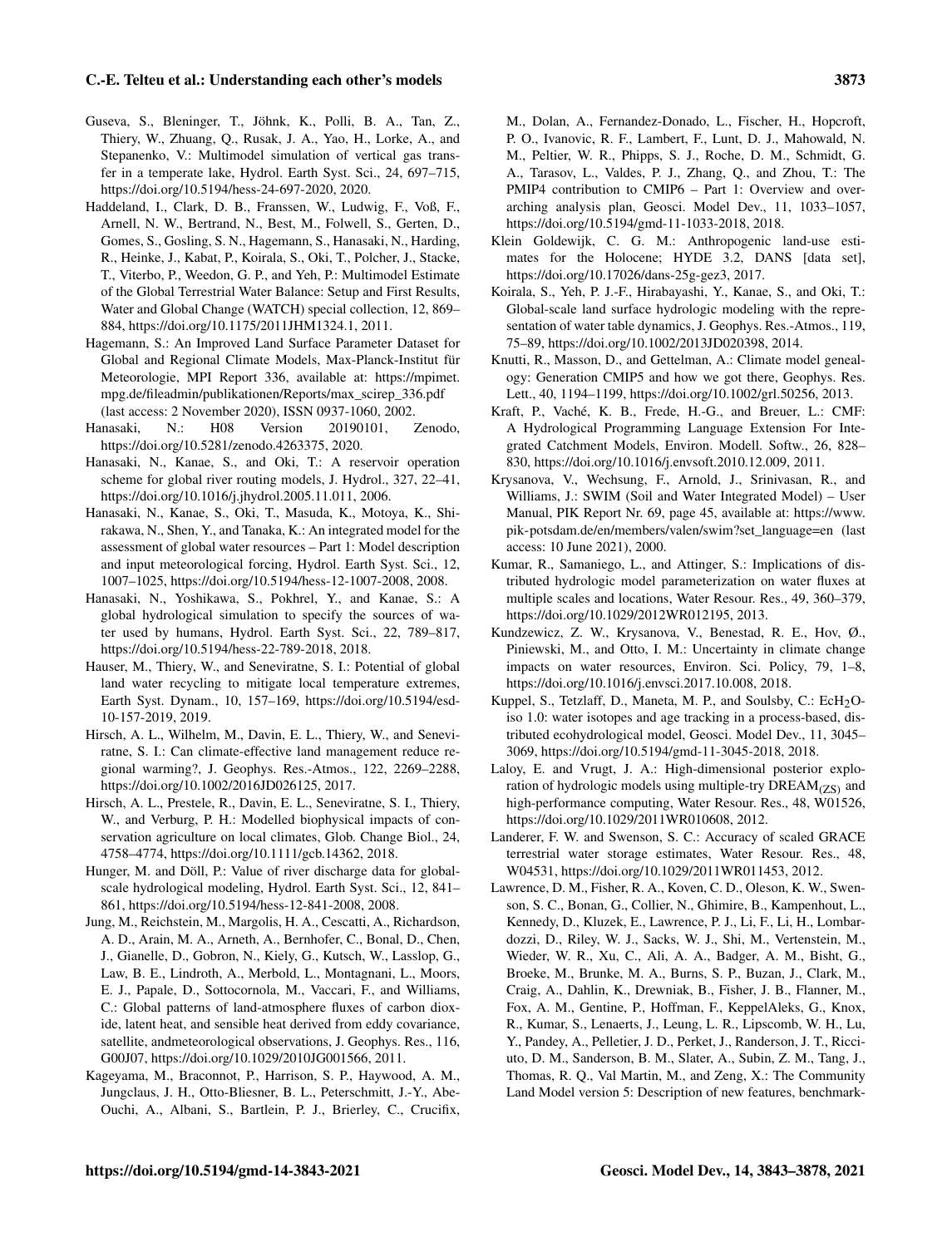Guseva, S., Bleninger, T., Jöhnk, K., Polli, B. A., Tan, Z., Thiery, W., Zhuang, Q., Rusak, J. A., Yao, H., Lorke, A., and Stepanenko, V.: Multimodel simulation of vertical gas transfer in a temperate lake, Hydrol. Earth Syst. Sci., 24, 697–715, https://doi.org/10.5194/hess-24-697-2020, 2020.

Haddeland, I., Clark, D. B., Franssen, W., Ludwig, F., Voß, F., Arnell, N. W., Bertrand, N., Best, M., Folwell, S., Gerten, D., Gomes, S., Gosling, S. N., Hagemann, S., Hanasaki, N., Harding, R., Heinke, J., Kabat, P., Koirala, S., Oki, T., Polcher, J., Stacke, T., Viterbo, P., Weedon, G. P., and Yeh, P.: Multimodel Estimate of the Global Terrestrial Water Balance: Setup and First Results, Water and Global Change (WATCH) special collection, 12, 869–884, https://doi.org/10.1175/2011JHM1324.1, 2011.

Hagemann, S.: An Improved Land Surface Parameter Dataset for Global and Regional Climate Models, Max-Planck-Institut für Meterologie, MPI Report 336, available at: https://mpimet.mpg.de/fileadmin/publikationen/Reports/max_scirep_336.pdf (last access: 2 November 2020), ISSN 0937-1060, 2002.

Hanasaki, N.: H08 Version 20190101, Zenodo, https://doi.org/10.5281/zenodo.4263375, 2020.

Hanasaki, N., Kanae, S., and Oki, T.: A reservoir operation scheme for global river routing models, J. Hydrol., 327, 22–41, https://doi.org/10.1016/j.jhydrol.2005.11.011, 2006.

Hanasaki, N., Kanae, S., Oki, T., Masuda, K., Motoya, K., Shirakawa, N., Shen, Y., and Tanaka, K.: An integrated model for the assessment of global water resources – Part 1: Model description and input meteorological forcing, Hydrol. Earth Syst. Sci., 12, 1007–1025, https://doi.org/10.5194/hess-12-1007-2008, 2008.

Hanasaki, N., Yoshikawa, S., Pokhrel, Y., and Kanae, S.: A global hydrological simulation to specify the sources of water used by humans, Hydrol. Earth Syst. Sci., 22, 789–817, https://doi.org/10.5194/hess-22-789-2018, 2018.

Hauser, M., Thiery, W., and Seneviratne, S. I.: Potential of global land water recycling to mitigate local temperature extremes, Earth Syst. Dynam., 10, 157–169, https://doi.org/10.5194/esd-10-157-2019, 2019.

Hirsch, A. L., Wilhelm, M., Davin, E. L., Thiery, W., and Seneviratne, S. I.: Can climate-effective land management reduce regional warming?, J. Geophys. Res.-Atmos., 122, 2269–2288, https://doi.org/10.1002/2016JD026125, 2017.

Hirsch, A. L., Prestele, R., Davin, E. L., Seneviratne, S. I., Thiery, W., and Verburg, P. H.: Modelled biophysical impacts of conservation agriculture on local climates, Glob. Change Biol., 24, 4758–4774, https://doi.org/10.1111/gcb.14362, 2018.

Hunger, M. and Döll, P.: Value of river discharge data for global-scale hydrological modeling, Hydrol. Earth Syst. Sci., 12, 841–861, https://doi.org/10.5194/hess-12-841-2008, 2008.

Jung, M., Reichstein, M., Margolis, H. A., Cescatti, A., Richardson, A. D., Arain, M. A., Arneth, A., Bernhofer, C., Bonal, D., Chen, J., Gianelle, D., Gobron, N., Kiely, G., Kutsch, W., Lasslop, G., Law, B. E., Lindroth, A., Merbold, L., Montagnani, L., Moors, E. J., Papale, D., Sottocornola, M., Vaccari, F., and Williams, C.: Global patterns of land-atmosphere fluxes of carbon dioxide, latent heat, and sensible heat derived from eddy covariance, satellite, andmeteorological observations, J. Geophys. Res., 116, G00J07, https://doi.org/10.1029/2010JG001566, 2011.

Kageyama, M., Braconnot, P., Harrison, S. P., Haywood, A. M., Jungclaus, J. H., Otto-Bliesner, B. L., Peterschmitt, J.-Y., Abe-Ouchi, A., Albani, S., Bartlein, P. J., Brierley, C., Crucifix, M., Dolan, A., Fernandez-Donado, L., Fischer, H., Hopcroft, P. O., Ivanovic, R. F., Lambert, F., Lunt, D. J., Mahowald, N. M., Peltier, W. R., Phipps, S. J., Roche, D. M., Schmidt, G. A., Tarasov, L., Valdes, P. J., Zhang, Q., and Zhou, T.: The PMIP4 contribution to CMIP6 – Part 1: Overview and overarching analysis plan, Geosci. Model Dev., 11, 1033–1057, https://doi.org/10.5194/gmd-11-1033-2018, 2018.

Klein Goldewijk, C. G. M.: Anthropogenic land-use estimates for the Holocene; HYDE 3.2, DANS [data set], https://doi.org/10.17026/dans-25g-gez3, 2017.

Koirala, S., Yeh, P. J.-F., Hirabayashi, Y., Kanae, S., and Oki, T.: Global-scale land surface hydrologic modeling with the representation of water table dynamics, J. Geophys. Res.-Atmos., 119, 75–89, https://doi.org/10.1002/2013JD020398, 2014.

Knutti, R., Masson, D., and Gettelman, A.: Climate model genealogy: Generation CMIP5 and how we got there, Geophys. Res. Lett., 40, 1194–1199, https://doi.org/10.1002/grl.50256, 2013.

Kraft, P., Vaché, K. B., Frede, H.-G., and Breuer, L.: CMF: A Hydrological Programming Language Extension For Integrated Catchment Models, Environ. Modell. Softw., 26, 828–830, https://doi.org/10.1016/j.envsoft.2010.12.009, 2011.

Krysanova, V., Wechsung, F., Arnold, J., Srinivasan, R., and Williams, J.: SWIM (Soil and Water Integrated Model) – User Manual, PIK Report Nr. 69, page 45, available at: https://www.pik-potsdam.de/en/members/valen/swim?set_language=en (last access: 10 June 2021), 2000.

Kumar, R., Samaniego, L., and Attinger, S.: Implications of distributed hydrologic model parameterization on water fluxes at multiple scales and locations, Water Resour. Res., 49, 360–379, https://doi.org/10.1029/2012WR012195, 2013.

Kundzewicz, Z. W., Krysanova, V., Benestad, R. E., Hov, Ø., Piniewski, M., and Otto, I. M.: Uncertainty in climate change impacts on water resources, Environ. Sci. Policy, 79, 1–8, https://doi.org/10.1016/j.envsci.2017.10.008, 2018.

Kuppel, S., Tetzlaff, D., Maneta, M. P., and Soulsby, C.: Ec$H_2$O-iso 1.0: water isotopes and age tracking in a process-based, distributed ecohydrological model, Geosci. Model Dev., 11, 3045–3069, https://doi.org/10.5194/gmd-11-3045-2018, 2018.

Laloy, E. and Vrugt, J. A.: High-dimensional posterior exploration of hydrologic models using multiple-try $DREAM_{(ZS)}$ and high-performance computing, Water Resour. Res., 48, W01526, https://doi.org/10.1029/2011WR010608, 2012.

Landerer, F. W. and Swenson, S. C.: Accuracy of scaled GRACE terrestrial water storage estimates, Water Resour. Res., 48, W04531, https://doi.org/10.1029/2011WR011453, 2012.

Lawrence, D. M., Fisher, R. A., Koven, C. D., Oleson, K. W., Swenson, S. C., Bonan, G., Collier, N., Ghimire, B., Kampenhout, L., Kennedy, D., Kluzek, E., Lawrence, P. J., Li, F., Li, H., Lombardozzi, D., Riley, W. J., Sacks, W. J., Shi, M., Vertenstein, M., Wieder, W. R., Xu, C., Ali, A. A., Badger, A. M., Bisht, G., Broeke, M., Brunke, M. A., Burns, S. P., Buzan, J., Clark, M., Craig, A., Dahlin, K., Drewniak, B., Fisher, J. B., Flanner, M., Fox, A. M., Gentine, P., Hoffman, F., KeppelAleks, G., Knox, R., Kumar, S., Lenaerts, J., Leung, L. R., Lipscomb, W. H., Lu, Y., Pandey, A., Pelletier, J. D., Perket, J., Randerson, J. T., Ricciuto, D. M., Sanderson, B. M., Slater, A., Subin, Z. M., Tang, J., Thomas, R. Q., Val Martin, M., and Zeng, X.: The Community Land Model version 5: Description of new features, benchmark-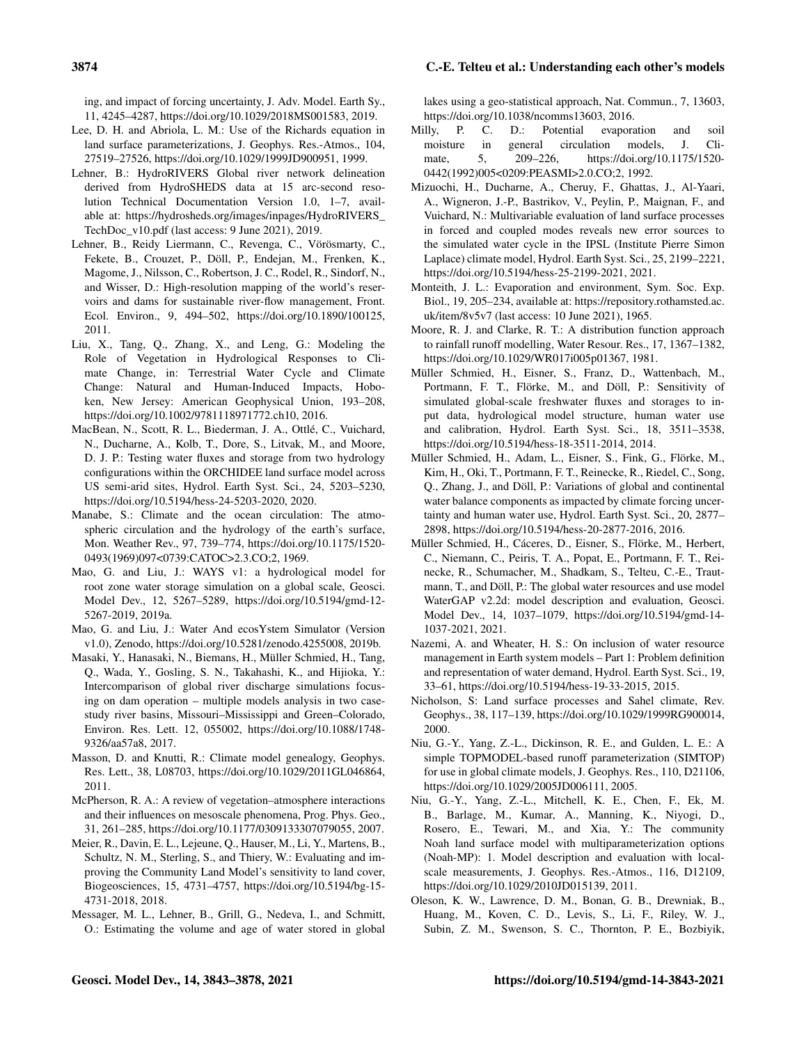ing, and impact of forcing uncertainty, J. Adv. Model. Earth Sy., 11, 4245–4287, https://doi.org/10.1029/2018MS001583, 2019.

Lee, D. H. and Abriola, L. M.: Use of the Richards equation in land surface parameterizations, J. Geophys. Res.-Atmos., 104, 27519–27526, https://doi.org/10.1029/1999JD900951, 1999.

Lehner, B.: HydroRIVERS Global river network delineation derived from HydroSHEDS data at 15 arc-second resolution Technical Documentation Version 1.0, 1–7, available at: https://hydrosheds.org/images/inpages/HydroRIVERS_TechDoc_v10.pdf (last access: 9 June 2021), 2019.

Lehner, B., Reidy Liermann, C., Revenga, C., Vörösmarty, C., Fekete, B., Crouzet, P., Döll, P., Endejan, M., Frenken, K., Magome, J., Nilsson, C., Robertson, J. C., Rodel, R., Sindorf, N., and Wisser, D.: High-resolution mapping of the world's reservoirs and dams for sustainable river-flow management, Front. Ecol. Environ., 9, 494–502, https://doi.org/10.1890/100125, 2011.

Liu, X., Tang, Q., Zhang, X., and Leng, G.: Modeling the Role of Vegetation in Hydrological Responses to Climate Change, in: Terrestrial Water Cycle and Climate Change: Natural and Human-Induced Impacts, Hoboken, New Jersey: American Geophysical Union, 193–208, https://doi.org/10.1002/9781118971772.ch10, 2016.

MacBean, N., Scott, R. L., Biederman, J. A., Ottlé, C., Vuichard, N., Ducharne, A., Kolb, T., Dore, S., Litvak, M., and Moore, D. J. P.: Testing water fluxes and storage from two hydrology configurations within the ORCHIDEE land surface model across US semi-arid sites, Hydrol. Earth Syst. Sci., 24, 5203–5230, https://doi.org/10.5194/hess-24-5203-2020, 2020.

Manabe, S.: Climate and the ocean circulation: The atmospheric circulation and the hydrology of the earth's surface, Mon. Weather Rev., 97, 739–774, https://doi.org/10.1175/1520-0493(1969)097<0739:CATOC>2.3.CO;2, 1969.

Mao, G. and Liu, J.: WAYS v1: a hydrological model for root zone water storage simulation on a global scale, Geosci. Model Dev., 12, 5267–5289, https://doi.org/10.5194/gmd-12-5267-2019, 2019a.

Mao, G. and Liu, J.: Water And ecosYstem Simulator (Version v1.0), Zenodo, https://doi.org/10.5281/zenodo.4255008, 2019b.

Masaki, Y., Hanasaki, N., Biemans, H., Müller Schmied, H., Tang, Q., Wada, Y., Gosling, S. N., Takahashi, K., and Hijioka, Y.: Intercomparison of global river discharge simulations focusing on dam operation – multiple models analysis in two case-study river basins, Missouri–Mississippi and Green–Colorado, Environ. Res. Lett. 12, 055002, https://doi.org/10.1088/1748-9326/aa57a8, 2017.

Masson, D. and Knutti, R.: Climate model genealogy, Geophys. Res. Lett., 38, L08703, https://doi.org/10.1029/2011GL046864, 2011.

McPherson, R. A.: A review of vegetation–atmosphere interactions and their influences on mesoscale phenomena, Prog. Phys. Geo., 31, 261–285, https://doi.org/10.1177/0309133307079055, 2007.

Meier, R., Davin, E. L., Lejeune, Q., Hauser, M., Li, Y., Martens, B., Schultz, N. M., Sterling, S., and Thiery, W.: Evaluating and improving the Community Land Model's sensitivity to land cover, Biogeosciences, 15, 4731–4757, https://doi.org/10.5194/bg-15-4731-2018, 2018.

Messager, M. L., Lehner, B., Grill, G., Nedeva, I., and Schmitt, O.: Estimating the volume and age of water stored in global lakes using a geo-statistical approach, Nat. Commun., 7, 13603, https://doi.org/10.1038/ncomms13603, 2016.

Milly, P. C. D.: Potential evaporation and soil moisture in general circulation models, J. Climate, 5, 209–226, https://doi.org/10.1175/1520-0442(1992)005<0209:PEASMI>2.0.CO;2, 1992.

Mizuochi, H., Ducharne, A., Cheruy, F., Ghattas, J., Al-Yaari, A., Wigneron, J.-P., Bastrikov, V., Peylin, P., Maignan, F., and Vuichard, N.: Multivariable evaluation of land surface processes in forced and coupled modes reveals new error sources to the simulated water cycle in the IPSL (Institute Pierre Simon Laplace) climate model, Hydrol. Earth Syst. Sci., 25, 2199–2221, https://doi.org/10.5194/hess-25-2199-2021, 2021.

Monteith, J. L.: Evaporation and environment, Sym. Soc. Exp. Biol., 19, 205–234, available at: https://repository.rothamsted.ac.uk/item/8v5v7 (last access: 10 June 2021), 1965.

Moore, R. J. and Clarke, R. T.: A distribution function approach to rainfall runoff modelling, Water Resour. Res., 17, 1367–1382, https://doi.org/10.1029/WR017i005p01367, 1981.

Müller Schmied, H., Eisner, S., Franz, D., Wattenbach, M., Portmann, F. T., Flörke, M., and Döll, P.: Sensitivity of simulated global-scale freshwater fluxes and storages to input data, hydrological model structure, human water use and calibration, Hydrol. Earth Syst. Sci., 18, 3511–3538, https://doi.org/10.5194/hess-18-3511-2014, 2014.

Müller Schmied, H., Adam, L., Eisner, S., Fink, G., Flörke, M., Kim, H., Oki, T., Portmann, F. T., Reinecke, R., Riedel, C., Song, Q., Zhang, J., and Döll, P.: Variations of global and continental water balance components as impacted by climate forcing uncertainty and human water use, Hydrol. Earth Syst. Sci., 20, 2877–2898, https://doi.org/10.5194/hess-20-2877-2016, 2016.

Müller Schmied, H., Cáceres, D., Eisner, S., Flörke, M., Herbert, C., Niemann, C., Peiris, T. A., Popat, E., Portmann, F. T., Reinecke, R., Schumacher, M., Shadkam, S., Telteu, C.-E., Trautmann, T., and Döll, P.: The global water resources and use model WaterGAP v2.2d: model description and evaluation, Geosci. Model Dev., 14, 1037–1079, https://doi.org/10.5194/gmd-14-1037-2021, 2021.

Nazemi, A. and Wheater, H. S.: On inclusion of water resource management in Earth system models – Part 1: Problem definition and representation of water demand, Hydrol. Earth Syst. Sci., 19, 33–61, https://doi.org/10.5194/hess-19-33-2015, 2015.

Nicholson, S: Land surface processes and Sahel climate, Rev. Geophys., 38, 117–139, https://doi.org/10.1029/1999RG900014, 2000.

Niu, G.-Y., Yang, Z.-L., Dickinson, R. E., and Gulden, L. E.: A simple TOPMODEL-based runoff parameterization (SIMTOP) for use in global climate models, J. Geophys. Res., 110, D21106, https://doi.org/10.1029/2005JD006111, 2005.

Niu, G.-Y., Yang, Z.-L., Mitchell, K. E., Chen, F., Ek, M. B., Barlage, M., Kumar, A., Manning, K., Niyogi, D., Rosero, E., Tewari, M., and Xia, Y.: The community Noah land surface model with multiparameterization options (Noah-MP): 1. Model description and evaluation with local-scale measurements, J. Geophys. Res.-Atmos., 116, D12109, https://doi.org/10.1029/2010JD015139, 2011.

Oleson, K. W., Lawrence, D. M., Bonan, G. B., Drewniak, B., Huang, M., Koven, C. D., Levis, S., Li, F., Riley, W. J., Subin, Z. M., Swenson, S. C., Thornton, P. E., Bozbiyik,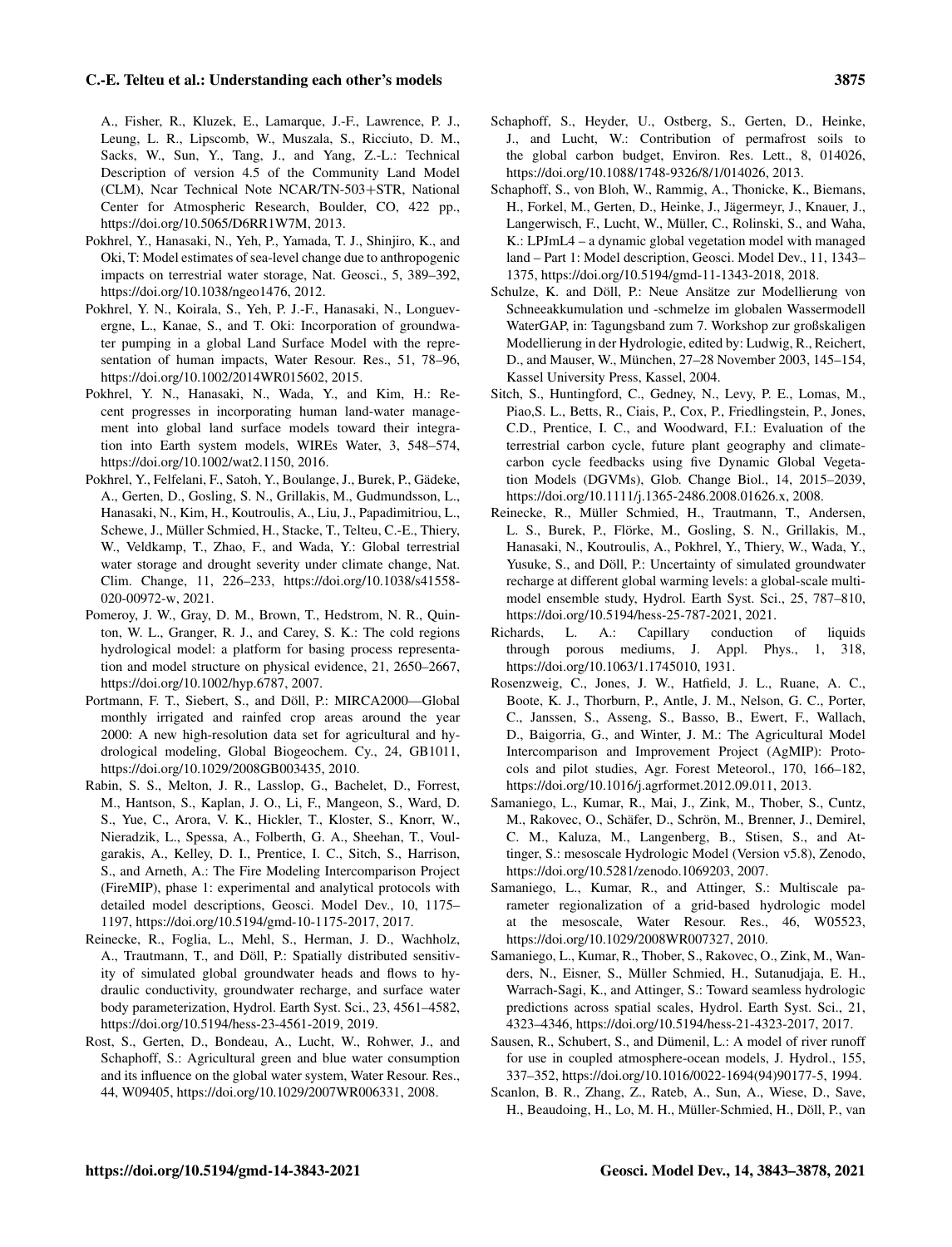A., Fisher, R., Kluzek, E., Lamarque, J.-F., Lawrence, P. J., Leung, L. R., Lipscomb, W., Muszala, S., Ricciuto, D. M., Sacks, W., Sun, Y., Tang, J., and Yang, Z.-L.: Technical Description of version 4.5 of the Community Land Model (CLM), Ncar Technical Note NCAR/TN-503+STR, National Center for Atmospheric Research, Boulder, CO, 422 pp., https://doi.org/10.5065/D6RR1W7M, 2013.

Pokhrel, Y., Hanasaki, N., Yeh, P., Yamada, T. J., Shinjiro, K., and Oki, T: Model estimates of sea-level change due to anthropogenic impacts on terrestrial water storage, Nat. Geosci., 5, 389–392, https://doi.org/10.1038/ngeo1476, 2012.

Pokhrel, Y. N., Koirala, S., Yeh, P. J.-F., Hanasaki, N., Longuevergne, L., Kanae, S., and T. Oki: Incorporation of groundwater pumping in a global Land Surface Model with the representation of human impacts, Water Resour. Res., 51, 78–96, https://doi.org/10.1002/2014WR015602, 2015.

Pokhrel, Y. N., Hanasaki, N., Wada, Y., and Kim, H.: Recent progresses in incorporating human land-water management into global land surface models toward their integration into Earth system models, WIREs Water, 3, 548–574, https://doi.org/10.1002/wat2.1150, 2016.

Pokhrel, Y., Felfelani, F., Satoh, Y., Boulange, J., Burek, P., Gädeke, A., Gerten, D., Gosling, S. N., Grillakis, M., Gudmundsson, L., Hanasaki, N., Kim, H., Koutroulis, A., Liu, J., Papadimitriou, L., Schewe, J., Müller Schmied, H., Stacke, T., Telteu, C.-E., Thiery, W., Veldkamp, T., Zhao, F., and Wada, Y.: Global terrestrial water storage and drought severity under climate change, Nat. Clim. Change, 11, 226–233, https://doi.org/10.1038/s41558-020-00972-w, 2021.

Pomeroy, J. W., Gray, D. M., Brown, T., Hedstrom, N. R., Quinton, W. L., Granger, R. J., and Carey, S. K.: The cold regions hydrological model: a platform for basing process representation and model structure on physical evidence, 21, 2650–2667, https://doi.org/10.1002/hyp.6787, 2007.

Portmann, F. T., Siebert, S., and Döll, P.: MIRCA2000—Global monthly irrigated and rainfed crop areas around the year 2000: A new high-resolution data set for agricultural and hydrological modeling, Global Biogeochem. Cy., 24, GB1011, https://doi.org/10.1029/2008GB003435, 2010.

Rabin, S. S., Melton, J. R., Lasslop, G., Bachelet, D., Forrest, M., Hantson, S., Kaplan, J. O., Li, F., Mangeon, S., Ward, D. S., Yue, C., Arora, V. K., Hickler, T., Kloster, S., Knorr, W., Nieradzik, L., Spessa, A., Folberth, G. A., Sheehan, T., Voulgarakis, A., Kelley, D. I., Prentice, I. C., Sitch, S., Harrison, S., and Arneth, A.: The Fire Modeling Intercomparison Project (FireMIP), phase 1: experimental and analytical protocols with detailed model descriptions, Geosci. Model Dev., 10, 1175–1197, https://doi.org/10.5194/gmd-10-1175-2017, 2017.

Reinecke, R., Foglia, L., Mehl, S., Herman, J. D., Wachholz, A., Trautmann, T., and Döll, P.: Spatially distributed sensitivity of simulated global groundwater heads and flows to hydraulic conductivity, groundwater recharge, and surface water body parameterization, Hydrol. Earth Syst. Sci., 23, 4561–4582, https://doi.org/10.5194/hess-23-4561-2019, 2019.

Rost, S., Gerten, D., Bondeau, A., Lucht, W., Rohwer, J., and Schaphoff, S.: Agricultural green and blue water consumption and its influence on the global water system, Water Resour. Res., 44, W09405, https://doi.org/10.1029/2007WR006331, 2008.

Schaphoff, S., Heyder, U., Ostberg, S., Gerten, D., Heinke, J., and Lucht, W.: Contribution of permafrost soils to the global carbon budget, Environ. Res. Lett., 8, 014026, https://doi.org/10.1088/1748-9326/8/1/014026, 2013.

Schaphoff, S., von Bloh, W., Rammig, A., Thonicke, K., Biemans, H., Forkel, M., Gerten, D., Heinke, J., Jägermeyr, J., Knauer, J., Langerwisch, F., Lucht, W., Müller, C., Rolinski, S., and Waha, K.: LPJmL4 – a dynamic global vegetation model with managed land – Part 1: Model description, Geosci. Model Dev., 11, 1343–1375, https://doi.org/10.5194/gmd-11-1343-2018, 2018.

Schulze, K. and Döll, P.: Neue Ansätze zur Modellierung von Schneeakkumulation und -schmelze im globalen Wassermodell WaterGAP, in: Tagungsband zum 7. Workshop zur großskaligen Modellierung in der Hydrologie, edited by: Ludwig, R., Reichert, D., and Mauser, W., München, 27–28 November 2003, 145–154, Kassel University Press, Kassel, 2004.

Sitch, S., Huntingford, C., Gedney, N., Levy, P. E., Lomas, M., Piao,S. L., Betts, R., Ciais, P., Cox, P., Friedlingstein, P., Jones, C.D., Prentice, I. C., and Woodward, F.I.: Evaluation of the terrestrial carbon cycle, future plant geography and climate-carbon cycle feedbacks using five Dynamic Global Vegetation Models (DGVMs), Glob. Change Biol., 14, 2015–2039, https://doi.org/10.1111/j.1365-2486.2008.01626.x, 2008.

Reinecke, R., Müller Schmied, H., Trautmann, T., Andersen, L. S., Burek, P., Flörke, M., Gosling, S. N., Grillakis, M., Hanasaki, N., Koutroulis, A., Pokhrel, Y., Thiery, W., Wada, Y., Yusuke, S., and Döll, P.: Uncertainty of simulated groundwater recharge at different global warming levels: a global-scale multi-model ensemble study, Hydrol. Earth Syst. Sci., 25, 787–810, https://doi.org/10.5194/hess-25-787-2021, 2021.

Richards, L. A.: Capillary conduction of liquids through porous mediums, J. Appl. Phys., 1, 318, https://doi.org/10.1063/1.1745010, 1931.

Rosenzweig, C., Jones, J. W., Hatfield, J. L., Ruane, A. C., Boote, K. J., Thorburn, P., Antle, J. M., Nelson, G. C., Porter, C., Janssen, S., Asseng, S., Basso, B., Ewert, F., Wallach, D., Baigorria, G., and Winter, J. M.: The Agricultural Model Intercomparison and Improvement Project (AgMIP): Protocols and pilot studies, Agr. Forest Meteorol., 170, 166–182, https://doi.org/10.1016/j.agrformet.2012.09.011, 2013.

Samaniego, L., Kumar, R., Mai, J., Zink, M., Thober, S., Cuntz, M., Rakovec, O., Schäfer, D., Schrön, M., Brenner, J., Demirel, C. M., Kaluza, M., Langenberg, B., Stisen, S., and Attinger, S.: mesoscale Hydrologic Model (Version v5.8), Zenodo, https://doi.org/10.5281/zenodo.1069203, 2007.

Samaniego, L., Kumar, R., and Attinger, S.: Multiscale parameter regionalization of a grid-based hydrologic model at the mesoscale, Water Resour. Res., 46, W05523, https://doi.org/10.1029/2008WR007327, 2010.

Samaniego, L., Kumar, R., Thober, S., Rakovec, O., Zink, M., Wanders, N., Eisner, S., Müller Schmied, H., Sutanudjaja, E. H., Warrach-Sagi, K., and Attinger, S.: Toward seamless hydrologic predictions across spatial scales, Hydrol. Earth Syst. Sci., 21, 4323–4346, https://doi.org/10.5194/hess-21-4323-2017, 2017.

Sausen, R., Schubert, S., and Dümenil, L.: A model of river runoff for use in coupled atmosphere-ocean models, J. Hydrol., 155, 337–352, https://doi.org/10.1016/0022-1694(94)90177-5, 1994.

Scanlon, B. R., Zhang, Z., Rateb, A., Sun, A., Wiese, D., Save, H., Beaudoing, H., Lo, M. H., Müller-Schmied, H., Döll, P., van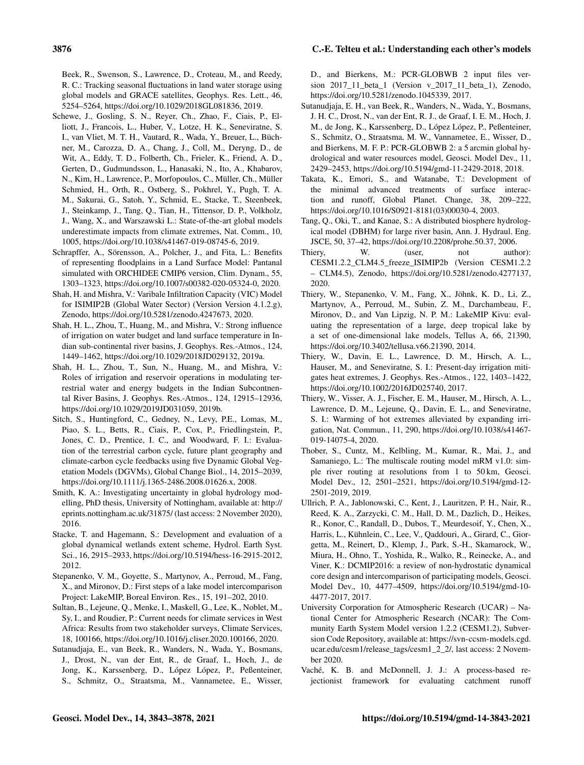Beek, R., Swenson, S., Lawrence, D., Croteau, M., and Reedy, R. C.: Tracking seasonal fluctuations in land water storage using global models and GRACE satellites, Geophys. Res. Lett., 46, 5254–5264, https://doi.org/10.1029/2018GL081836, 2019.

Schewe, J., Gosling, S. N., Reyer, Ch., Zhao, F., Ciais, P., Elliott, J., Francois, L., Huber, V., Lotze, H. K., Seneviratne, S. I., van Vliet, M. T. H., Vautard, R., Wada, Y., Breuer, L., Büchner, M., Carozza, D. A., Chang, J., Coll, M., Deryng, D., de Wit, A., Eddy, T. D., Folberth, Ch., Frieler, K., Friend, A. D., Gerten, D., Gudmundsson, L., Hanasaki, N., Ito, A., Khabarov, N., Kim, H., Lawrence, P., Morfopoulos, C., Müller, Ch., Müller Schmied, H., Orth, R., Ostberg, S., Pokhrel, Y., Pugh, T. A. M., Sakurai, G., Satoh, Y., Schmid, E., Stacke, T., Steenbeek, J., Steinkamp, J., Tang, Q., Tian, H., Tittensor, D. P., Volkholz, J., Wang, X., and Warszawski L.: State-of-the-art global models underestimate impacts from climate extremes, Nat. Comm., 10, 1005, https://doi.org/10.1038/s41467-019-08745-6, 2019.

Schrapffer, A., Sörensson, A., Polcher, J., and Fita, L.: Benefits of representing floodplains in a Land Surface Model: Pantanal simulated with ORCHIDEE CMIP6 version, Clim. Dynam., 55, 1303–1323, https://doi.org/10.1007/s00382-020-05324-0, 2020.

Shah, H. and Mishra, V.: Varibale Infiltration Capacity (VIC) Model for ISIMIP2B (Global Water Sector) (Version Version 4.1.2.g), Zenodo, https://doi.org/10.5281/zenodo.4247673, 2020.

Shah, H. L., Zhou, T., Huang, M., and Mishra, V.: Strong influence of irrigation on water budget and land surface temperature in Indian sub-continental river basins, J. Geophys. Res.-Atmos., 124, 1449–1462, https://doi.org/10.1029/2018JD029132, 2019a.

Shah, H. L., Zhou, T., Sun, N., Huang, M., and Mishra, V.: Roles of irrigation and reservoir operations in modulating terrestrial water and energy budgets in the Indian Subcontinental River Basins, J. Geophys. Res.-Atmos., 124, 12915–12936, https://doi.org/10.1029/2019JD031059, 2019b.

Sitch, S., Huntingford, C., Gedney, N., Levy, P.E., Lomas, M., Piao, S. L., Betts, R., Ciais, P., Cox, P., Friedlingstein, P., Jones, C. D., Prentice, I. C., and Woodward, F. I.: Evaluation of the terrestrial carbon cycle, future plant geography and climate-carbon cycle feedbacks using five Dynamic Global Vegetation Models (DGVMs), Global Change Biol., 14, 2015–2039, https://doi.org/10.1111/j.1365-2486.2008.01626.x, 2008.

Smith, K. A.: Investigating uncertainty in global hydrology modelling, PhD thesis, University of Nottingham, available at: http://eprints.nottingham.ac.uk/31875/ (last access: 2 November 2020), 2016.

Stacke, T. and Hagemann, S.: Development and evaluation of a global dynamical wetlands extent scheme, Hydrol. Earth Syst. Sci., 16, 2915–2933, https://doi.org/10.5194/hess-16-2915-2012, 2012.

Stepanenko, V. M., Goyette, S., Martynov, A., Perroud, M., Fang, X., and Mironov, D.: First steps of a lake model intercomparison Project: LakeMIP, Boreal Environ. Res., 15, 191–202, 2010.

Sultan, B., Lejeune, Q., Menke, I., Maskell, G., Lee, K., Noblet, M., Sy, I., and Roudier, P.: Current needs for climate services in West Africa: Results from two stakeholder surveys, Climate Services, 18, 100166, https://doi.org/10.1016/j.cliser.2020.100166, 2020.

Sutanudjaja, E., van Beek, R., Wanders, N., Wada, Y., Bosmans, J., Drost, N., van der Ent, R., de Graaf, I., Hoch, J., de Jong, K., Karssenberg, D., López López, P., Peßenteiner, S., Schmitz, O., Straatsma, M., Vannametee, E., Wisser, D., and Bierkens, M.: PCR-GLOBWB 2 input files version 2017_11_beta_1 (Version v_2017_11_beta_1), Zenodo, https://doi.org/10.5281/zenodo.1045339, 2017.

Sutanudjaja, E. H., van Beek, R., Wanders, N., Wada, Y., Bosmans, J. H. C., Drost, N., van der Ent, R. J., de Graaf, I. E. M., Hoch, J. M., de Jong, K., Karssenberg, D., López López, P., Peßenteiner, S., Schmitz, O., Straatsma, M. W., Vannametee, E., Wisser, D., and Bierkens, M. F. P.: PCR-GLOBWB 2: a 5 arcmin global hydrological and water resources model, Geosci. Model Dev., 11, 2429–2453, https://doi.org/10.5194/gmd-11-2429-2018, 2018.

Takata, K., Emori, S., and Watanabe, T.: Development of the minimal advanced treatments of surface interaction and runoff, Global Planet. Change, 38, 209–222, https://doi.org/10.1016/S0921-8181(03)00030-4, 2003.

Tang, Q., Oki, T., and Kanae, S.: A distributed biosphere hydrological model (DBHM) for large river basin, Ann. J. Hydraul. Eng. JSCE, 50, 37–42, https://doi.org/10.2208/prohe.50.37, 2006.

Thiery, W. (user, not author): CESM1.2.2_CLM4.5_freeze_ISIMIP2b (Version CESM1.2.2 – CLM4.5), Zenodo, https://doi.org/10.5281/zenodo.4277137, 2020.

Thiery, W., Stepanenko, V. M., Fang, X., Jöhnk, K. D., Li, Z., Martynov, A., Perroud, M., Subin, Z. M., Darchambeau, F., Mironov, D., and Van Lipzig, N. P. M.: LakeMIP Kivu: evaluating the representation of a large, deep tropical lake by a set of one-dimensional lake models, Tellus A, 66, 21390, https://doi.org/10.3402/tellusa.v66.21390, 2014.

Thiery, W., Davin, E. L., Lawrence, D. M., Hirsch, A. L., Hauser, M., and Seneviratne, S. I.: Present-day irrigation mitigates heat extremes, J. Geophys. Res.-Atmos., 122, 1403–1422, https://doi.org/10.1002/2016JD025740, 2017.

Thiery, W., Visser, A. J., Fischer, E. M., Hauser, M., Hirsch, A. L., Lawrence, D. M., Lejeune, Q., Davin, E. L., and Seneviratne, S. I.: Warming of hot extremes alleviated by expanding irrigation, Nat. Commun., 11, 290, https://doi.org/10.1038/s41467-019-14075-4, 2020.

Thober, S., Cuntz, M., Kelbling, M., Kumar, R., Mai, J., and Samaniego, L.: The multiscale routing model mRM v1.0: simple river routing at resolutions from 1 to 50 km, Geosci. Model Dev., 12, 2501–2521, https://doi.org/10.5194/gmd-12-2501-2019, 2019.

Ullrich, P. A., Jablonowski, C., Kent, J., Lauritzen, P. H., Nair, R., Reed, K. A., Zarzycki, C. M., Hall, D. M., Dazlich, D., Heikes, R., Konor, C., Randall, D., Dubos, T., Meurdesoif, Y., Chen, X., Harris, L., Kühnlein, C., Lee, V., Qaddouri, A., Girard, C., Giorgetta, M., Reinert, D., Klemp, J., Park, S.-H., Skamarock, W., Miura, H., Ohno, T., Yoshida, R., Walko, R., Reinecke, A., and Viner, K.: DCMIP2016: a review of non-hydrostatic dynamical core design and intercomparison of participating models, Geosci. Model Dev., 10, 4477–4509, https://doi.org/10.5194/gmd-10-4477-2017, 2017.

University Corporation for Atmospheric Research (UCAR) – National Center for Atmospheric Research (NCAR): The Community Earth System Model version 1.2.2 (CESM1.2), Subversion Code Repository, available at: https://svn-ccsm-models.cgd.ucar.edu/cesm1/release_tags/cesm1_2_2/, last access: 2 November 2020.

Vaché, K. B. and McDonnell, J. J.: A process-based rejectionist framework for evaluating catchment runoff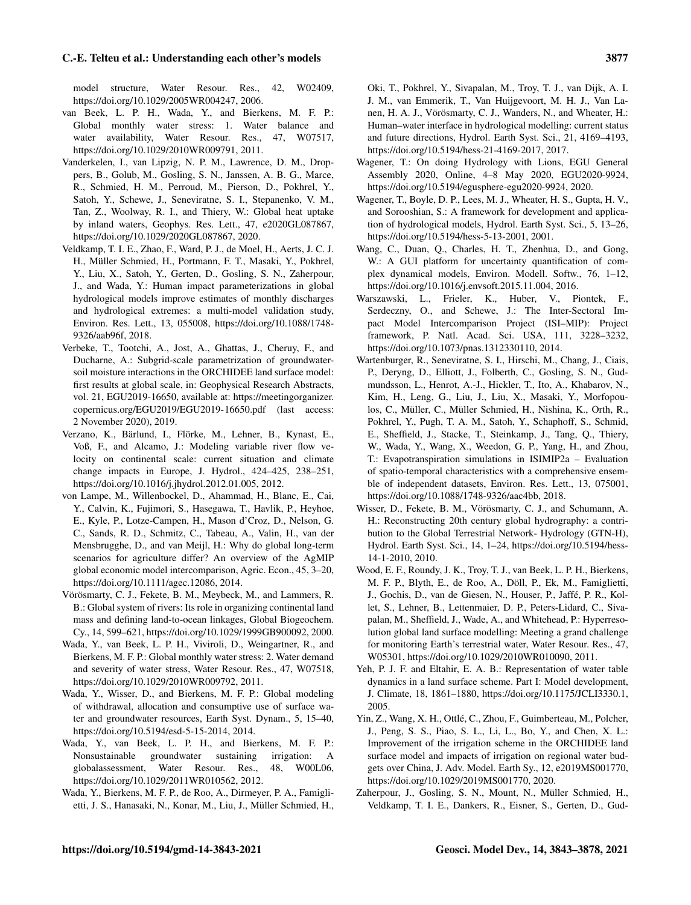model structure, Water Resour. Res., 42, W02409, https://doi.org/10.1029/2005WR004247, 2006.

van Beek, L. P. H., Wada, Y., and Bierkens, M. F. P.: Global monthly water stress: 1. Water balance and water availability, Water Resour. Res., 47, W07517, https://doi.org/10.1029/2010WR009791, 2011.

Vanderkelen, I., van Lipzig, N. P. M., Lawrence, D. M., Droppers, B., Golub, M., Gosling, S. N., Janssen, A. B. G., Marce, R., Schmied, H. M., Perroud, M., Pierson, D., Pokhrel, Y., Satoh, Y., Schewe, J., Seneviratne, S. I., Stepanenko, V. M., Tan, Z., Woolway, R. I., and Thiery, W.: Global heat uptake by inland waters, Geophys. Res. Lett., 47, e2020GL087867, https://doi.org/10.1029/2020GL087867, 2020.

Veldkamp, T. I. E., Zhao, F., Ward, P. J., de Moel, H., Aerts, J. C. J. H., Müller Schmied, H., Portmann, F. T., Masaki, Y., Pokhrel, Y., Liu, X., Satoh, Y., Gerten, D., Gosling, S. N., Zaherpour, J., and Wada, Y.: Human impact parameterizations in global hydrological models improve estimates of monthly discharges and hydrological extremes: a multi-model validation study, Environ. Res. Lett., 13, 055008, https://doi.org/10.1088/1748-9326/aab96f, 2018.

Verbeke, T., Tootchi, A., Jost, A., Ghattas, J., Cheruy, F., and Ducharne, A.: Subgrid-scale parametrization of groundwater-soil moisture interactions in the ORCHIDEE land surface model: first results at global scale, in: Geophysical Research Abstracts, vol. 21, EGU2019-16650, available at: https://meetingorganizer.copernicus.org/EGU2019/EGU2019-16650.pdf (last access: 2 November 2020), 2019.

Verzano, K., Bärlund, I., Flörke, M., Lehner, B., Kynast, E., Voß, F., and Alcamo, J.: Modeling variable river flow velocity on continental scale: current situation and climate change impacts in Europe, J. Hydrol., 424–425, 238–251, https://doi.org/10.1016/j.jhydrol.2012.01.005, 2012.

von Lampe, M., Willenbockel, D., Ahammad, H., Blanc, E., Cai, Y., Calvin, K., Fujimori, S., Hasegawa, T., Havlik, P., Heyhoe, E., Kyle, P., Lotze-Campen, H., Mason d'Croz, D., Nelson, G. C., Sands, R. D., Schmitz, C., Tabeau, A., Valin, H., van der Mensbrugghe, D., and van Meijl, H.: Why do global long-term scenarios for agriculture differ? An overview of the AgMIP global economic model intercomparison, Agric. Econ., 45, 3–20, https://doi.org/10.1111/agec.12086, 2014.

Vörösmarty, C. J., Fekete, B. M., Meybeck, M., and Lammers, R. B.: Global system of rivers: Its role in organizing continental land mass and defining land-to-ocean linkages, Global Biogeochem. Cy., 14, 599–621, https://doi.org/10.1029/1999GB900092, 2000.

Wada, Y., van Beek, L. P. H., Viviroli, D., Weingartner, R., and Bierkens, M. F. P.: Global monthly water stress: 2. Water demand and severity of water stress, Water Resour. Res., 47, W07518, https://doi.org/10.1029/2010WR009792, 2011.

Wada, Y., Wisser, D., and Bierkens, M. F. P.: Global modeling of withdrawal, allocation and consumptive use of surface water and groundwater resources, Earth Syst. Dynam., 5, 15–40, https://doi.org/10.5194/esd-5-15-2014, 2014.

Wada, Y., van Beek, L. P. H., and Bierkens, M. F. P.: Nonsustainable groundwater sustaining irrigation: A globalassessment, Water Resour. Res., 48, W00L06, https://doi.org/10.1029/2011WR010562, 2012.

Wada, Y., Bierkens, M. F. P., de Roo, A., Dirmeyer, P. A., Famiglietti, J. S., Hanasaki, N., Konar, M., Liu, J., Müller Schmied, H., Oki, T., Pokhrel, Y., Sivapalan, M., Troy, T. J., van Dijk, A. I. J. M., van Emmerik, T., Van Huijgevoort, M. H. J., Van Lanen, H. A. J., Vörösmarty, C. J., Wanders, N., and Wheater, H.: Human–water interface in hydrological modelling: current status and future directions, Hydrol. Earth Syst. Sci., 21, 4169–4193, https://doi.org/10.5194/hess-21-4169-2017, 2017.

Wagener, T.: On doing Hydrology with Lions, EGU General Assembly 2020, Online, 4–8 May 2020, EGU2020-9924, https://doi.org/10.5194/egusphere-egu2020-9924, 2020.

Wagener, T., Boyle, D. P., Lees, M. J., Wheater, H. S., Gupta, H. V., and Sorooshian, S.: A framework for development and application of hydrological models, Hydrol. Earth Syst. Sci., 5, 13–26, https://doi.org/10.5194/hess-5-13-2001, 2001.

Wang, C., Duan, Q., Charles, H. T., Zhenhua, D., and Gong, W.: A GUI platform for uncertainty quantification of complex dynamical models, Environ. Modell. Softw., 76, 1–12, https://doi.org/10.1016/j.envsoft.2015.11.004, 2016.

Warszawski, L., Frieler, K., Huber, V., Piontek, F., Serdeczny, O., and Schewe, J.: The Inter-Sectoral Impact Model Intercomparison Project (ISI–MIP): Project framework, P. Natl. Acad. Sci. USA, 111, 3228–3232, https://doi.org/10.1073/pnas.1312330110, 2014.

Wartenburger, R., Seneviratne, S. I., Hirschi, M., Chang, J., Ciais, P., Deryng, D., Elliott, J., Folberth, C., Gosling, S. N., Gudmundsson, L., Henrot, A.-J., Hickler, T., Ito, A., Khabarov, N., Kim, H., Leng, G., Liu, J., Liu, X., Masaki, Y., Morfopoulos, C., Müller, C., Müller Schmied, H., Nishina, K., Orth, R., Pokhrel, Y., Pugh, T. A. M., Satoh, Y., Schaphoff, S., Schmid, E., Sheffield, J., Stacke, T., Steinkamp, J., Tang, Q., Thiery, W., Wada, Y., Wang, X., Weedon, G. P., Yang, H., and Zhou, T.: Evapotranspiration simulations in ISIMIP2a – Evaluation of spatio-temporal characteristics with a comprehensive ensemble of independent datasets, Environ. Res. Lett., 13, 075001, https://doi.org/10.1088/1748-9326/aac4bb, 2018.

Wisser, D., Fekete, B. M., Vörösmarty, C. J., and Schumann, A. H.: Reconstructing 20th century global hydrography: a contribution to the Global Terrestrial Network- Hydrology (GTN-H), Hydrol. Earth Syst. Sci., 14, 1–24, https://doi.org/10.5194/hess-14-1-2010, 2010.

Wood, E. F., Roundy, J. K., Troy, T. J., van Beek, L. P. H., Bierkens, M. F. P., Blyth, E., de Roo, A., Döll, P., Ek, M., Famiglietti, J., Gochis, D., van de Giesen, N., Houser, P., Jaffé, P. R., Kollet, S., Lehner, B., Lettenmaier, D. P., Peters-Lidard, C., Sivapalan, M., Sheffield, J., Wade, A., and Whitehead, P.: Hyperresolution global land surface modelling: Meeting a grand challenge for monitoring Earth's terrestrial water, Water Resour. Res., 47, W05301, https://doi.org/10.1029/2010WR010090, 2011.

Yeh, P. J. F. and Eltahir, E. A. B.: Representation of water table dynamics in a land surface scheme. Part I: Model development, J. Climate, 18, 1861–1880, https://doi.org/10.1175/JCLI3330.1, 2005.

Yin, Z., Wang, X. H., Ottlé, C., Zhou, F., Guimberteau, M., Polcher, J., Peng, S. S., Piao, S. L., Li, L., Bo, Y., and Chen, X. L.: Improvement of the irrigation scheme in the ORCHIDEE land surface model and impacts of irrigation on regional water budgets over China, J. Adv. Model. Earth Sy., 12, e2019MS001770, https://doi.org/10.1029/2019MS001770, 2020.

Zaherpour, J., Gosling, S. N., Mount, N., Müller Schmied, H., Veldkamp, T. I. E., Dankers, R., Eisner, S., Gerten, D., Gud-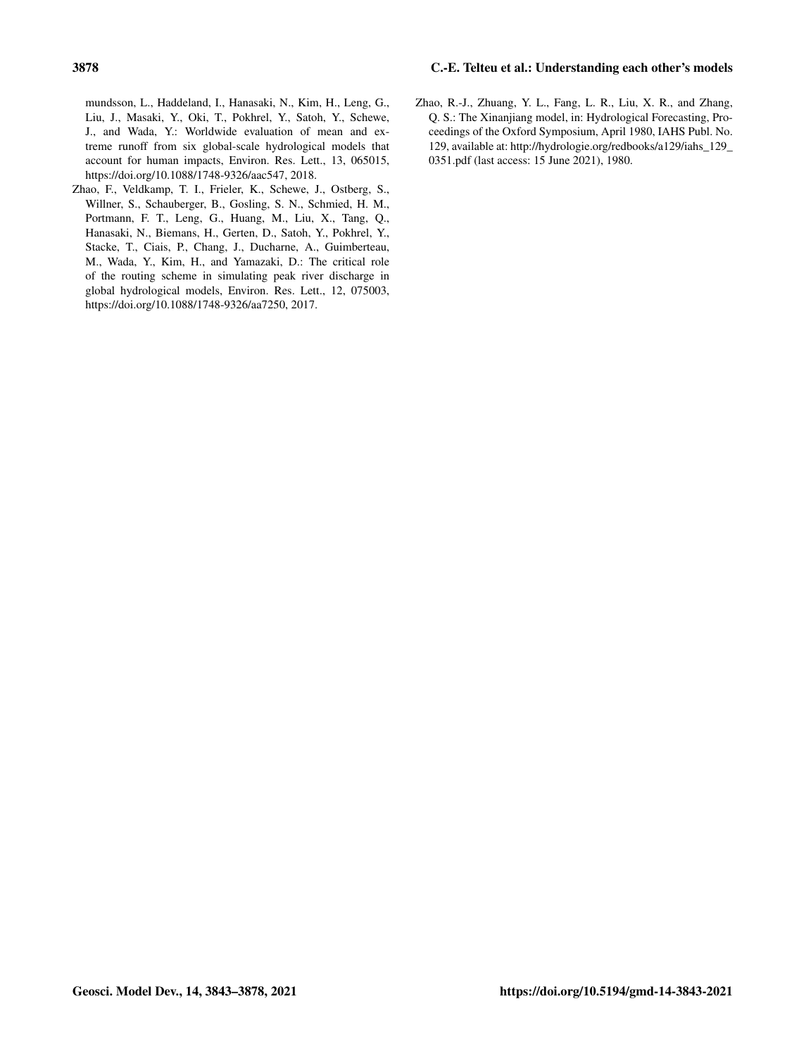mundsson, L., Haddeland, I., Hanasaki, N., Kim, H., Leng, G., Liu, J., Masaki, Y., Oki, T., Pokhrel, Y., Satoh, Y., Schewe, J., and Wada, Y.: Worldwide evaluation of mean and extreme runoff from six global-scale hydrological models that account for human impacts, Environ. Res. Lett., 13, 065015, https://doi.org/10.1088/1748-9326/aac547, 2018.

Zhao, F., Veldkamp, T. I., Frieler, K., Schewe, J., Ostberg, S., Willner, S., Schauberger, B., Gosling, S. N., Schmied, H. M., Portmann, F. T., Leng, G., Huang, M., Liu, X., Tang, Q., Hanasaki, N., Biemans, H., Gerten, D., Satoh, Y., Pokhrel, Y., Stacke, T., Ciais, P., Chang, J., Ducharne, A., Guimberteau, M., Wada, Y., Kim, H., and Yamazaki, D.: The critical role of the routing scheme in simulating peak river discharge in global hydrological models, Environ. Res. Lett., 12, 075003, https://doi.org/10.1088/1748-9326/aa7250, 2017.

Zhao, R.-J., Zhuang, Y. L., Fang, L. R., Liu, X. R., and Zhang, Q. S.: The Xinanjiang model, in: Hydrological Forecasting, Proceedings of the Oxford Symposium, April 1980, IAHS Publ. No. 129, available at: http://hydrologie.org/redbooks/a129/iahs_129_0351.pdf (last access: 15 June 2021), 1980.